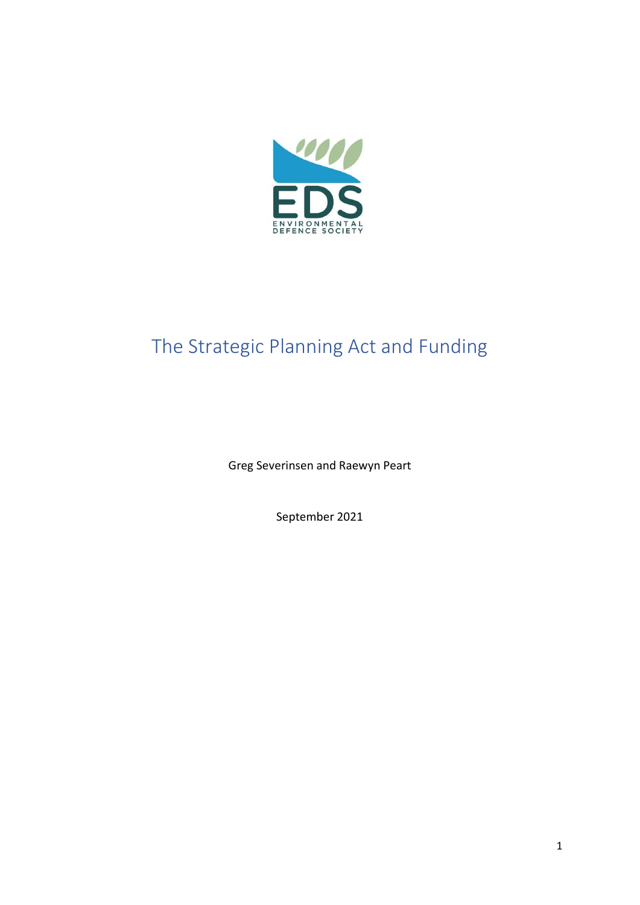EDS

ENVIRONMENTAL DEFENCE SOCIETY

# The Strategic Planning Act and Funding

Greg Severinsen and Raewyn Peart

September 2021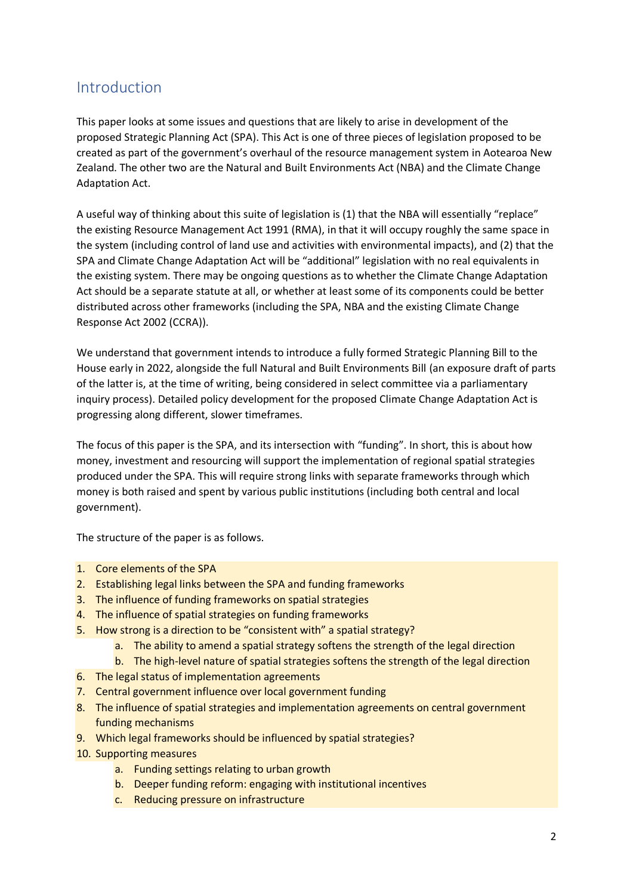## Introduction

This paper looks at some issues and questions that are likely to arise in development of the proposed Strategic Planning Act (SPA). This Act is one of three pieces of legislation proposed to be created as part of the government's overhaul of the resource management system in Aotearoa New Zealand. The other two are the Natural and Built Environments Act (NBA) and the Climate Change Adaptation Act.

A useful way of thinking about this suite of legislation is (1) that the NBA will essentially "replace" the existing Resource Management Act 1991 (RMA), in that it will occupy roughly the same space in the system (including control of land use and activities with environmental impacts), and (2) that the SPA and Climate Change Adaptation Act will be "additional" legislation with no real equivalents in the existing system. There may be ongoing questions as to whether the Climate Change Adaptation Act should be a separate statute at all, or whether at least some of its components could be better distributed across other frameworks (including the SPA, NBA and the existing Climate Change Response Act 2002 (CCRA)).

We understand that government intends to introduce a fully formed Strategic Planning Bill to the House early in 2022, alongside the full Natural and Built Environments Bill (an exposure draft of parts of the latter is, at the time of writing, being considered in select committee via a parliamentary inquiry process). Detailed policy development for the proposed Climate Change Adaptation Act is progressing along different, slower timeframes.

The focus of this paper is the SPA, and its intersection with "funding". In short, this is about how money, investment and resourcing will support the implementation of regional spatial strategies produced under the SPA. This will require strong links with separate frameworks through which money is both raised and spent by various public institutions (including both central and local government).

The structure of the paper is as follows.

1. Core elements of the SPA
2. Establishing legal links between the SPA and funding frameworks
3. The influence of funding frameworks on spatial strategies
4. The influence of spatial strategies on funding frameworks
5. How strong is a direction to be "consistent with" a spatial strategy?
    a. The ability to amend a spatial strategy softens the strength of the legal direction
    b. The high-level nature of spatial strategies softens the strength of the legal direction
6. The legal status of implementation agreements
7. Central government influence over local government funding
8. The influence of spatial strategies and implementation agreements on central government funding mechanisms
9. Which legal frameworks should be influenced by spatial strategies?
10. Supporting measures
    a. Funding settings relating to urban growth
    b. Deeper funding reform: engaging with institutional incentives
    c. Reducing pressure on infrastructure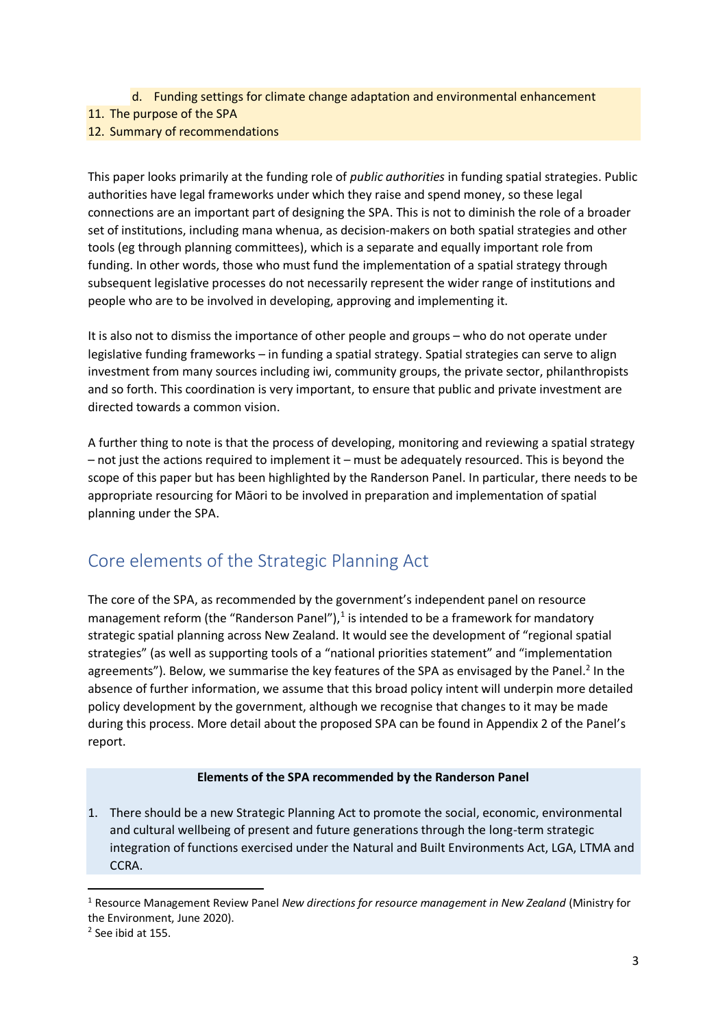d. Funding settings for climate change adaptation and environmental enhancement

11. The purpose of the SPA
12. Summary of recommendations

This paper looks primarily at the funding role of *public authorities* in funding spatial strategies. Public authorities have legal frameworks under which they raise and spend money, so these legal connections are an important part of designing the SPA. This is not to diminish the role of a broader set of institutions, including mana whenua, as decision-makers on both spatial strategies and other tools (eg through planning committees), which is a separate and equally important role from funding. In other words, those who must fund the implementation of a spatial strategy through subsequent legislative processes do not necessarily represent the wider range of institutions and people who are to be involved in developing, approving and implementing it.

It is also not to dismiss the importance of other people and groups – who do not operate under legislative funding frameworks – in funding a spatial strategy. Spatial strategies can serve to align investment from many sources including iwi, community groups, the private sector, philanthropists and so forth. This coordination is very important, to ensure that public and private investment are directed towards a common vision.

A further thing to note is that the process of developing, monitoring and reviewing a spatial strategy – not just the actions required to implement it – must be adequately resourced. This is beyond the scope of this paper but has been highlighted by the Randerson Panel. In particular, there needs to be appropriate resourcing for Māori to be involved in preparation and implementation of spatial planning under the SPA.

## Core elements of the Strategic Planning Act

The core of the SPA, as recommended by the government's independent panel on resource management reform (the "Randerson Panel"),[1] is intended to be a framework for mandatory strategic spatial planning across New Zealand. It would see the development of "regional spatial strategies" (as well as supporting tools of a "national priorities statement" and "implementation agreements"). Below, we summarise the key features of the SPA as envisaged by the Panel.[2] In the absence of further information, we assume that this broad policy intent will underpin more detailed policy development by the government, although we recognise that changes to it may be made during this process. More detail about the proposed SPA can be found in Appendix 2 of the Panel's report.

**Elements of the SPA recommended by the Randerson Panel**

1. There should be a new Strategic Planning Act to promote the social, economic, environmental and cultural wellbeing of present and future generations through the long-term strategic integration of functions exercised under the Natural and Built Environments Act, LGA, LTMA and CCRA.

---

[1] Resource Management Review Panel *New directions for resource management in New Zealand* (Ministry for the Environment, June 2020).

[2] See ibid at 155.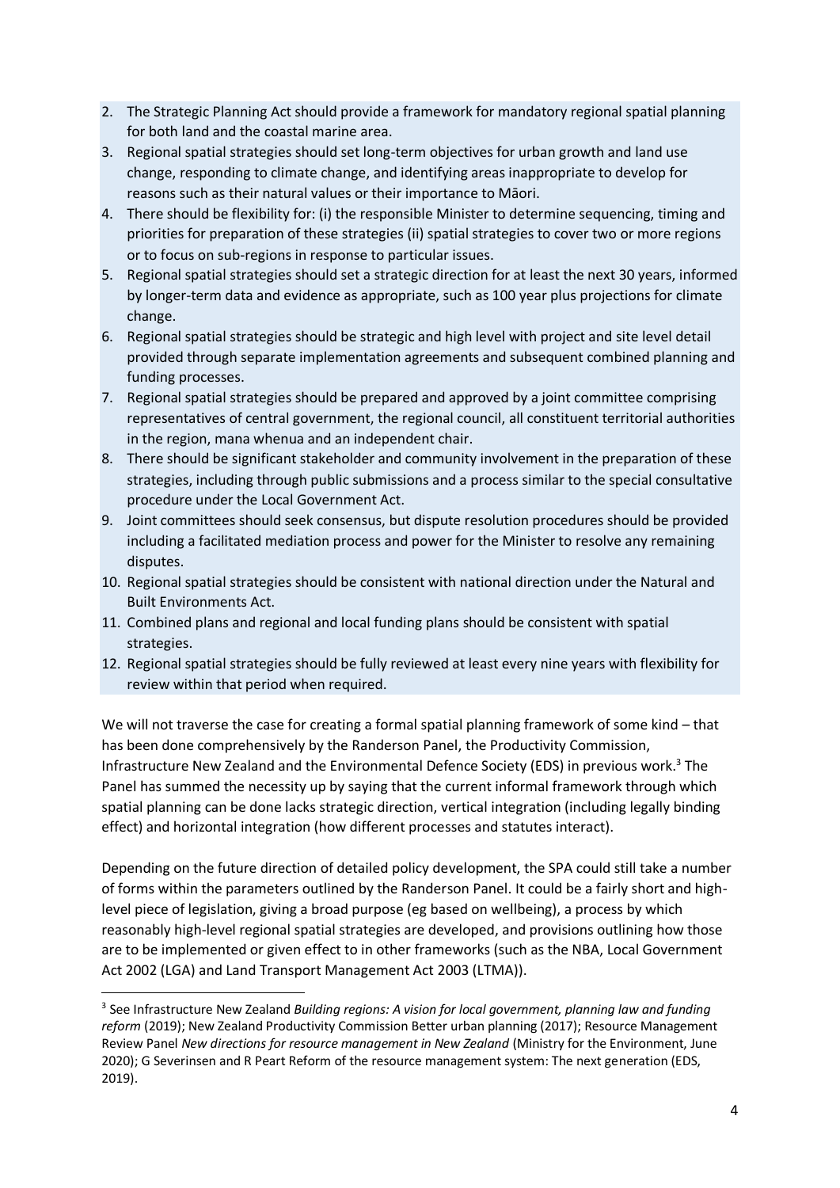2. The Strategic Planning Act should provide a framework for mandatory regional spatial planning for both land and the coastal marine area.
3. Regional spatial strategies should set long-term objectives for urban growth and land use change, responding to climate change, and identifying areas inappropriate to develop for reasons such as their natural values or their importance to Māori.
4. There should be flexibility for: (i) the responsible Minister to determine sequencing, timing and priorities for preparation of these strategies (ii) spatial strategies to cover two or more regions or to focus on sub-regions in response to particular issues.
5. Regional spatial strategies should set a strategic direction for at least the next 30 years, informed by longer-term data and evidence as appropriate, such as 100 year plus projections for climate change.
6. Regional spatial strategies should be strategic and high level with project and site level detail provided through separate implementation agreements and subsequent combined planning and funding processes.
7. Regional spatial strategies should be prepared and approved by a joint committee comprising representatives of central government, the regional council, all constituent territorial authorities in the region, mana whenua and an independent chair.
8. There should be significant stakeholder and community involvement in the preparation of these strategies, including through public submissions and a process similar to the special consultative procedure under the Local Government Act.
9. Joint committees should seek consensus, but dispute resolution procedures should be provided including a facilitated mediation process and power for the Minister to resolve any remaining disputes.
10. Regional spatial strategies should be consistent with national direction under the Natural and Built Environments Act.
11. Combined plans and regional and local funding plans should be consistent with spatial strategies.
12. Regional spatial strategies should be fully reviewed at least every nine years with flexibility for review within that period when required.

We will not traverse the case for creating a formal spatial planning framework of some kind – that has been done comprehensively by the Randerson Panel, the Productivity Commission, Infrastructure New Zealand and the Environmental Defence Society (EDS) in previous work.[3] The Panel has summed the necessity up by saying that the current informal framework through which spatial planning can be done lacks strategic direction, vertical integration (including legally binding effect) and horizontal integration (how different processes and statutes interact).

Depending on the future direction of detailed policy development, the SPA could still take a number of forms within the parameters outlined by the Randerson Panel. It could be a fairly short and high-level piece of legislation, giving a broad purpose (eg based on wellbeing), a process by which reasonably high-level regional spatial strategies are developed, and provisions outlining how those are to be implemented or given effect to in other frameworks (such as the NBA, Local Government Act 2002 (LGA) and Land Transport Management Act 2003 (LTMA)).

[3] See Infrastructure New Zealand *Building regions: A vision for local government, planning law and funding reform* (2019); New Zealand Productivity Commission Better urban planning (2017); Resource Management Review Panel *New directions for resource management in New Zealand* (Ministry for the Environment, June 2020); G Severinsen and R Peart Reform of the resource management system: The next generation (EDS, 2019).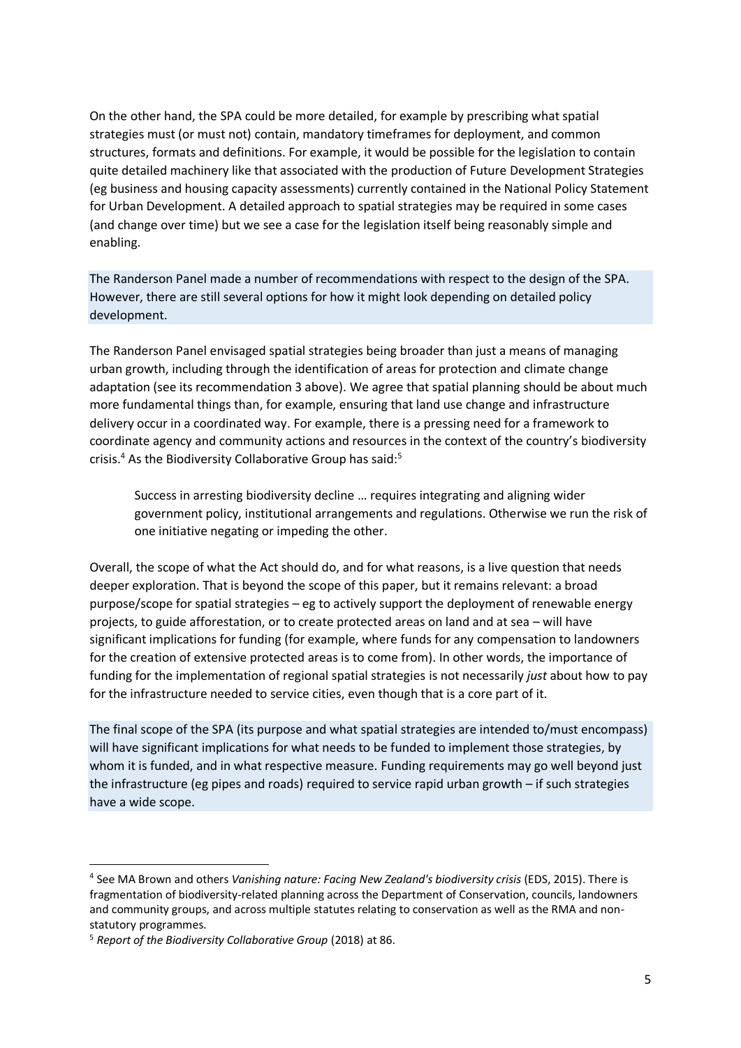On the other hand, the SPA could be more detailed, for example by prescribing what spatial strategies must (or must not) contain, mandatory timeframes for deployment, and common structures, formats and definitions. For example, it would be possible for the legislation to contain quite detailed machinery like that associated with the production of Future Development Strategies (eg business and housing capacity assessments) currently contained in the National Policy Statement for Urban Development. A detailed approach to spatial strategies may be required in some cases (and change over time) but we see a case for the legislation itself being reasonably simple and enabling.

The Randerson Panel made a number of recommendations with respect to the design of the SPA. However, there are still several options for how it might look depending on detailed policy development.

The Randerson Panel envisaged spatial strategies being broader than just a means of managing urban growth, including through the identification of areas for protection and climate change adaptation (see its recommendation 3 above). We agree that spatial planning should be about much more fundamental things than, for example, ensuring that land use change and infrastructure delivery occur in a coordinated way. For example, there is a pressing need for a framework to coordinate agency and community actions and resources in the context of the country's biodiversity crisis.[4] As the Biodiversity Collaborative Group has said:[5]

> Success in arresting biodiversity decline … requires integrating and aligning wider government policy, institutional arrangements and regulations. Otherwise we run the risk of one initiative negating or impeding the other.

Overall, the scope of what the Act should do, and for what reasons, is a live question that needs deeper exploration. That is beyond the scope of this paper, but it remains relevant: a broad purpose/scope for spatial strategies – eg to actively support the deployment of renewable energy projects, to guide afforestation, or to create protected areas on land and at sea – will have significant implications for funding (for example, where funds for any compensation to landowners for the creation of extensive protected areas is to come from). In other words, the importance of funding for the implementation of regional spatial strategies is not necessarily *just* about how to pay for the infrastructure needed to service cities, even though that is a core part of it.

The final scope of the SPA (its purpose and what spatial strategies are intended to/must encompass) will have significant implications for what needs to be funded to implement those strategies, by whom it is funded, and in what respective measure. Funding requirements may go well beyond just the infrastructure (eg pipes and roads) required to service rapid urban growth – if such strategies have a wide scope.

---

[4] See MA Brown and others *Vanishing nature: Facing New Zealand's biodiversity crisis* (EDS, 2015). There is fragmentation of biodiversity-related planning across the Department of Conservation, councils, landowners and community groups, and across multiple statutes relating to conservation as well as the RMA and non-statutory programmes.

[5] *Report of the Biodiversity Collaborative Group* (2018) at 86.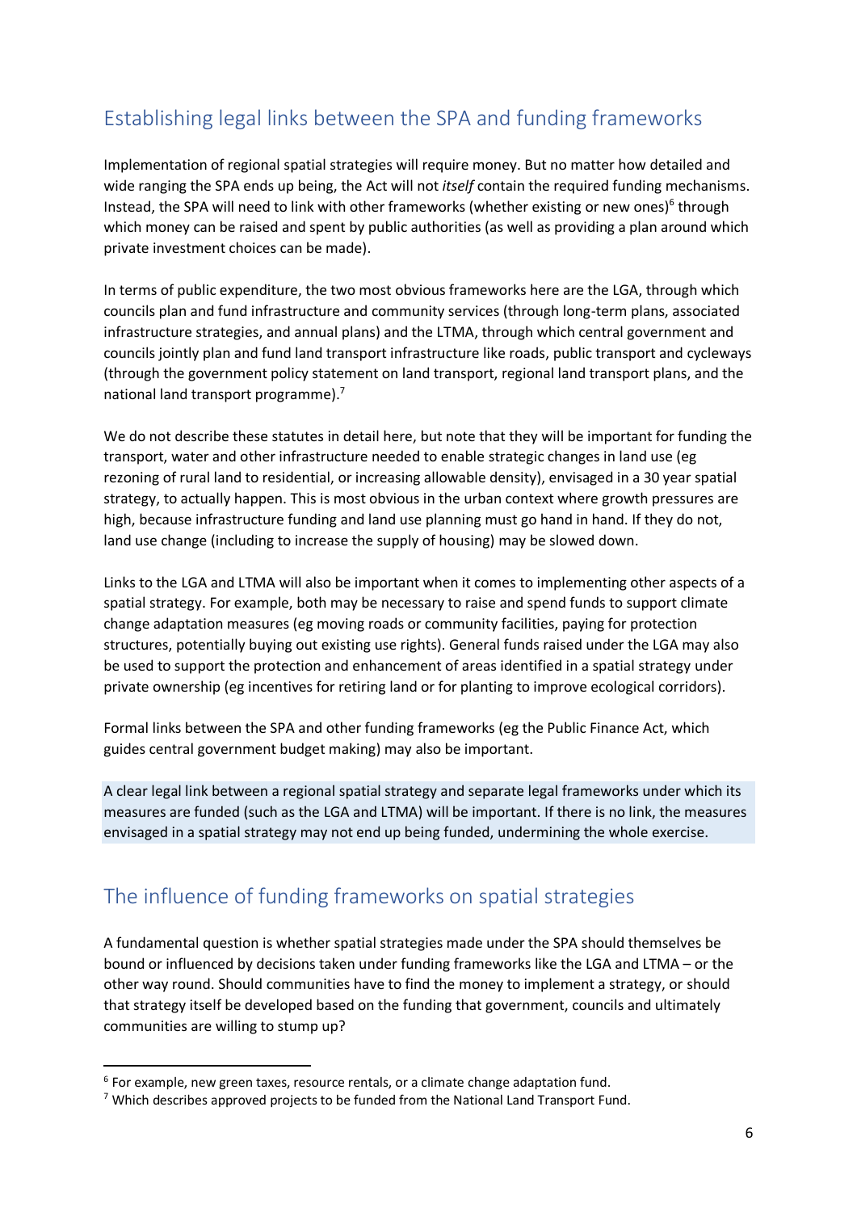## Establishing legal links between the SPA and funding frameworks

Implementation of regional spatial strategies will require money. But no matter how detailed and wide ranging the SPA ends up being, the Act will not *itself* contain the required funding mechanisms. Instead, the SPA will need to link with other frameworks (whether existing or new ones)[6] through which money can be raised and spent by public authorities (as well as providing a plan around which private investment choices can be made).

In terms of public expenditure, the two most obvious frameworks here are the LGA, through which councils plan and fund infrastructure and community services (through long-term plans, associated infrastructure strategies, and annual plans) and the LTMA, through which central government and councils jointly plan and fund land transport infrastructure like roads, public transport and cycleways (through the government policy statement on land transport, regional land transport plans, and the national land transport programme).[7]

We do not describe these statutes in detail here, but note that they will be important for funding the transport, water and other infrastructure needed to enable strategic changes in land use (eg rezoning of rural land to residential, or increasing allowable density), envisaged in a 30 year spatial strategy, to actually happen. This is most obvious in the urban context where growth pressures are high, because infrastructure funding and land use planning must go hand in hand. If they do not, land use change (including to increase the supply of housing) may be slowed down.

Links to the LGA and LTMA will also be important when it comes to implementing other aspects of a spatial strategy. For example, both may be necessary to raise and spend funds to support climate change adaptation measures (eg moving roads or community facilities, paying for protection structures, potentially buying out existing use rights). General funds raised under the LGA may also be used to support the protection and enhancement of areas identified in a spatial strategy under private ownership (eg incentives for retiring land or for planting to improve ecological corridors).

Formal links between the SPA and other funding frameworks (eg the Public Finance Act, which guides central government budget making) may also be important.

A clear legal link between a regional spatial strategy and separate legal frameworks under which its measures are funded (such as the LGA and LTMA) will be important. If there is no link, the measures envisaged in a spatial strategy may not end up being funded, undermining the whole exercise.

## The influence of funding frameworks on spatial strategies

A fundamental question is whether spatial strategies made under the SPA should themselves be bound or influenced by decisions taken under funding frameworks like the LGA and LTMA – or the other way round. Should communities have to find the money to implement a strategy, or should that strategy itself be developed based on the funding that government, councils and ultimately communities are willing to stump up?

---

[6] For example, new green taxes, resource rentals, or a climate change adaptation fund.

[7] Which describes approved projects to be funded from the National Land Transport Fund.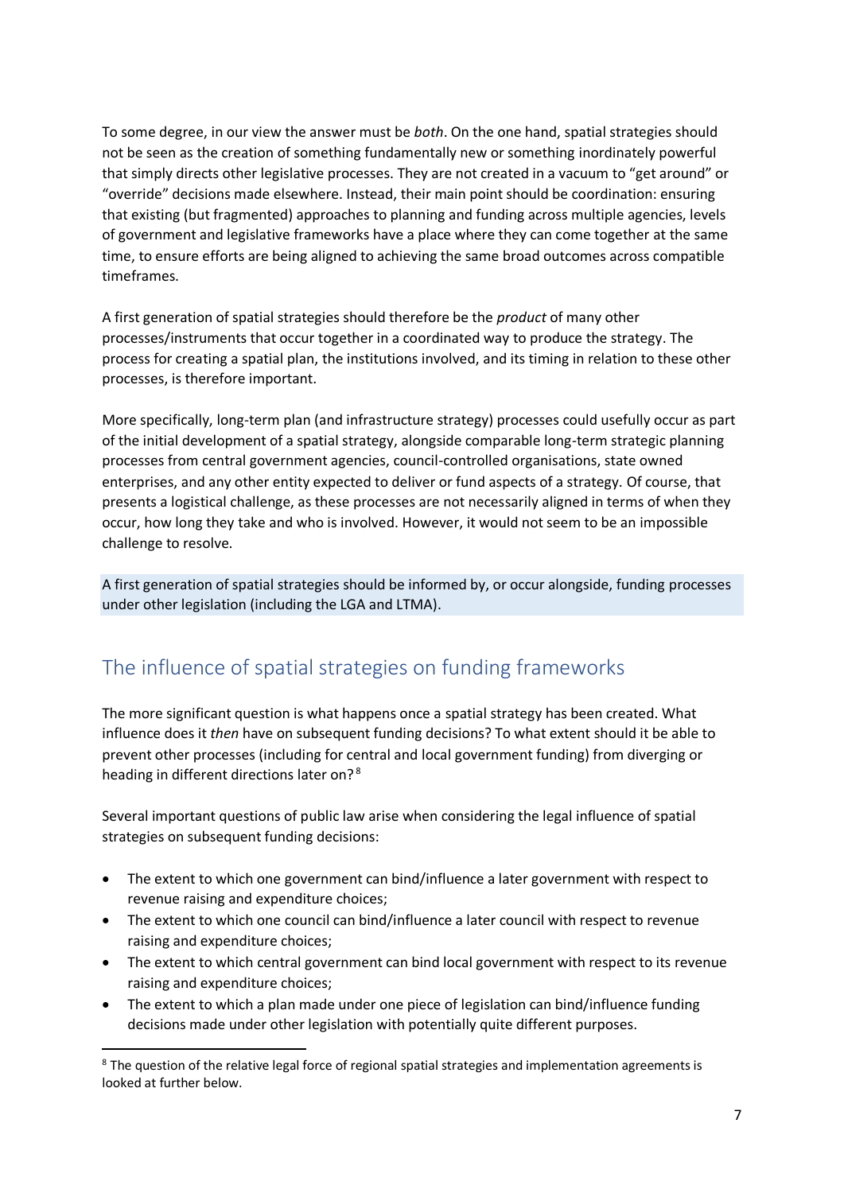To some degree, in our view the answer must be *both*. On the one hand, spatial strategies should not be seen as the creation of something fundamentally new or something inordinately powerful that simply directs other legislative processes. They are not created in a vacuum to "get around" or "override" decisions made elsewhere. Instead, their main point should be coordination: ensuring that existing (but fragmented) approaches to planning and funding across multiple agencies, levels of government and legislative frameworks have a place where they can come together at the same time, to ensure efforts are being aligned to achieving the same broad outcomes across compatible timeframes.

A first generation of spatial strategies should therefore be the *product* of many other processes/instruments that occur together in a coordinated way to produce the strategy. The process for creating a spatial plan, the institutions involved, and its timing in relation to these other processes, is therefore important.

More specifically, long-term plan (and infrastructure strategy) processes could usefully occur as part of the initial development of a spatial strategy, alongside comparable long-term strategic planning processes from central government agencies, council-controlled organisations, state owned enterprises, and any other entity expected to deliver or fund aspects of a strategy. Of course, that presents a logistical challenge, as these processes are not necessarily aligned in terms of when they occur, how long they take and who is involved. However, it would not seem to be an impossible challenge to resolve.

A first generation of spatial strategies should be informed by, or occur alongside, funding processes under other legislation (including the LGA and LTMA).

## The influence of spatial strategies on funding frameworks

The more significant question is what happens once a spatial strategy has been created. What influence does it *then* have on subsequent funding decisions? To what extent should it be able to prevent other processes (including for central and local government funding) from diverging or heading in different directions later on?[8]

Several important questions of public law arise when considering the legal influence of spatial strategies on subsequent funding decisions:

- The extent to which one government can bind/influence a later government with respect to revenue raising and expenditure choices;
- The extent to which one council can bind/influence a later council with respect to revenue raising and expenditure choices;
- The extent to which central government can bind local government with respect to its revenue raising and expenditure choices;
- The extent to which a plan made under one piece of legislation can bind/influence funding decisions made under other legislation with potentially quite different purposes.

[8] The question of the relative legal force of regional spatial strategies and implementation agreements is looked at further below.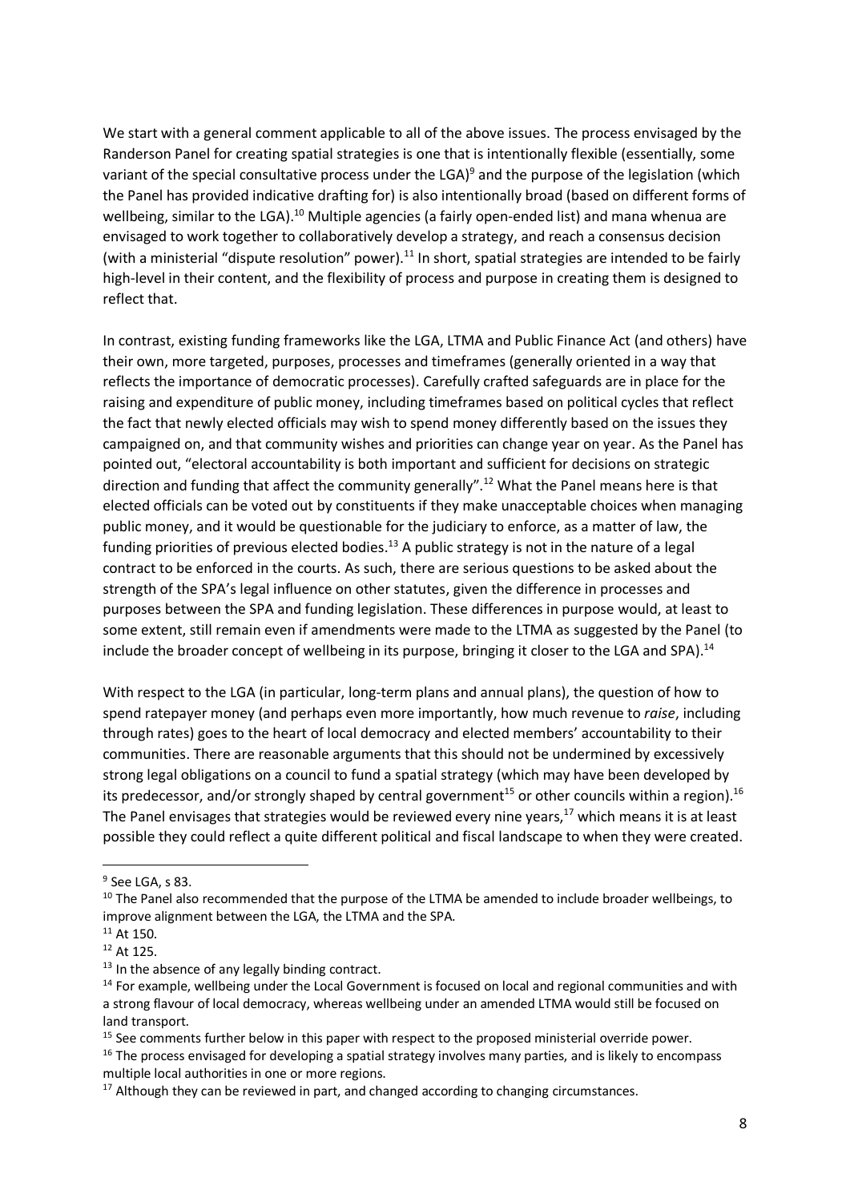We start with a general comment applicable to all of the above issues. The process envisaged by the Randerson Panel for creating spatial strategies is one that is intentionally flexible (essentially, some variant of the special consultative process under the LGA)[9] and the purpose of the legislation (which the Panel has provided indicative drafting for) is also intentionally broad (based on different forms of wellbeing, similar to the LGA).[10] Multiple agencies (a fairly open-ended list) and mana whenua are envisaged to work together to collaboratively develop a strategy, and reach a consensus decision (with a ministerial "dispute resolution" power).[11] In short, spatial strategies are intended to be fairly high-level in their content, and the flexibility of process and purpose in creating them is designed to reflect that.

In contrast, existing funding frameworks like the LGA, LTMA and Public Finance Act (and others) have their own, more targeted, purposes, processes and timeframes (generally oriented in a way that reflects the importance of democratic processes). Carefully crafted safeguards are in place for the raising and expenditure of public money, including timeframes based on political cycles that reflect the fact that newly elected officials may wish to spend money differently based on the issues they campaigned on, and that community wishes and priorities can change year on year. As the Panel has pointed out, "electoral accountability is both important and sufficient for decisions on strategic direction and funding that affect the community generally".[12] What the Panel means here is that elected officials can be voted out by constituents if they make unacceptable choices when managing public money, and it would be questionable for the judiciary to enforce, as a matter of law, the funding priorities of previous elected bodies.[13] A public strategy is not in the nature of a legal contract to be enforced in the courts. As such, there are serious questions to be asked about the strength of the SPA's legal influence on other statutes, given the difference in processes and purposes between the SPA and funding legislation. These differences in purpose would, at least to some extent, still remain even if amendments were made to the LTMA as suggested by the Panel (to include the broader concept of wellbeing in its purpose, bringing it closer to the LGA and SPA).[14]

With respect to the LGA (in particular, long-term plans and annual plans), the question of how to spend ratepayer money (and perhaps even more importantly, how much revenue to *raise*, including through rates) goes to the heart of local democracy and elected members' accountability to their communities. There are reasonable arguments that this should not be undermined by excessively strong legal obligations on a council to fund a spatial strategy (which may have been developed by its predecessor, and/or strongly shaped by central government[15] or other councils within a region).[16] The Panel envisages that strategies would be reviewed every nine years,[17] which means it is at least possible they could reflect a quite different political and fiscal landscape to when they were created.

---

[9] See LGA, s 83.

[10] The Panel also recommended that the purpose of the LTMA be amended to include broader wellbeings, to improve alignment between the LGA, the LTMA and the SPA.

[11] At 150.

[12] At 125.

[13] In the absence of any legally binding contract.

[14] For example, wellbeing under the Local Government is focused on local and regional communities and with a strong flavour of local democracy, whereas wellbeing under an amended LTMA would still be focused on land transport.

[15] See comments further below in this paper with respect to the proposed ministerial override power.

[16] The process envisaged for developing a spatial strategy involves many parties, and is likely to encompass multiple local authorities in one or more regions.

[17] Although they can be reviewed in part, and changed according to changing circumstances.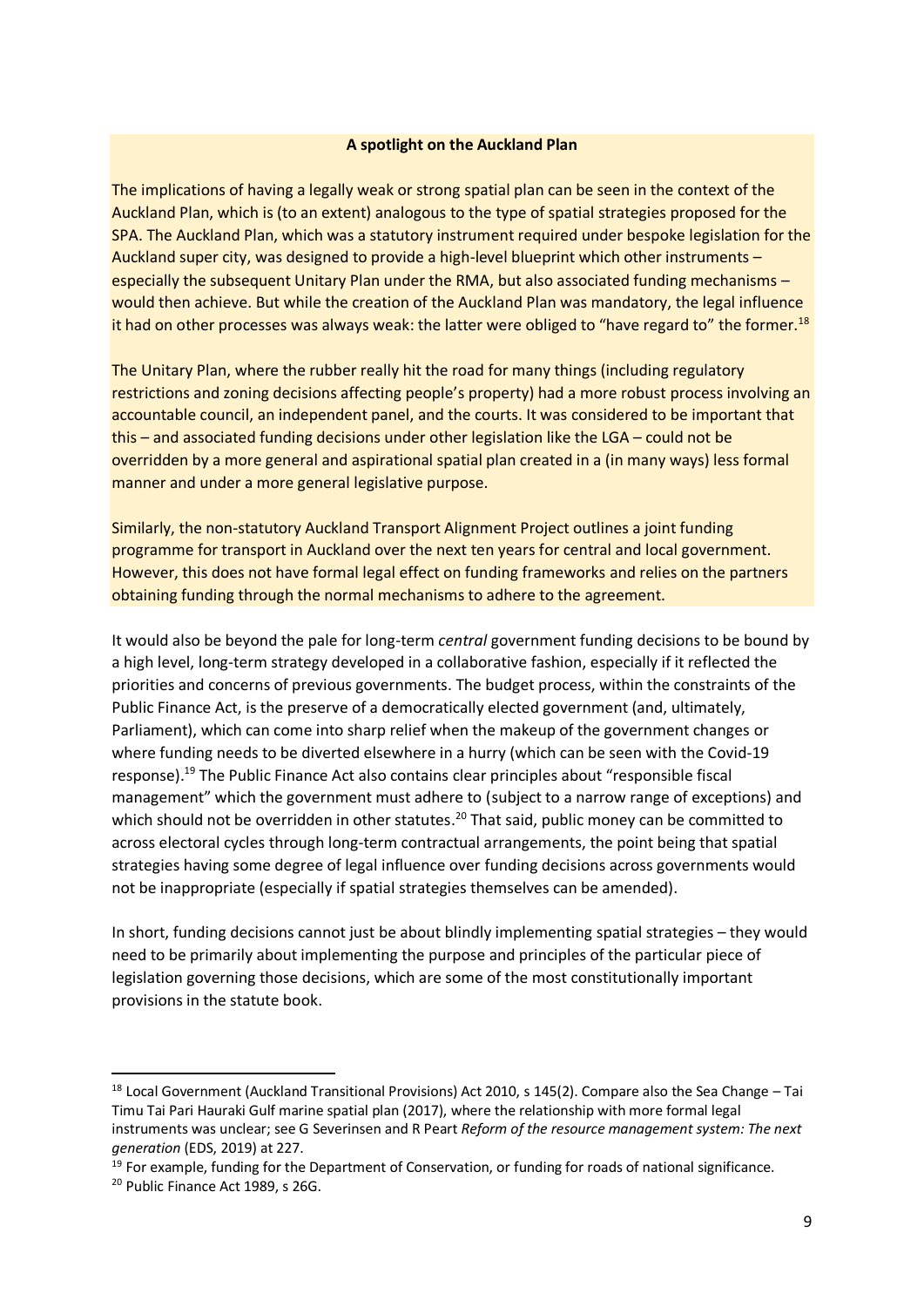**A spotlight on the Auckland Plan**

The implications of having a legally weak or strong spatial plan can be seen in the context of the Auckland Plan, which is (to an extent) analogous to the type of spatial strategies proposed for the SPA. The Auckland Plan, which was a statutory instrument required under bespoke legislation for the Auckland super city, was designed to provide a high-level blueprint which other instruments – especially the subsequent Unitary Plan under the RMA, but also associated funding mechanisms – would then achieve. But while the creation of the Auckland Plan was mandatory, the legal influence it had on other processes was always weak: the latter were obliged to "have regard to" the former.[18]

The Unitary Plan, where the rubber really hit the road for many things (including regulatory restrictions and zoning decisions affecting people's property) had a more robust process involving an accountable council, an independent panel, and the courts. It was considered to be important that this – and associated funding decisions under other legislation like the LGA – could not be overridden by a more general and aspirational spatial plan created in a (in many ways) less formal manner and under a more general legislative purpose.

Similarly, the non-statutory Auckland Transport Alignment Project outlines a joint funding programme for transport in Auckland over the next ten years for central and local government. However, this does not have formal legal effect on funding frameworks and relies on the partners obtaining funding through the normal mechanisms to adhere to the agreement.

It would also be beyond the pale for long-term *central* government funding decisions to be bound by a high level, long-term strategy developed in a collaborative fashion, especially if it reflected the priorities and concerns of previous governments. The budget process, within the constraints of the Public Finance Act, is the preserve of a democratically elected government (and, ultimately, Parliament), which can come into sharp relief when the makeup of the government changes or where funding needs to be diverted elsewhere in a hurry (which can be seen with the Covid-19 response).[19] The Public Finance Act also contains clear principles about "responsible fiscal management" which the government must adhere to (subject to a narrow range of exceptions) and which should not be overridden in other statutes.[20] That said, public money can be committed to across electoral cycles through long-term contractual arrangements, the point being that spatial strategies having some degree of legal influence over funding decisions across governments would not be inappropriate (especially if spatial strategies themselves can be amended).

In short, funding decisions cannot just be about blindly implementing spatial strategies – they would need to be primarily about implementing the purpose and principles of the particular piece of legislation governing those decisions, which are some of the most constitutionally important provisions in the statute book.

---

[18] Local Government (Auckland Transitional Provisions) Act 2010, s 145(2). Compare also the Sea Change – Tai Timu Tai Pari Hauraki Gulf marine spatial plan (2017), where the relationship with more formal legal instruments was unclear; see G Severinsen and R Peart *Reform of the resource management system: The next generation* (EDS, 2019) at 227.

[19] For example, funding for the Department of Conservation, or funding for roads of national significance.

[20] Public Finance Act 1989, s 26G.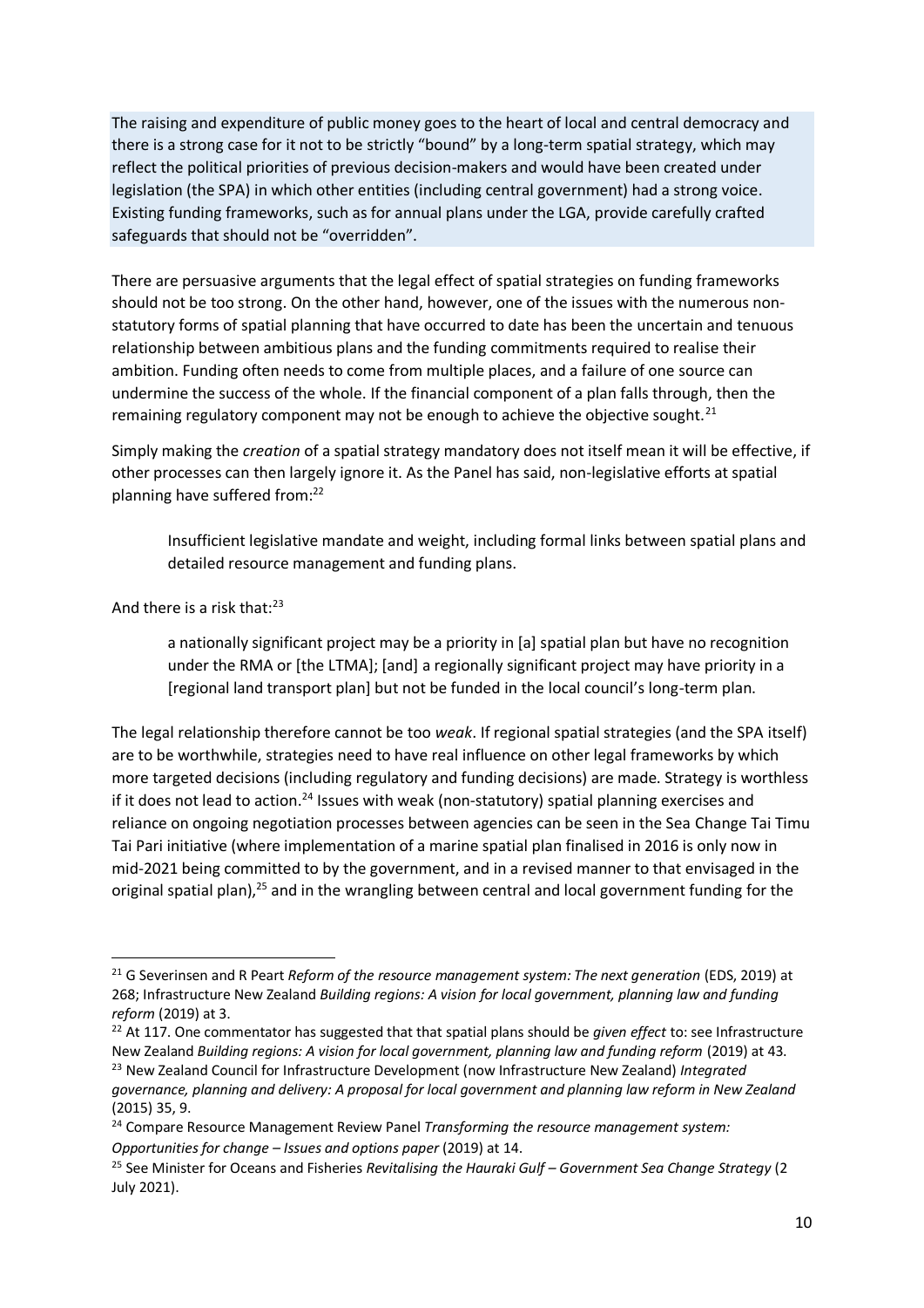The raising and expenditure of public money goes to the heart of local and central democracy and there is a strong case for it not to be strictly "bound" by a long-term spatial strategy, which may reflect the political priorities of previous decision-makers and would have been created under legislation (the SPA) in which other entities (including central government) had a strong voice. Existing funding frameworks, such as for annual plans under the LGA, provide carefully crafted safeguards that should not be "overridden".

There are persuasive arguments that the legal effect of spatial strategies on funding frameworks should not be too strong. On the other hand, however, one of the issues with the numerous non-statutory forms of spatial planning that have occurred to date has been the uncertain and tenuous relationship between ambitious plans and the funding commitments required to realise their ambition. Funding often needs to come from multiple places, and a failure of one source can undermine the success of the whole. If the financial component of a plan falls through, then the remaining regulatory component may not be enough to achieve the objective sought.[21]

Simply making the *creation* of a spatial strategy mandatory does not itself mean it will be effective, if other processes can then largely ignore it. As the Panel has said, non-legislative efforts at spatial planning have suffered from:[22]

> Insufficient legislative mandate and weight, including formal links between spatial plans and detailed resource management and funding plans.

And there is a risk that:[23]

> a nationally significant project may be a priority in [a] spatial plan but have no recognition under the RMA or [the LTMA]; [and] a regionally significant project may have priority in a [regional land transport plan] but not be funded in the local council's long-term plan.

The legal relationship therefore cannot be too *weak*. If regional spatial strategies (and the SPA itself) are to be worthwhile, strategies need to have real influence on other legal frameworks by which more targeted decisions (including regulatory and funding decisions) are made. Strategy is worthless if it does not lead to action.[24] Issues with weak (non-statutory) spatial planning exercises and reliance on ongoing negotiation processes between agencies can be seen in the Sea Change Tai Timu Tai Pari initiative (where implementation of a marine spatial plan finalised in 2016 is only now in mid-2021 being committed to by the government, and in a revised manner to that envisaged in the original spatial plan),[25] and in the wrangling between central and local government funding for the

---

[21] G Severinsen and R Peart *Reform of the resource management system: The next generation* (EDS, 2019) at 268; Infrastructure New Zealand *Building regions: A vision for local government, planning law and funding reform* (2019) at 3.

[22] At 117. One commentator has suggested that that spatial plans should be *given effect* to: see Infrastructure New Zealand *Building regions: A vision for local government, planning law and funding reform* (2019) at 43.

[23] New Zealand Council for Infrastructure Development (now Infrastructure New Zealand) *Integrated governance, planning and delivery: A proposal for local government and planning law reform in New Zealand* (2015) 35, 9.

[24] Compare Resource Management Review Panel *Transforming the resource management system: Opportunities for change – Issues and options paper* (2019) at 14.

[25] See Minister for Oceans and Fisheries *Revitalising the Hauraki Gulf – Government Sea Change Strategy* (2 July 2021).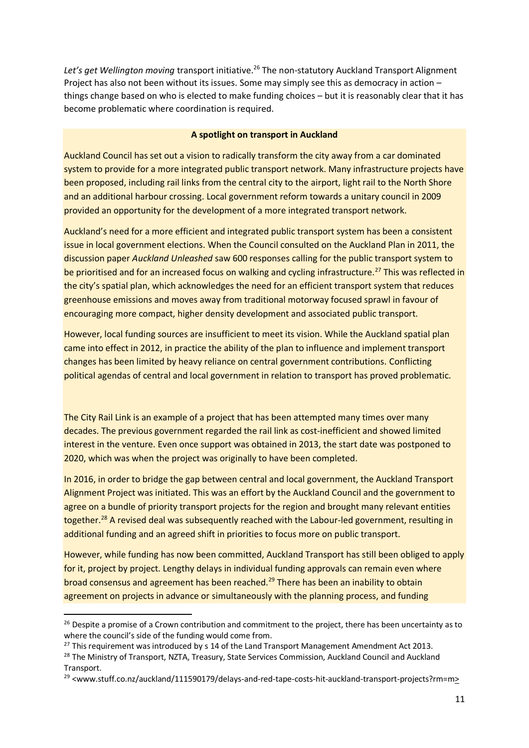*Let's get Wellington moving* transport initiative.[26] The non-statutory Auckland Transport Alignment Project has also not been without its issues. Some may simply see this as democracy in action – things change based on who is elected to make funding choices – but it is reasonably clear that it has become problematic where coordination is required.

**A spotlight on transport in Auckland**

Auckland Council has set out a vision to radically transform the city away from a car dominated system to provide for a more integrated public transport network. Many infrastructure projects have been proposed, including rail links from the central city to the airport, light rail to the North Shore and an additional harbour crossing. Local government reform towards a unitary council in 2009 provided an opportunity for the development of a more integrated transport network.

Auckland's need for a more efficient and integrated public transport system has been a consistent issue in local government elections. When the Council consulted on the Auckland Plan in 2011, the discussion paper *Auckland Unleashed* saw 600 responses calling for the public transport system to be prioritised and for an increased focus on walking and cycling infrastructure.[27] This was reflected in the city's spatial plan, which acknowledges the need for an efficient transport system that reduces greenhouse emissions and moves away from traditional motorway focused sprawl in favour of encouraging more compact, higher density development and associated public transport.

However, local funding sources are insufficient to meet its vision. While the Auckland spatial plan came into effect in 2012, in practice the ability of the plan to influence and implement transport changes has been limited by heavy reliance on central government contributions. Conflicting political agendas of central and local government in relation to transport has proved problematic.

The City Rail Link is an example of a project that has been attempted many times over many decades. The previous government regarded the rail link as cost-inefficient and showed limited interest in the venture. Even once support was obtained in 2013, the start date was postponed to 2020, which was when the project was originally to have been completed.

In 2016, in order to bridge the gap between central and local government, the Auckland Transport Alignment Project was initiated. This was an effort by the Auckland Council and the government to agree on a bundle of priority transport projects for the region and brought many relevant entities together.[28] A revised deal was subsequently reached with the Labour-led government, resulting in additional funding and an agreed shift in priorities to focus more on public transport.

However, while funding has now been committed, Auckland Transport has still been obliged to apply for it, project by project. Lengthy delays in individual funding approvals can remain even where broad consensus and agreement has been reached.[29] There has been an inability to obtain agreement on projects in advance or simultaneously with the planning process, and funding

---

[26] Despite a promise of a Crown contribution and commitment to the project, there has been uncertainty as to where the council's side of the funding would come from.

[27] This requirement was introduced by s 14 of the Land Transport Management Amendment Act 2013.

[28] The Ministry of Transport, NZTA, Treasury, State Services Commission, Auckland Council and Auckland Transport.

[29] <www.stuff.co.nz/auckland/111590179/delays-and-red-tape-costs-hit-auckland-transport-projects?rm=m>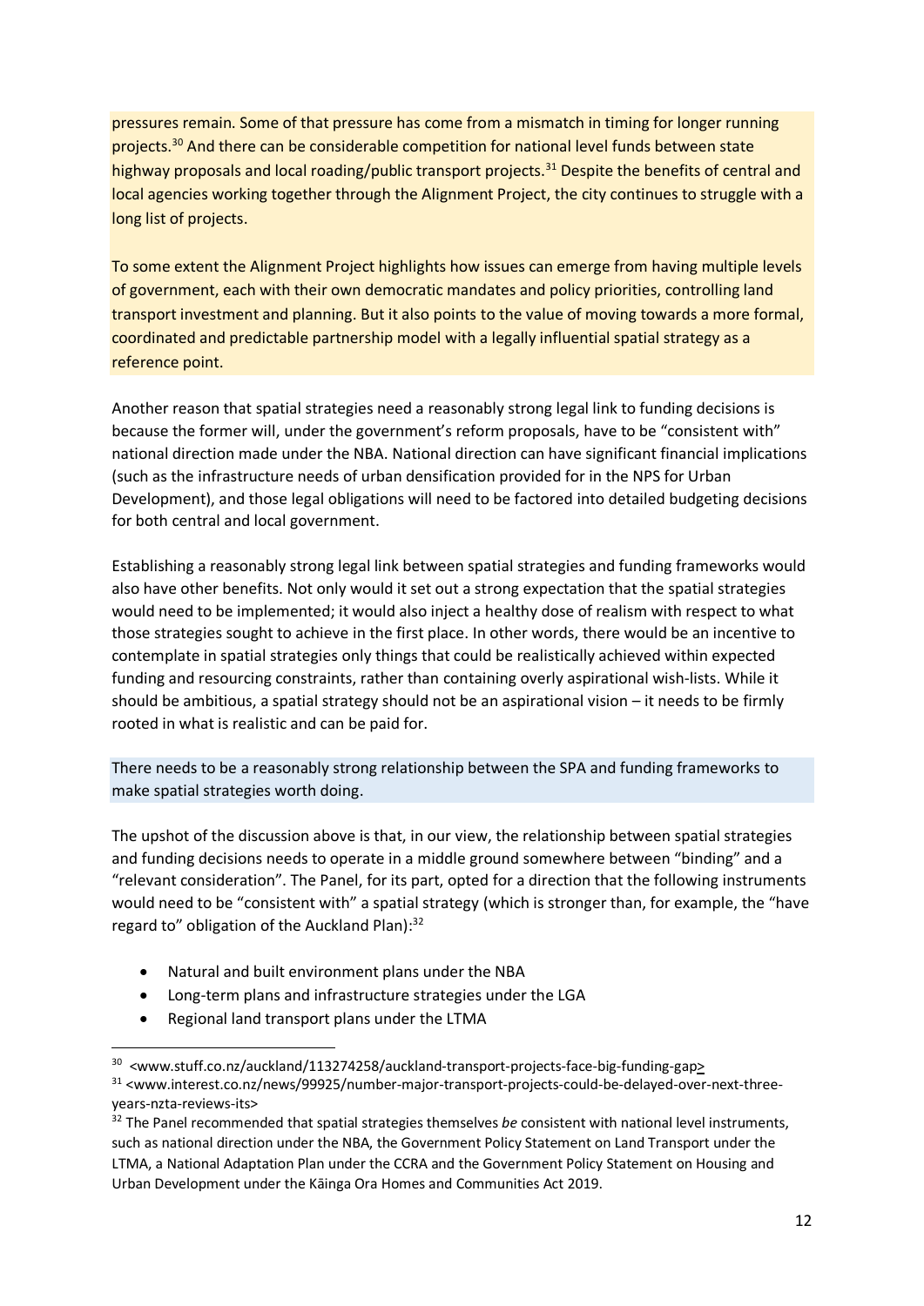pressures remain. Some of that pressure has come from a mismatch in timing for longer running projects.[30] And there can be considerable competition for national level funds between state highway proposals and local roading/public transport projects.[31] Despite the benefits of central and local agencies working together through the Alignment Project, the city continues to struggle with a long list of projects.

To some extent the Alignment Project highlights how issues can emerge from having multiple levels of government, each with their own democratic mandates and policy priorities, controlling land transport investment and planning. But it also points to the value of moving towards a more formal, coordinated and predictable partnership model with a legally influential spatial strategy as a reference point.

Another reason that spatial strategies need a reasonably strong legal link to funding decisions is because the former will, under the government's reform proposals, have to be "consistent with" national direction made under the NBA. National direction can have significant financial implications (such as the infrastructure needs of urban densification provided for in the NPS for Urban Development), and those legal obligations will need to be factored into detailed budgeting decisions for both central and local government.

Establishing a reasonably strong legal link between spatial strategies and funding frameworks would also have other benefits. Not only would it set out a strong expectation that the spatial strategies would need to be implemented; it would also inject a healthy dose of realism with respect to what those strategies sought to achieve in the first place. In other words, there would be an incentive to contemplate in spatial strategies only things that could be realistically achieved within expected funding and resourcing constraints, rather than containing overly aspirational wish-lists. While it should be ambitious, a spatial strategy should not be an aspirational vision – it needs to be firmly rooted in what is realistic and can be paid for.

There needs to be a reasonably strong relationship between the SPA and funding frameworks to make spatial strategies worth doing.

The upshot of the discussion above is that, in our view, the relationship between spatial strategies and funding decisions needs to operate in a middle ground somewhere between "binding" and a "relevant consideration". The Panel, for its part, opted for a direction that the following instruments would need to be "consistent with" a spatial strategy (which is stronger than, for example, the "have regard to" obligation of the Auckland Plan):[32]

- Natural and built environment plans under the NBA
- Long-term plans and infrastructure strategies under the LGA
- Regional land transport plans under the LTMA

[30] <www.stuff.co.nz/auckland/113274258/auckland-transport-projects-face-big-funding-gap>

[31] <www.interest.co.nz/news/99925/number-major-transport-projects-could-be-delayed-over-next-three-years-nzta-reviews-its>

[32] The Panel recommended that spatial strategies themselves *be* consistent with national level instruments, such as national direction under the NBA, the Government Policy Statement on Land Transport under the LTMA, a National Adaptation Plan under the CCRA and the Government Policy Statement on Housing and Urban Development under the Kāinga Ora Homes and Communities Act 2019.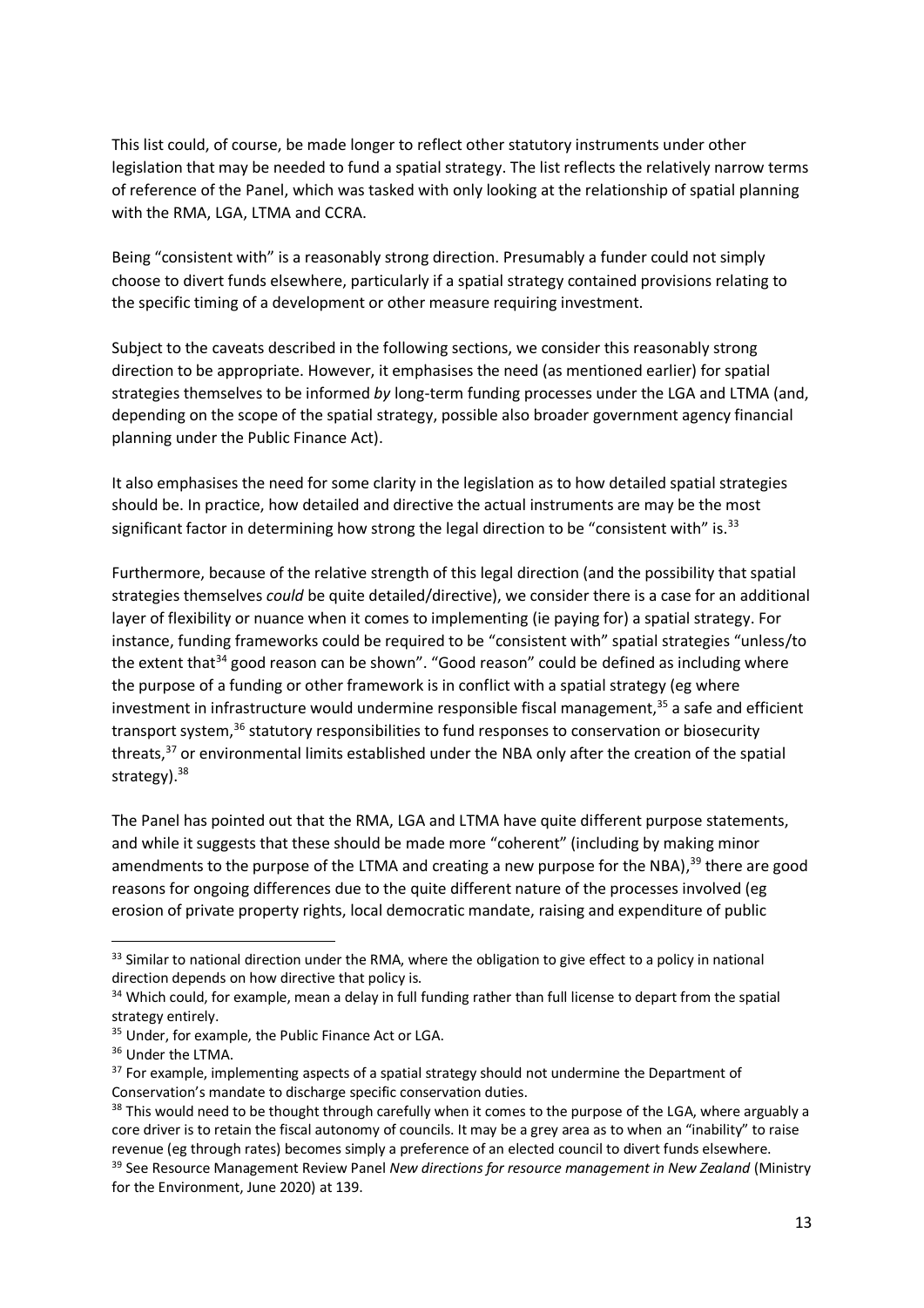This list could, of course, be made longer to reflect other statutory instruments under other legislation that may be needed to fund a spatial strategy. The list reflects the relatively narrow terms of reference of the Panel, which was tasked with only looking at the relationship of spatial planning with the RMA, LGA, LTMA and CCRA.

Being "consistent with" is a reasonably strong direction. Presumably a funder could not simply choose to divert funds elsewhere, particularly if a spatial strategy contained provisions relating to the specific timing of a development or other measure requiring investment.

Subject to the caveats described in the following sections, we consider this reasonably strong direction to be appropriate. However, it emphasises the need (as mentioned earlier) for spatial strategies themselves to be informed *by* long-term funding processes under the LGA and LTMA (and, depending on the scope of the spatial strategy, possible also broader government agency financial planning under the Public Finance Act).

It also emphasises the need for some clarity in the legislation as to how detailed spatial strategies should be. In practice, how detailed and directive the actual instruments are may be the most significant factor in determining how strong the legal direction to be "consistent with" is.[33]

Furthermore, because of the relative strength of this legal direction (and the possibility that spatial strategies themselves *could* be quite detailed/directive), we consider there is a case for an additional layer of flexibility or nuance when it comes to implementing (ie paying for) a spatial strategy. For instance, funding frameworks could be required to be "consistent with" spatial strategies "unless/to the extent that[34] good reason can be shown". "Good reason" could be defined as including where the purpose of a funding or other framework is in conflict with a spatial strategy (eg where investment in infrastructure would undermine responsible fiscal management,[35] a safe and efficient transport system,[36] statutory responsibilities to fund responses to conservation or biosecurity threats,[37] or environmental limits established under the NBA only after the creation of the spatial strategy).[38]

The Panel has pointed out that the RMA, LGA and LTMA have quite different purpose statements, and while it suggests that these should be made more "coherent" (including by making minor amendments to the purpose of the LTMA and creating a new purpose for the NBA),[39] there are good reasons for ongoing differences due to the quite different nature of the processes involved (eg erosion of private property rights, local democratic mandate, raising and expenditure of public

---

[33] Similar to national direction under the RMA, where the obligation to give effect to a policy in national direction depends on how directive that policy is.

[34] Which could, for example, mean a delay in full funding rather than full license to depart from the spatial strategy entirely.

[35] Under, for example, the Public Finance Act or LGA.

[36] Under the LTMA.

[37] For example, implementing aspects of a spatial strategy should not undermine the Department of Conservation's mandate to discharge specific conservation duties.

[38] This would need to be thought through carefully when it comes to the purpose of the LGA, where arguably a core driver is to retain the fiscal autonomy of councils. It may be a grey area as to when an "inability" to raise revenue (eg through rates) becomes simply a preference of an elected council to divert funds elsewhere.

[39] See Resource Management Review Panel *New directions for resource management in New Zealand* (Ministry for the Environment, June 2020) at 139.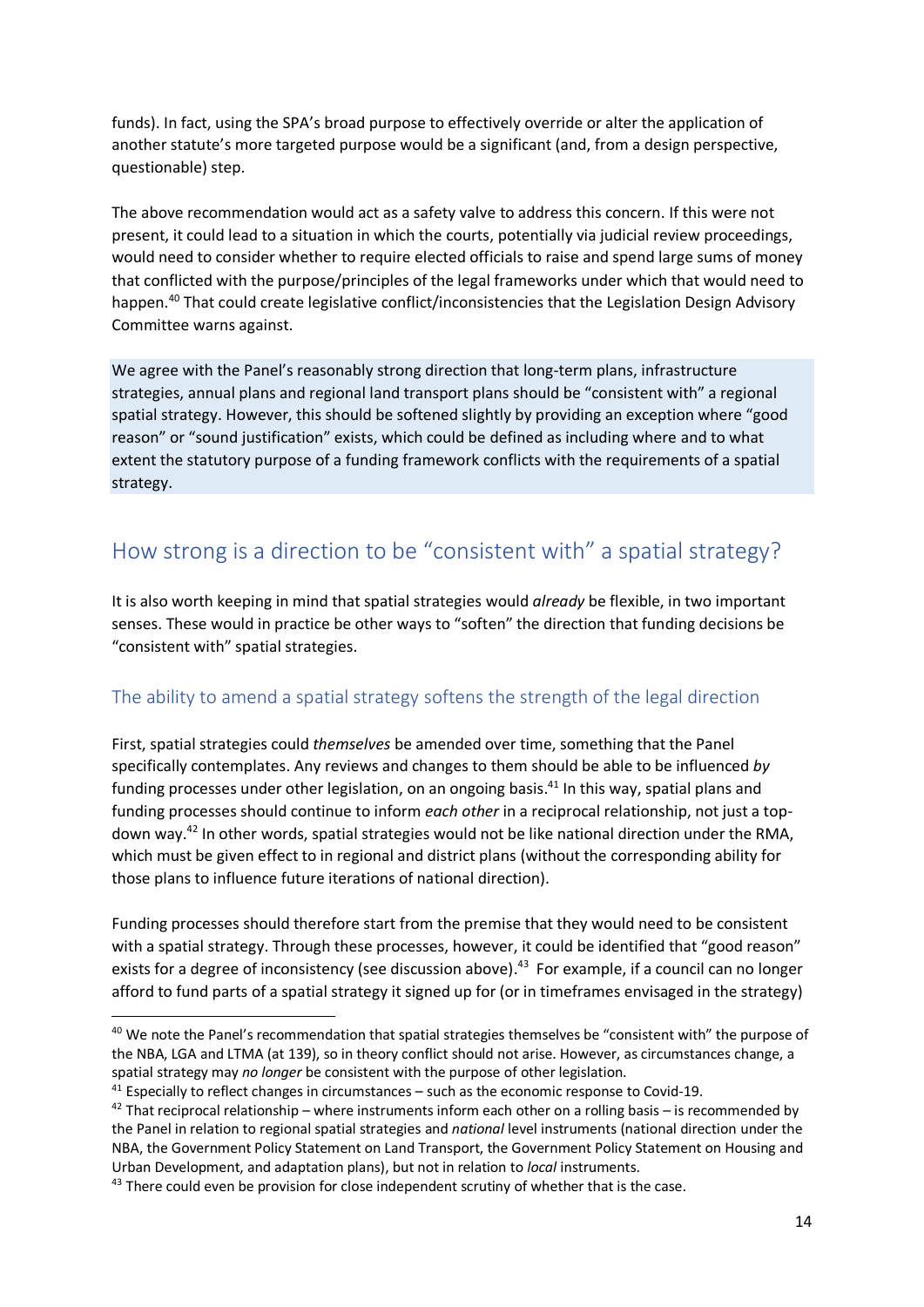funds). In fact, using the SPA's broad purpose to effectively override or alter the application of another statute's more targeted purpose would be a significant (and, from a design perspective, questionable) step.

The above recommendation would act as a safety valve to address this concern. If this were not present, it could lead to a situation in which the courts, potentially via judicial review proceedings, would need to consider whether to require elected officials to raise and spend large sums of money that conflicted with the purpose/principles of the legal frameworks under which that would need to happen.[40] That could create legislative conflict/inconsistencies that the Legislation Design Advisory Committee warns against.

We agree with the Panel's reasonably strong direction that long-term plans, infrastructure strategies, annual plans and regional land transport plans should be "consistent with" a regional spatial strategy. However, this should be softened slightly by providing an exception where "good reason" or "sound justification" exists, which could be defined as including where and to what extent the statutory purpose of a funding framework conflicts with the requirements of a spatial strategy.

## How strong is a direction to be "consistent with" a spatial strategy?

It is also worth keeping in mind that spatial strategies would *already* be flexible, in two important senses. These would in practice be other ways to "soften" the direction that funding decisions be "consistent with" spatial strategies.

### The ability to amend a spatial strategy softens the strength of the legal direction

First, spatial strategies could *themselves* be amended over time, something that the Panel specifically contemplates. Any reviews and changes to them should be able to be influenced *by* funding processes under other legislation, on an ongoing basis.[41] In this way, spatial plans and funding processes should continue to inform *each other* in a reciprocal relationship, not just a top-down way.[42] In other words, spatial strategies would not be like national direction under the RMA, which must be given effect to in regional and district plans (without the corresponding ability for those plans to influence future iterations of national direction).

Funding processes should therefore start from the premise that they would need to be consistent with a spatial strategy. Through these processes, however, it could be identified that "good reason" exists for a degree of inconsistency (see discussion above).[43] For example, if a council can no longer afford to fund parts of a spatial strategy it signed up for (or in timeframes envisaged in the strategy)

---

[40] We note the Panel's recommendation that spatial strategies themselves be "consistent with" the purpose of the NBA, LGA and LTMA (at 139), so in theory conflict should not arise. However, as circumstances change, a spatial strategy may *no longer* be consistent with the purpose of other legislation.

[41] Especially to reflect changes in circumstances – such as the economic response to Covid-19.

[42] That reciprocal relationship – where instruments inform each other on a rolling basis – is recommended by the Panel in relation to regional spatial strategies and *national* level instruments (national direction under the NBA, the Government Policy Statement on Land Transport, the Government Policy Statement on Housing and Urban Development, and adaptation plans), but not in relation to *local* instruments.

[43] There could even be provision for close independent scrutiny of whether that is the case.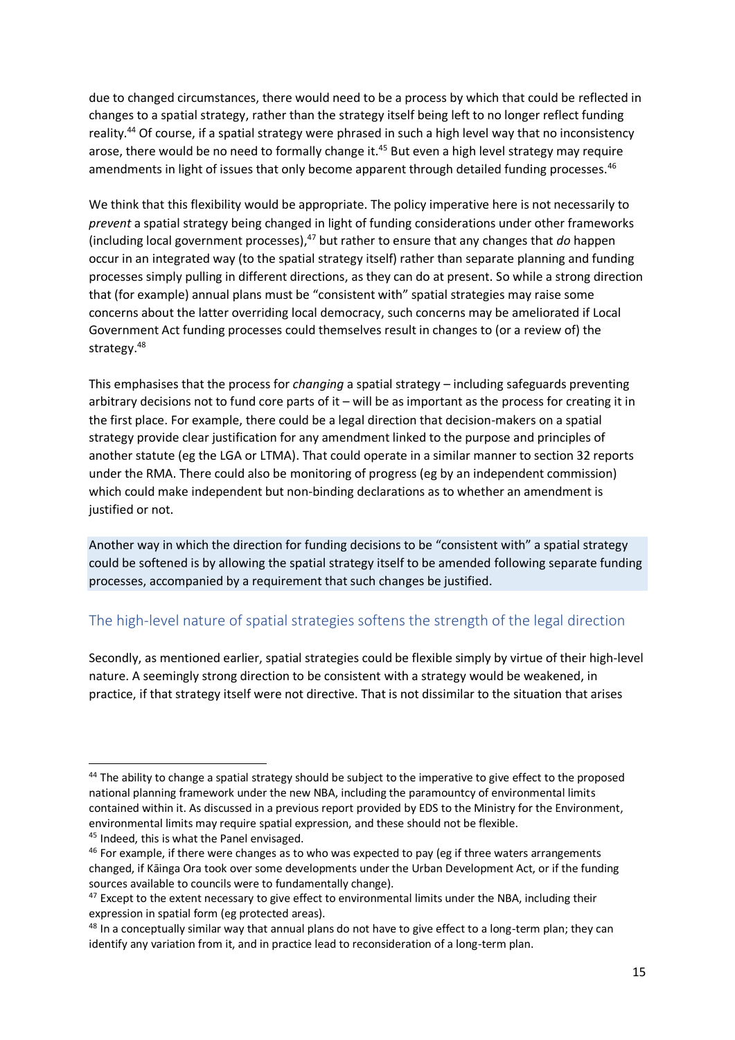due to changed circumstances, there would need to be a process by which that could be reflected in changes to a spatial strategy, rather than the strategy itself being left to no longer reflect funding reality.[44] Of course, if a spatial strategy were phrased in such a high level way that no inconsistency arose, there would be no need to formally change it.[45] But even a high level strategy may require amendments in light of issues that only become apparent through detailed funding processes.[46]

We think that this flexibility would be appropriate. The policy imperative here is not necessarily to *prevent* a spatial strategy being changed in light of funding considerations under other frameworks (including local government processes),[47] but rather to ensure that any changes that *do* happen occur in an integrated way (to the spatial strategy itself) rather than separate planning and funding processes simply pulling in different directions, as they can do at present. So while a strong direction that (for example) annual plans must be "consistent with" spatial strategies may raise some concerns about the latter overriding local democracy, such concerns may be ameliorated if Local Government Act funding processes could themselves result in changes to (or a review of) the strategy.[48]

This emphasises that the process for *changing* a spatial strategy – including safeguards preventing arbitrary decisions not to fund core parts of it – will be as important as the process for creating it in the first place. For example, there could be a legal direction that decision-makers on a spatial strategy provide clear justification for any amendment linked to the purpose and principles of another statute (eg the LGA or LTMA). That could operate in a similar manner to section 32 reports under the RMA. There could also be monitoring of progress (eg by an independent commission) which could make independent but non-binding declarations as to whether an amendment is justified or not.

Another way in which the direction for funding decisions to be "consistent with" a spatial strategy could be softened is by allowing the spatial strategy itself to be amended following separate funding processes, accompanied by a requirement that such changes be justified.

## The high-level nature of spatial strategies softens the strength of the legal direction

Secondly, as mentioned earlier, spatial strategies could be flexible simply by virtue of their high-level nature. A seemingly strong direction to be consistent with a strategy would be weakened, in practice, if that strategy itself were not directive. That is not dissimilar to the situation that arises

---

[44] The ability to change a spatial strategy should be subject to the imperative to give effect to the proposed national planning framework under the new NBA, including the paramountcy of environmental limits contained within it. As discussed in a previous report provided by EDS to the Ministry for the Environment, environmental limits may require spatial expression, and these should not be flexible.

[45] Indeed, this is what the Panel envisaged.

[46] For example, if there were changes as to who was expected to pay (eg if three waters arrangements changed, if Kāinga Ora took over some developments under the Urban Development Act, or if the funding sources available to councils were to fundamentally change).

[47] Except to the extent necessary to give effect to environmental limits under the NBA, including their expression in spatial form (eg protected areas).

[48] In a conceptually similar way that annual plans do not have to give effect to a long-term plan; they can identify any variation from it, and in practice lead to reconsideration of a long-term plan.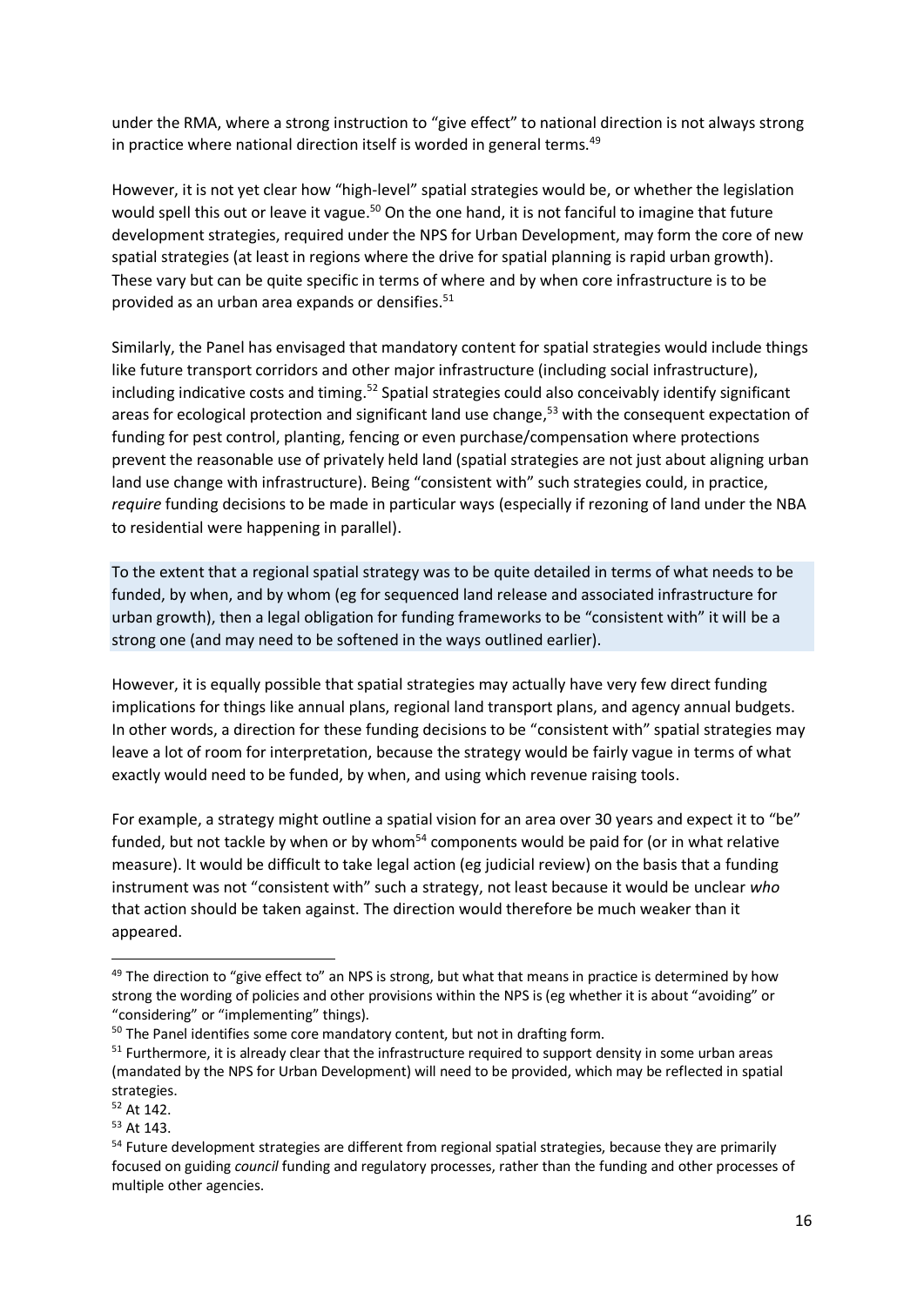under the RMA, where a strong instruction to "give effect" to national direction is not always strong in practice where national direction itself is worded in general terms.[49]

However, it is not yet clear how "high-level" spatial strategies would be, or whether the legislation would spell this out or leave it vague.[50] On the one hand, it is not fanciful to imagine that future development strategies, required under the NPS for Urban Development, may form the core of new spatial strategies (at least in regions where the drive for spatial planning is rapid urban growth). These vary but can be quite specific in terms of where and by when core infrastructure is to be provided as an urban area expands or densifies.[51]

Similarly, the Panel has envisaged that mandatory content for spatial strategies would include things like future transport corridors and other major infrastructure (including social infrastructure), including indicative costs and timing.[52] Spatial strategies could also conceivably identify significant areas for ecological protection and significant land use change,[53] with the consequent expectation of funding for pest control, planting, fencing or even purchase/compensation where protections prevent the reasonable use of privately held land (spatial strategies are not just about aligning urban land use change with infrastructure). Being "consistent with" such strategies could, in practice, *require* funding decisions to be made in particular ways (especially if rezoning of land under the NBA to residential were happening in parallel).

To the extent that a regional spatial strategy was to be quite detailed in terms of what needs to be funded, by when, and by whom (eg for sequenced land release and associated infrastructure for urban growth), then a legal obligation for funding frameworks to be "consistent with" it will be a strong one (and may need to be softened in the ways outlined earlier).

However, it is equally possible that spatial strategies may actually have very few direct funding implications for things like annual plans, regional land transport plans, and agency annual budgets. In other words, a direction for these funding decisions to be "consistent with" spatial strategies may leave a lot of room for interpretation, because the strategy would be fairly vague in terms of what exactly would need to be funded, by when, and using which revenue raising tools.

For example, a strategy might outline a spatial vision for an area over 30 years and expect it to "be" funded, but not tackle by when or by whom[54] components would be paid for (or in what relative measure). It would be difficult to take legal action (eg judicial review) on the basis that a funding instrument was not "consistent with" such a strategy, not least because it would be unclear *who* that action should be taken against. The direction would therefore be much weaker than it appeared.

---

[49] The direction to "give effect to" an NPS is strong, but what that means in practice is determined by how strong the wording of policies and other provisions within the NPS is (eg whether it is about "avoiding" or "considering" or "implementing" things).

[50] The Panel identifies some core mandatory content, but not in drafting form.

[51] Furthermore, it is already clear that the infrastructure required to support density in some urban areas (mandated by the NPS for Urban Development) will need to be provided, which may be reflected in spatial strategies.

[52] At 142.

[53] At 143.

[54] Future development strategies are different from regional spatial strategies, because they are primarily focused on guiding *council* funding and regulatory processes, rather than the funding and other processes of multiple other agencies.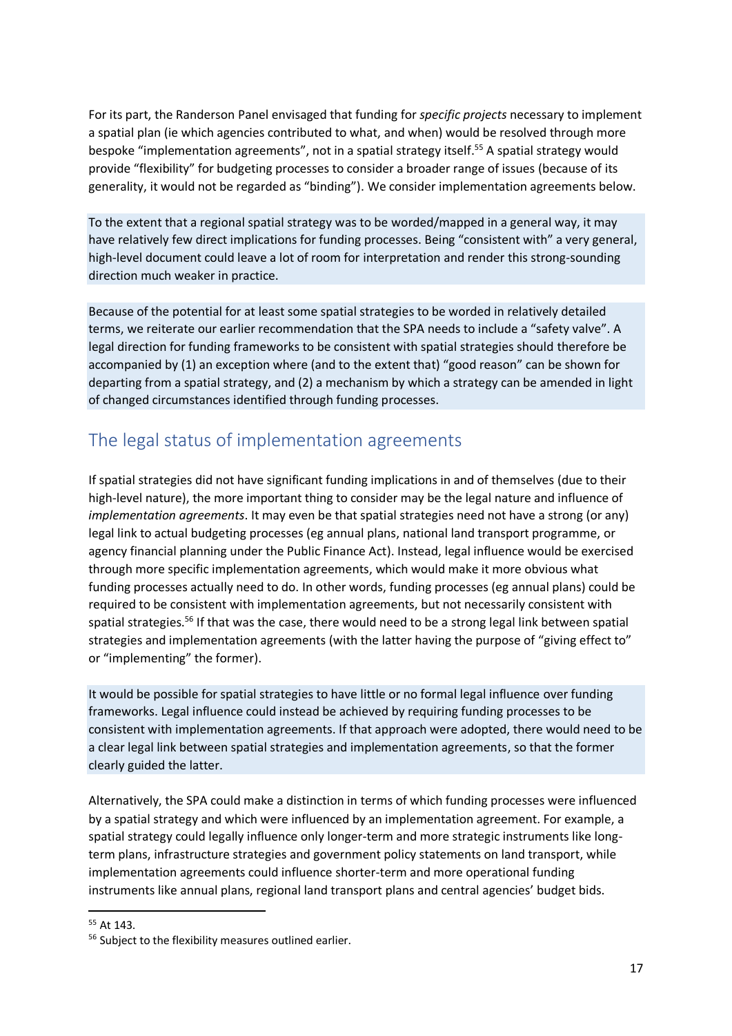For its part, the Randerson Panel envisaged that funding for *specific projects* necessary to implement a spatial plan (ie which agencies contributed to what, and when) would be resolved through more bespoke "implementation agreements", not in a spatial strategy itself.[55] A spatial strategy would provide "flexibility" for budgeting processes to consider a broader range of issues (because of its generality, it would not be regarded as "binding"). We consider implementation agreements below.

To the extent that a regional spatial strategy was to be worded/mapped in a general way, it may have relatively few direct implications for funding processes. Being "consistent with" a very general, high-level document could leave a lot of room for interpretation and render this strong-sounding direction much weaker in practice.

Because of the potential for at least some spatial strategies to be worded in relatively detailed terms, we reiterate our earlier recommendation that the SPA needs to include a "safety valve". A legal direction for funding frameworks to be consistent with spatial strategies should therefore be accompanied by (1) an exception where (and to the extent that) "good reason" can be shown for departing from a spatial strategy, and (2) a mechanism by which a strategy can be amended in light of changed circumstances identified through funding processes.

## The legal status of implementation agreements

If spatial strategies did not have significant funding implications in and of themselves (due to their high-level nature), the more important thing to consider may be the legal nature and influence of *implementation agreements*. It may even be that spatial strategies need not have a strong (or any) legal link to actual budgeting processes (eg annual plans, national land transport programme, or agency financial planning under the Public Finance Act). Instead, legal influence would be exercised through more specific implementation agreements, which would make it more obvious what funding processes actually need to do. In other words, funding processes (eg annual plans) could be required to be consistent with implementation agreements, but not necessarily consistent with spatial strategies.[56] If that was the case, there would need to be a strong legal link between spatial strategies and implementation agreements (with the latter having the purpose of "giving effect to" or "implementing" the former).

It would be possible for spatial strategies to have little or no formal legal influence over funding frameworks. Legal influence could instead be achieved by requiring funding processes to be consistent with implementation agreements. If that approach were adopted, there would need to be a clear legal link between spatial strategies and implementation agreements, so that the former clearly guided the latter.

Alternatively, the SPA could make a distinction in terms of which funding processes were influenced by a spatial strategy and which were influenced by an implementation agreement. For example, a spatial strategy could legally influence only longer-term and more strategic instruments like long-term plans, infrastructure strategies and government policy statements on land transport, while implementation agreements could influence shorter-term and more operational funding instruments like annual plans, regional land transport plans and central agencies' budget bids.

[55] At 143.

[56] Subject to the flexibility measures outlined earlier.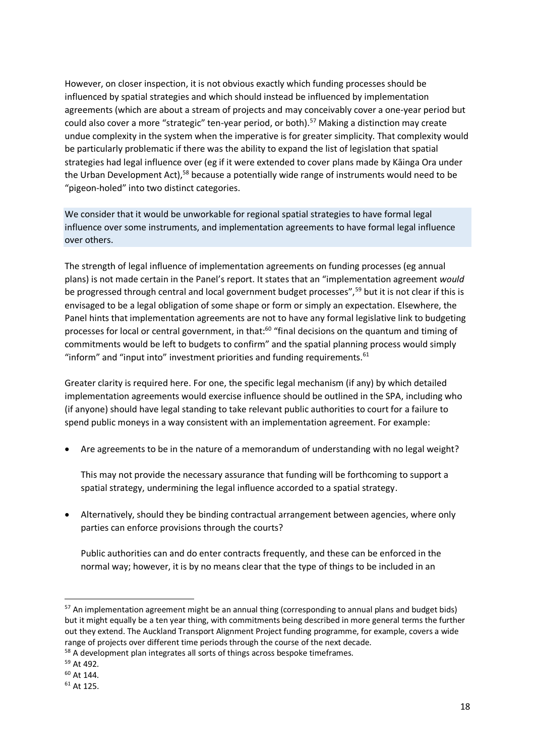However, on closer inspection, it is not obvious exactly which funding processes should be influenced by spatial strategies and which should instead be influenced by implementation agreements (which are about a stream of projects and may conceivably cover a one-year period but could also cover a more "strategic" ten-year period, or both).[57] Making a distinction may create undue complexity in the system when the imperative is for greater simplicity. That complexity would be particularly problematic if there was the ability to expand the list of legislation that spatial strategies had legal influence over (eg if it were extended to cover plans made by Kāinga Ora under the Urban Development Act),[58] because a potentially wide range of instruments would need to be "pigeon-holed" into two distinct categories.

We consider that it would be unworkable for regional spatial strategies to have formal legal influence over some instruments, and implementation agreements to have formal legal influence over others.

The strength of legal influence of implementation agreements on funding processes (eg annual plans) is not made certain in the Panel's report. It states that an "implementation agreement *would* be progressed through central and local government budget processes",[59] but it is not clear if this is envisaged to be a legal obligation of some shape or form or simply an expectation. Elsewhere, the Panel hints that implementation agreements are not to have any formal legislative link to budgeting processes for local or central government, in that:[60] "final decisions on the quantum and timing of commitments would be left to budgets to confirm" and the spatial planning process would simply "inform" and "input into" investment priorities and funding requirements.[61]

Greater clarity is required here. For one, the specific legal mechanism (if any) by which detailed implementation agreements would exercise influence should be outlined in the SPA, including who (if anyone) should have legal standing to take relevant public authorities to court for a failure to spend public moneys in a way consistent with an implementation agreement. For example:

- Are agreements to be in the nature of a memorandum of understanding with no legal weight?

  This may not provide the necessary assurance that funding will be forthcoming to support a spatial strategy, undermining the legal influence accorded to a spatial strategy.

- Alternatively, should they be binding contractual arrangement between agencies, where only parties can enforce provisions through the courts?

  Public authorities can and do enter contracts frequently, and these can be enforced in the normal way; however, it is by no means clear that the type of things to be included in an

---

[57] An implementation agreement might be an annual thing (corresponding to annual plans and budget bids) but it might equally be a ten year thing, with commitments being described in more general terms the further out they extend. The Auckland Transport Alignment Project funding programme, for example, covers a wide range of projects over different time periods through the course of the next decade.

[58] A development plan integrates all sorts of things across bespoke timeframes.

[59] At 492.

[60] At 144.

[61] At 125.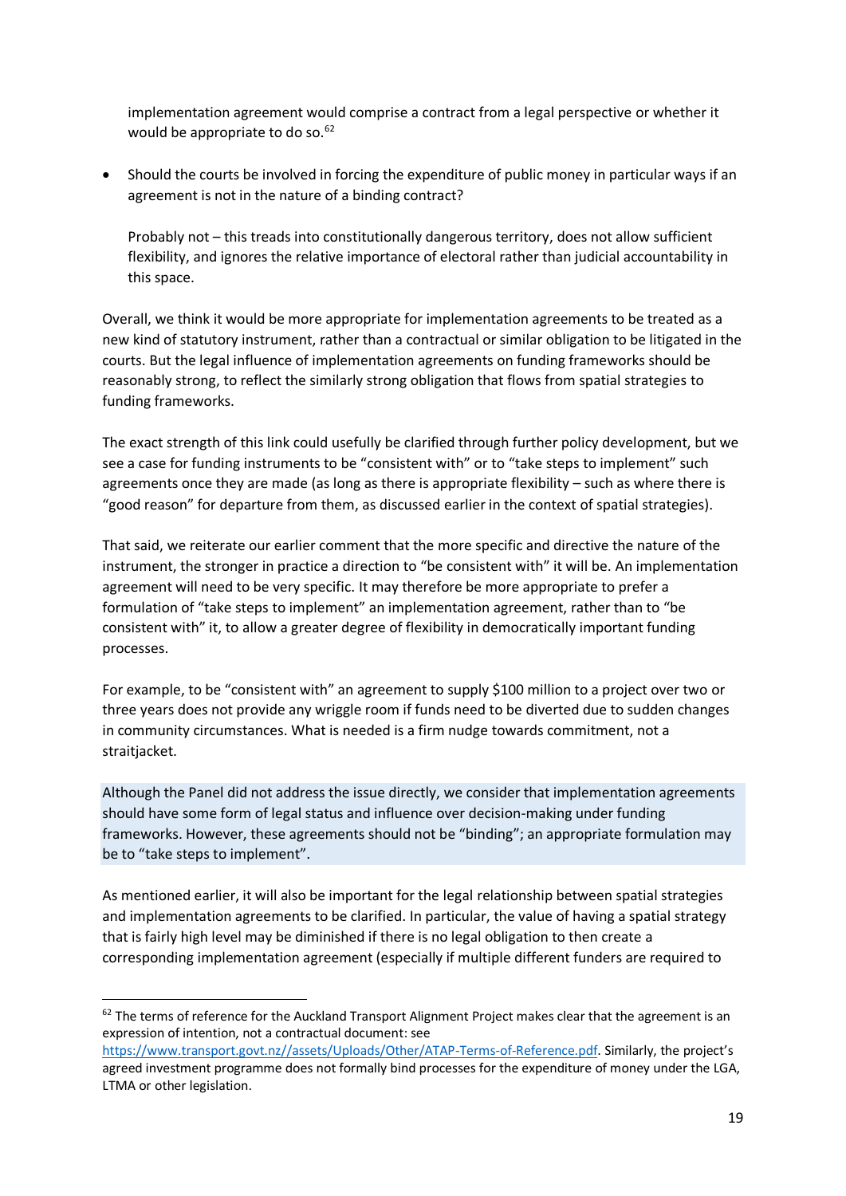implementation agreement would comprise a contract from a legal perspective or whether it would be appropriate to do so.[62]

- Should the courts be involved in forcing the expenditure of public money in particular ways if an agreement is not in the nature of a binding contract?

  Probably not – this treads into constitutionally dangerous territory, does not allow sufficient flexibility, and ignores the relative importance of electoral rather than judicial accountability in this space.

Overall, we think it would be more appropriate for implementation agreements to be treated as a new kind of statutory instrument, rather than a contractual or similar obligation to be litigated in the courts. But the legal influence of implementation agreements on funding frameworks should be reasonably strong, to reflect the similarly strong obligation that flows from spatial strategies to funding frameworks.

The exact strength of this link could usefully be clarified through further policy development, but we see a case for funding instruments to be "consistent with" or to "take steps to implement" such agreements once they are made (as long as there is appropriate flexibility – such as where there is "good reason" for departure from them, as discussed earlier in the context of spatial strategies).

That said, we reiterate our earlier comment that the more specific and directive the nature of the instrument, the stronger in practice a direction to "be consistent with" it will be. An implementation agreement will need to be very specific. It may therefore be more appropriate to prefer a formulation of "take steps to implement" an implementation agreement, rather than to "be consistent with" it, to allow a greater degree of flexibility in democratically important funding processes.

For example, to be "consistent with" an agreement to supply $100 million to a project over two or three years does not provide any wriggle room if funds need to be diverted due to sudden changes in community circumstances. What is needed is a firm nudge towards commitment, not a straitjacket.

Although the Panel did not address the issue directly, we consider that implementation agreements should have some form of legal status and influence over decision-making under funding frameworks. However, these agreements should not be "binding"; an appropriate formulation may be to "take steps to implement".

As mentioned earlier, it will also be important for the legal relationship between spatial strategies and implementation agreements to be clarified. In particular, the value of having a spatial strategy that is fairly high level may be diminished if there is no legal obligation to then create a corresponding implementation agreement (especially if multiple different funders are required to

[62] The terms of reference for the Auckland Transport Alignment Project makes clear that the agreement is an expression of intention, not a contractual document: see https://www.transport.govt.nz//assets/Uploads/Other/ATAP-Terms-of-Reference.pdf. Similarly, the project's agreed investment programme does not formally bind processes for the expenditure of money under the LGA, LTMA or other legislation.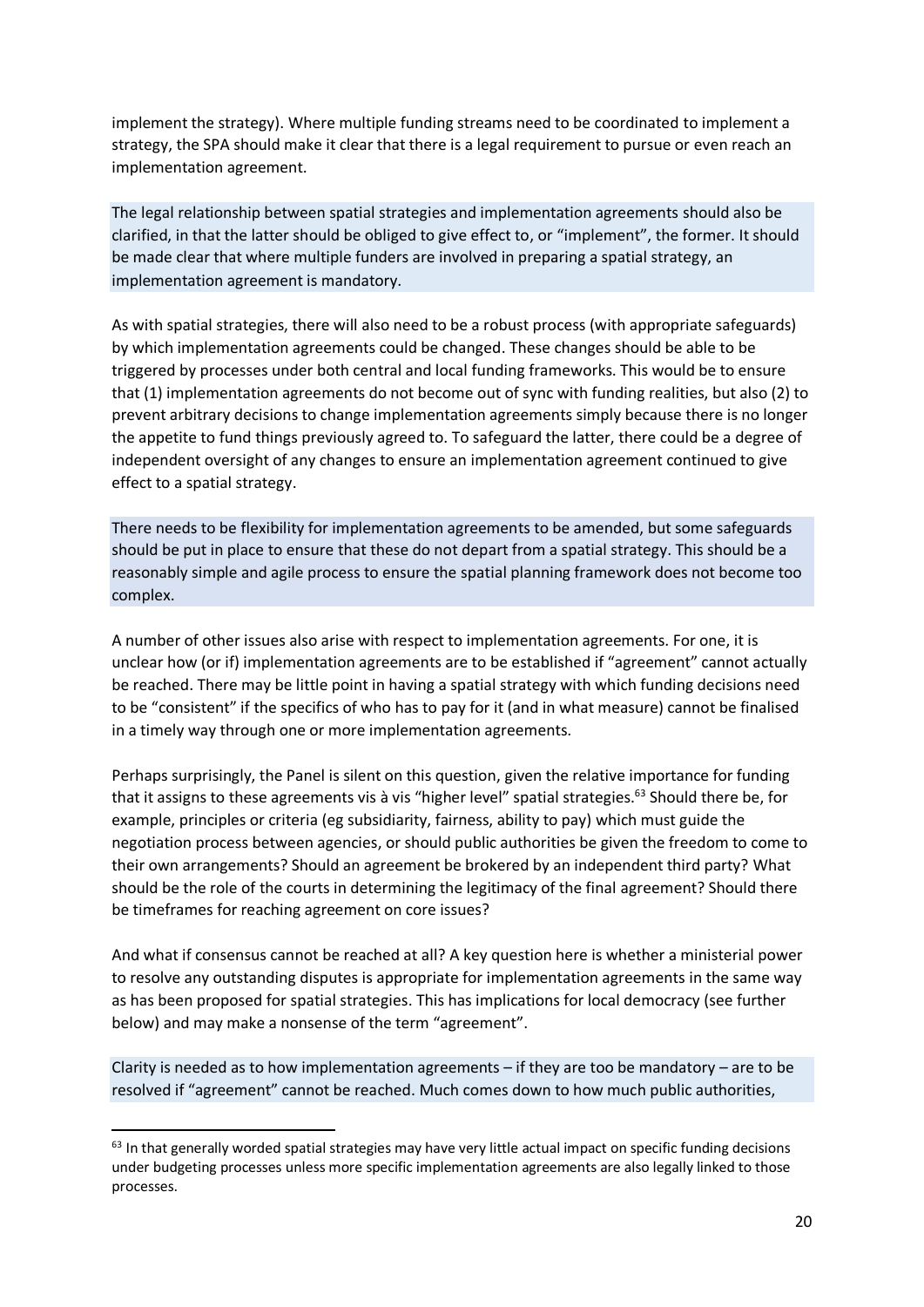implement the strategy). Where multiple funding streams need to be coordinated to implement a strategy, the SPA should make it clear that there is a legal requirement to pursue or even reach an implementation agreement.

The legal relationship between spatial strategies and implementation agreements should also be clarified, in that the latter should be obliged to give effect to, or "implement", the former. It should be made clear that where multiple funders are involved in preparing a spatial strategy, an implementation agreement is mandatory.

As with spatial strategies, there will also need to be a robust process (with appropriate safeguards) by which implementation agreements could be changed. These changes should be able to be triggered by processes under both central and local funding frameworks. This would be to ensure that (1) implementation agreements do not become out of sync with funding realities, but also (2) to prevent arbitrary decisions to change implementation agreements simply because there is no longer the appetite to fund things previously agreed to. To safeguard the latter, there could be a degree of independent oversight of any changes to ensure an implementation agreement continued to give effect to a spatial strategy.

There needs to be flexibility for implementation agreements to be amended, but some safeguards should be put in place to ensure that these do not depart from a spatial strategy. This should be a reasonably simple and agile process to ensure the spatial planning framework does not become too complex.

A number of other issues also arise with respect to implementation agreements. For one, it is unclear how (or if) implementation agreements are to be established if "agreement" cannot actually be reached. There may be little point in having a spatial strategy with which funding decisions need to be "consistent" if the specifics of who has to pay for it (and in what measure) cannot be finalised in a timely way through one or more implementation agreements.

Perhaps surprisingly, the Panel is silent on this question, given the relative importance for funding that it assigns to these agreements vis à vis "higher level" spatial strategies.[63] Should there be, for example, principles or criteria (eg subsidiarity, fairness, ability to pay) which must guide the negotiation process between agencies, or should public authorities be given the freedom to come to their own arrangements? Should an agreement be brokered by an independent third party? What should be the role of the courts in determining the legitimacy of the final agreement? Should there be timeframes for reaching agreement on core issues?

And what if consensus cannot be reached at all? A key question here is whether a ministerial power to resolve any outstanding disputes is appropriate for implementation agreements in the same way as has been proposed for spatial strategies. This has implications for local democracy (see further below) and may make a nonsense of the term "agreement".

Clarity is needed as to how implementation agreements – if they are too be mandatory – are to be resolved if "agreement" cannot be reached. Much comes down to how much public authorities,

[63] In that generally worded spatial strategies may have very little actual impact on specific funding decisions under budgeting processes unless more specific implementation agreements are also legally linked to those processes.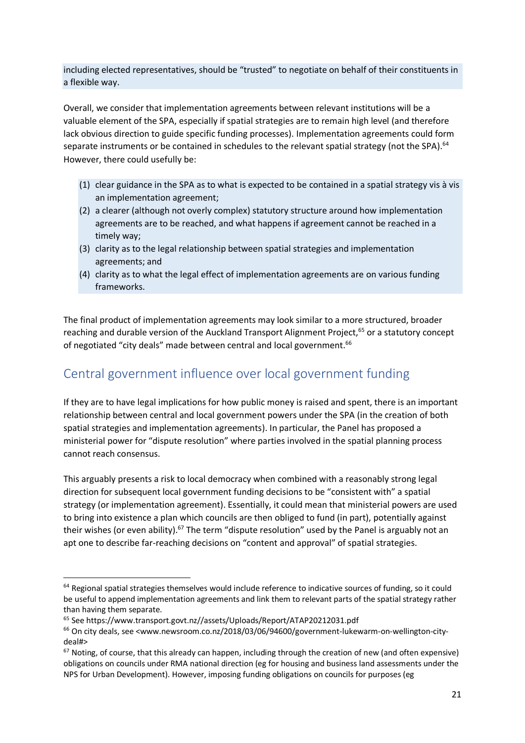including elected representatives, should be "trusted" to negotiate on behalf of their constituents in a flexible way.

Overall, we consider that implementation agreements between relevant institutions will be a valuable element of the SPA, especially if spatial strategies are to remain high level (and therefore lack obvious direction to guide specific funding processes). Implementation agreements could form separate instruments or be contained in schedules to the relevant spatial strategy (not the SPA).[64] However, there could usefully be:

(1) clear guidance in the SPA as to what is expected to be contained in a spatial strategy vis à vis an implementation agreement;
(2) a clearer (although not overly complex) statutory structure around how implementation agreements are to be reached, and what happens if agreement cannot be reached in a timely way;
(3) clarity as to the legal relationship between spatial strategies and implementation agreements; and
(4) clarity as to what the legal effect of implementation agreements are on various funding frameworks.

The final product of implementation agreements may look similar to a more structured, broader reaching and durable version of the Auckland Transport Alignment Project,[65] or a statutory concept of negotiated "city deals" made between central and local government.[66]

## Central government influence over local government funding

If they are to have legal implications for how public money is raised and spent, there is an important relationship between central and local government powers under the SPA (in the creation of both spatial strategies and implementation agreements). In particular, the Panel has proposed a ministerial power for "dispute resolution" where parties involved in the spatial planning process cannot reach consensus.

This arguably presents a risk to local democracy when combined with a reasonably strong legal direction for subsequent local government funding decisions to be "consistent with" a spatial strategy (or implementation agreement). Essentially, it could mean that ministerial powers are used to bring into existence a plan which councils are then obliged to fund (in part), potentially against their wishes (or even ability).[67] The term "dispute resolution" used by the Panel is arguably not an apt one to describe far-reaching decisions on "content and approval" of spatial strategies.

---

[64] Regional spatial strategies themselves would include reference to indicative sources of funding, so it could be useful to append implementation agreements and link them to relevant parts of the spatial strategy rather than having them separate.

[65] See https://www.transport.govt.nz//assets/Uploads/Report/ATAP20212031.pdf

[66] On city deals, see <www.newsroom.co.nz/2018/03/06/94600/government-lukewarm-on-wellington-city-deal#>

[67] Noting, of course, that this already can happen, including through the creation of new (and often expensive) obligations on councils under RMA national direction (eg for housing and business land assessments under the NPS for Urban Development). However, imposing funding obligations on councils for purposes (eg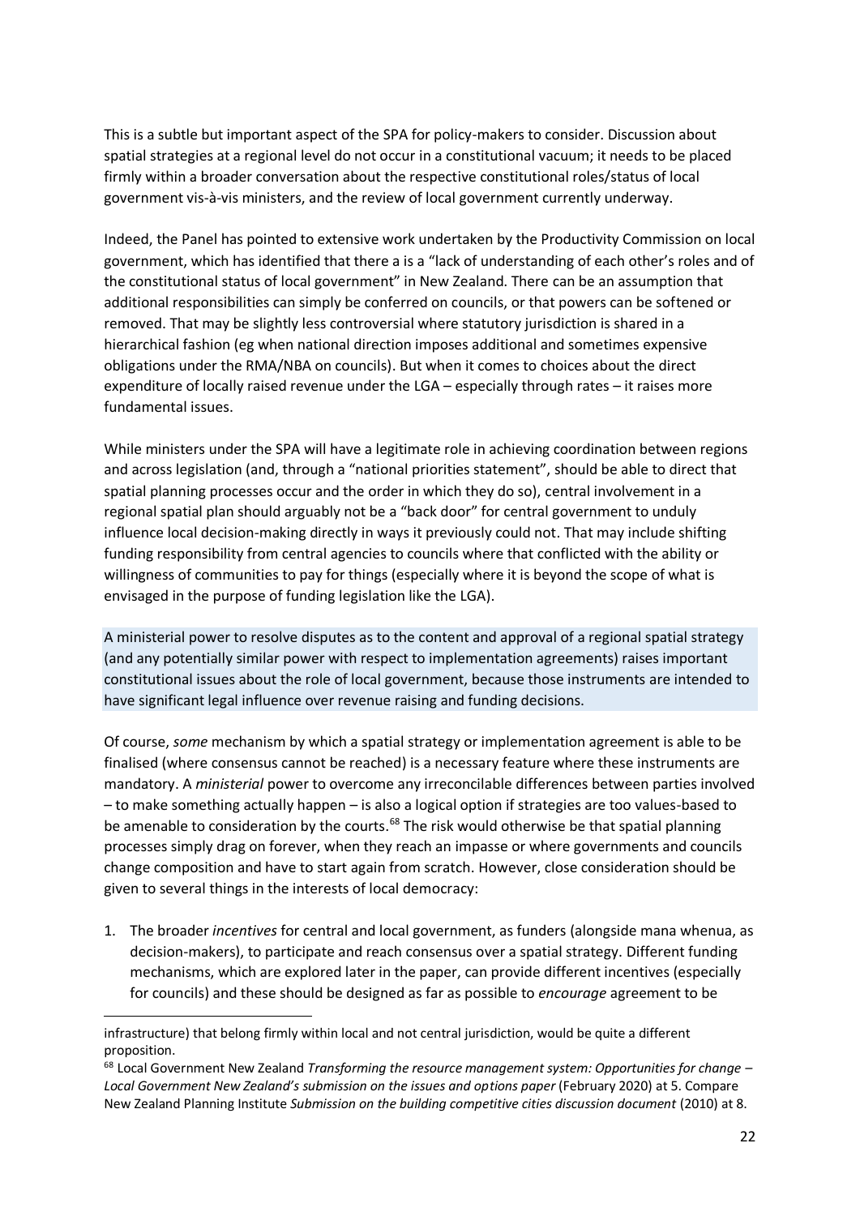This is a subtle but important aspect of the SPA for policy-makers to consider. Discussion about spatial strategies at a regional level do not occur in a constitutional vacuum; it needs to be placed firmly within a broader conversation about the respective constitutional roles/status of local government vis-à-vis ministers, and the review of local government currently underway.

Indeed, the Panel has pointed to extensive work undertaken by the Productivity Commission on local government, which has identified that there a is a "lack of understanding of each other's roles and of the constitutional status of local government" in New Zealand. There can be an assumption that additional responsibilities can simply be conferred on councils, or that powers can be softened or removed. That may be slightly less controversial where statutory jurisdiction is shared in a hierarchical fashion (eg when national direction imposes additional and sometimes expensive obligations under the RMA/NBA on councils). But when it comes to choices about the direct expenditure of locally raised revenue under the LGA – especially through rates – it raises more fundamental issues.

While ministers under the SPA will have a legitimate role in achieving coordination between regions and across legislation (and, through a "national priorities statement", should be able to direct that spatial planning processes occur and the order in which they do so), central involvement in a regional spatial plan should arguably not be a "back door" for central government to unduly influence local decision-making directly in ways it previously could not. That may include shifting funding responsibility from central agencies to councils where that conflicted with the ability or willingness of communities to pay for things (especially where it is beyond the scope of what is envisaged in the purpose of funding legislation like the LGA).

A ministerial power to resolve disputes as to the content and approval of a regional spatial strategy (and any potentially similar power with respect to implementation agreements) raises important constitutional issues about the role of local government, because those instruments are intended to have significant legal influence over revenue raising and funding decisions.

Of course, *some* mechanism by which a spatial strategy or implementation agreement is able to be finalised (where consensus cannot be reached) is a necessary feature where these instruments are mandatory. A *ministerial* power to overcome any irreconcilable differences between parties involved – to make something actually happen – is also a logical option if strategies are too values-based to be amenable to consideration by the courts.[68] The risk would otherwise be that spatial planning processes simply drag on forever, when they reach an impasse or where governments and councils change composition and have to start again from scratch. However, close consideration should be given to several things in the interests of local democracy:

1. The broader *incentives* for central and local government, as funders (alongside mana whenua, as decision-makers), to participate and reach consensus over a spatial strategy. Different funding mechanisms, which are explored later in the paper, can provide different incentives (especially for councils) and these should be designed as far as possible to *encourage* agreement to be

---

infrastructure) that belong firmly within local and not central jurisdiction, would be quite a different proposition.

[68] Local Government New Zealand *Transforming the resource management system: Opportunities for change – Local Government New Zealand's submission on the issues and options paper* (February 2020) at 5. Compare New Zealand Planning Institute *Submission on the building competitive cities discussion document* (2010) at 8.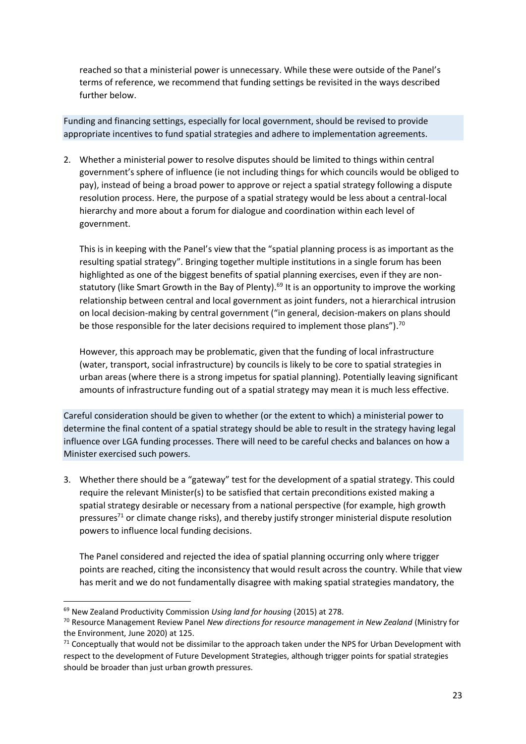reached so that a ministerial power is unnecessary. While these were outside of the Panel's terms of reference, we recommend that funding settings be revisited in the ways described further below.

Funding and financing settings, especially for local government, should be revised to provide appropriate incentives to fund spatial strategies and adhere to implementation agreements.

2. Whether a ministerial power to resolve disputes should be limited to things within central government's sphere of influence (ie not including things for which councils would be obliged to pay), instead of being a broad power to approve or reject a spatial strategy following a dispute resolution process. Here, the purpose of a spatial strategy would be less about a central-local hierarchy and more about a forum for dialogue and coordination within each level of government.

   This is in keeping with the Panel's view that the "spatial planning process is as important as the resulting spatial strategy". Bringing together multiple institutions in a single forum has been highlighted as one of the biggest benefits of spatial planning exercises, even if they are non-statutory (like Smart Growth in the Bay of Plenty).[69] It is an opportunity to improve the working relationship between central and local government as joint funders, not a hierarchical intrusion on local decision-making by central government ("in general, decision-makers on plans should be those responsible for the later decisions required to implement those plans").[70]

   However, this approach may be problematic, given that the funding of local infrastructure (water, transport, social infrastructure) by councils is likely to be core to spatial strategies in urban areas (where there is a strong impetus for spatial planning). Potentially leaving significant amounts of infrastructure funding out of a spatial strategy may mean it is much less effective.

Careful consideration should be given to whether (or the extent to which) a ministerial power to determine the final content of a spatial strategy should be able to result in the strategy having legal influence over LGA funding processes. There will need to be careful checks and balances on how a Minister exercised such powers.

3. Whether there should be a "gateway" test for the development of a spatial strategy. This could require the relevant Minister(s) to be satisfied that certain preconditions existed making a spatial strategy desirable or necessary from a national perspective (for example, high growth pressures[71] or climate change risks), and thereby justify stronger ministerial dispute resolution powers to influence local funding decisions.

   The Panel considered and rejected the idea of spatial planning occurring only where trigger points are reached, citing the inconsistency that would result across the country. While that view has merit and we do not fundamentally disagree with making spatial strategies mandatory, the

[69] New Zealand Productivity Commission *Using land for housing* (2015) at 278.

[70] Resource Management Review Panel *New directions for resource management in New Zealand* (Ministry for the Environment, June 2020) at 125.

[71] Conceptually that would not be dissimilar to the approach taken under the NPS for Urban Development with respect to the development of Future Development Strategies, although trigger points for spatial strategies should be broader than just urban growth pressures.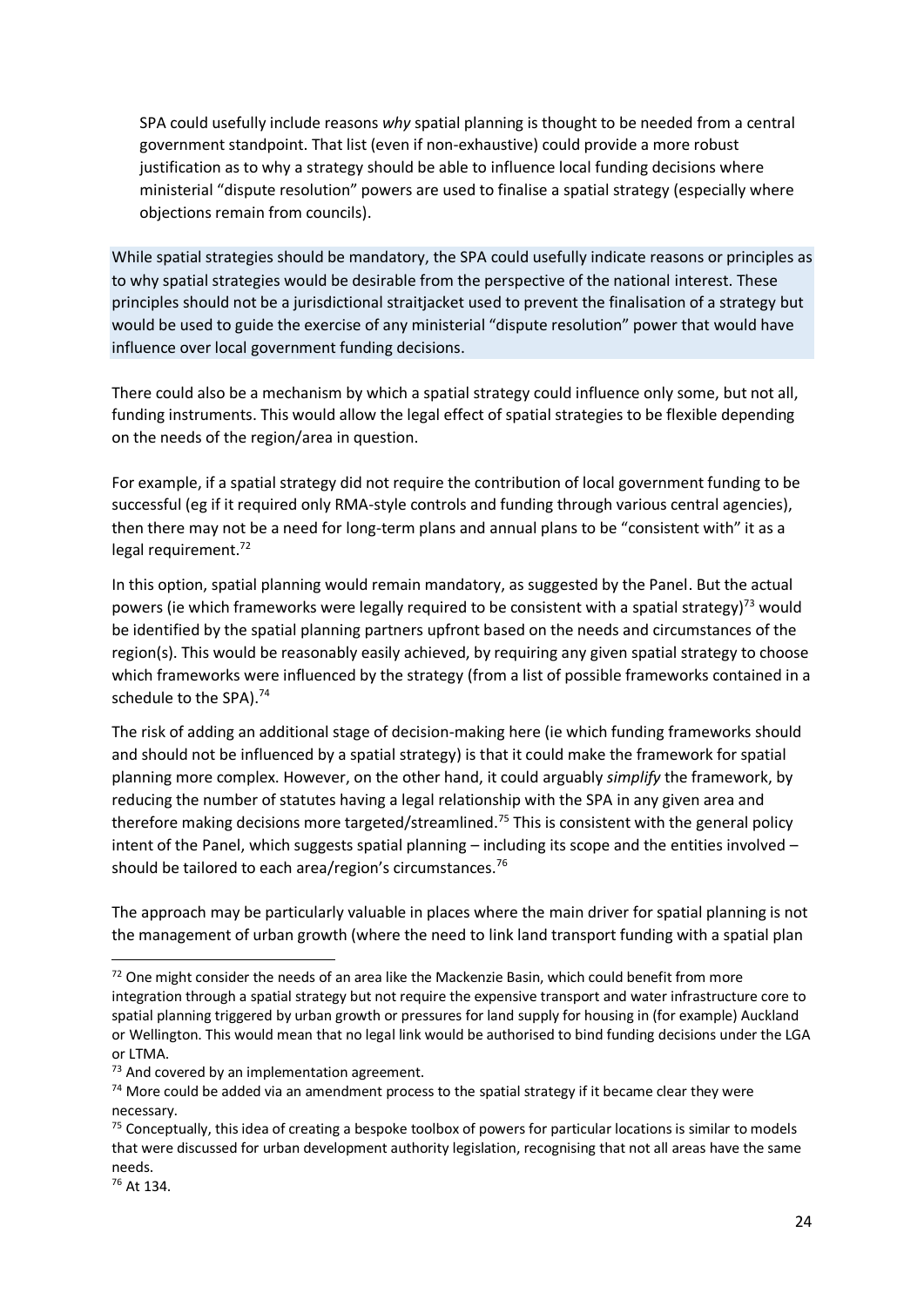SPA could usefully include reasons *why* spatial planning is thought to be needed from a central government standpoint. That list (even if non-exhaustive) could provide a more robust justification as to why a strategy should be able to influence local funding decisions where ministerial "dispute resolution" powers are used to finalise a spatial strategy (especially where objections remain from councils).

While spatial strategies should be mandatory, the SPA could usefully indicate reasons or principles as to why spatial strategies would be desirable from the perspective of the national interest. These principles should not be a jurisdictional straitjacket used to prevent the finalisation of a strategy but would be used to guide the exercise of any ministerial "dispute resolution" power that would have influence over local government funding decisions.

There could also be a mechanism by which a spatial strategy could influence only some, but not all, funding instruments. This would allow the legal effect of spatial strategies to be flexible depending on the needs of the region/area in question.

For example, if a spatial strategy did not require the contribution of local government funding to be successful (eg if it required only RMA-style controls and funding through various central agencies), then there may not be a need for long-term plans and annual plans to be "consistent with" it as a legal requirement.[72]

In this option, spatial planning would remain mandatory, as suggested by the Panel. But the actual powers (ie which frameworks were legally required to be consistent with a spatial strategy)[73] would be identified by the spatial planning partners upfront based on the needs and circumstances of the region(s). This would be reasonably easily achieved, by requiring any given spatial strategy to choose which frameworks were influenced by the strategy (from a list of possible frameworks contained in a schedule to the SPA).[74]

The risk of adding an additional stage of decision-making here (ie which funding frameworks should and should not be influenced by a spatial strategy) is that it could make the framework for spatial planning more complex. However, on the other hand, it could arguably *simplify* the framework, by reducing the number of statutes having a legal relationship with the SPA in any given area and therefore making decisions more targeted/streamlined.[75] This is consistent with the general policy intent of the Panel, which suggests spatial planning – including its scope and the entities involved – should be tailored to each area/region's circumstances.[76]

The approach may be particularly valuable in places where the main driver for spatial planning is not the management of urban growth (where the need to link land transport funding with a spatial plan

---

[72] One might consider the needs of an area like the Mackenzie Basin, which could benefit from more integration through a spatial strategy but not require the expensive transport and water infrastructure core to spatial planning triggered by urban growth or pressures for land supply for housing in (for example) Auckland or Wellington. This would mean that no legal link would be authorised to bind funding decisions under the LGA or LTMA.

[73] And covered by an implementation agreement.

[74] More could be added via an amendment process to the spatial strategy if it became clear they were necessary.

[75] Conceptually, this idea of creating a bespoke toolbox of powers for particular locations is similar to models that were discussed for urban development authority legislation, recognising that not all areas have the same needs.

[76] At 134.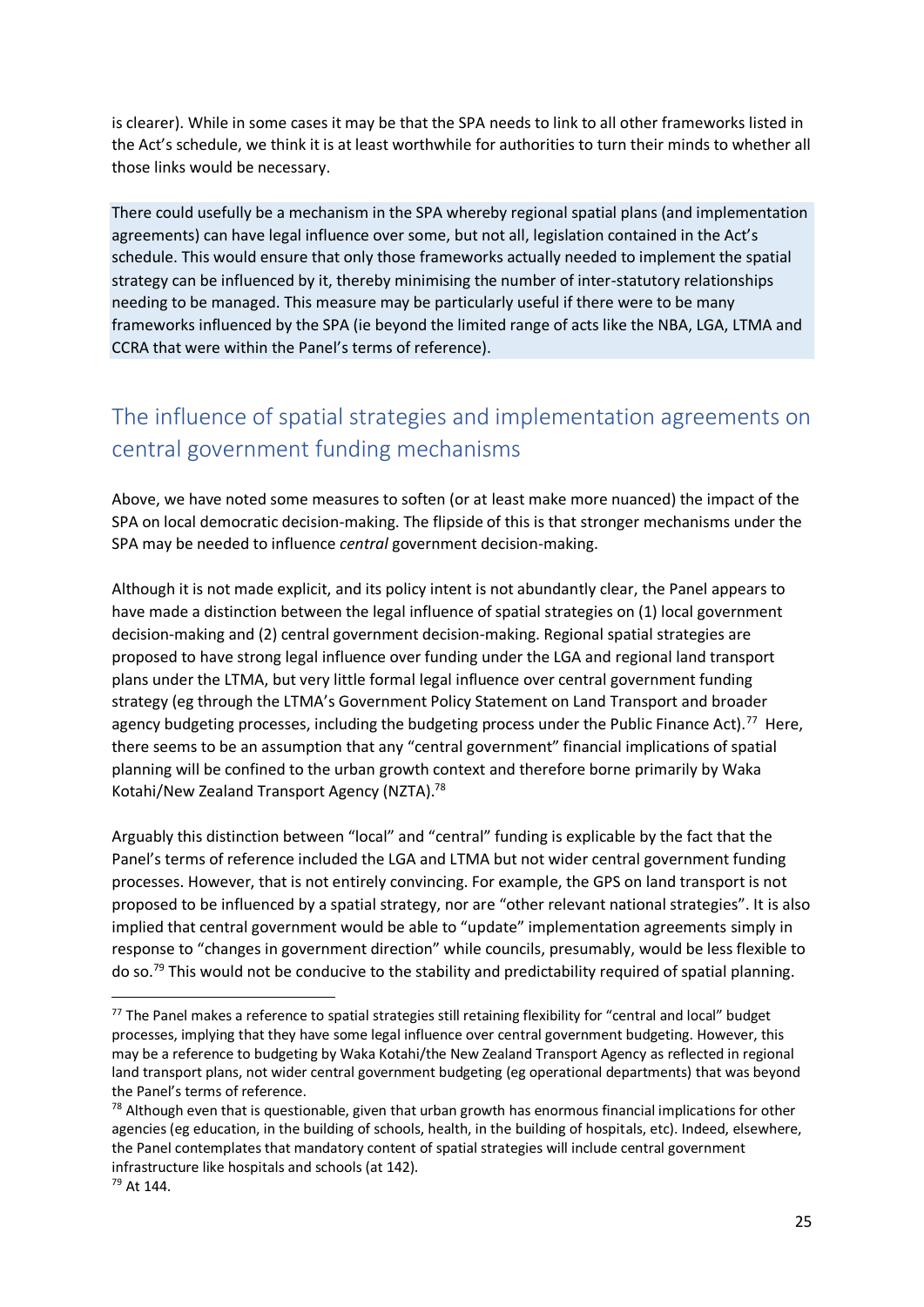is clearer). While in some cases it may be that the SPA needs to link to all other frameworks listed in the Act's schedule, we think it is at least worthwhile for authorities to turn their minds to whether all those links would be necessary.

There could usefully be a mechanism in the SPA whereby regional spatial plans (and implementation agreements) can have legal influence over some, but not all, legislation contained in the Act's schedule. This would ensure that only those frameworks actually needed to implement the spatial strategy can be influenced by it, thereby minimising the number of inter-statutory relationships needing to be managed. This measure may be particularly useful if there were to be many frameworks influenced by the SPA (ie beyond the limited range of acts like the NBA, LGA, LTMA and CCRA that were within the Panel's terms of reference).

## The influence of spatial strategies and implementation agreements on central government funding mechanisms

Above, we have noted some measures to soften (or at least make more nuanced) the impact of the SPA on local democratic decision-making. The flipside of this is that stronger mechanisms under the SPA may be needed to influence *central* government decision-making.

Although it is not made explicit, and its policy intent is not abundantly clear, the Panel appears to have made a distinction between the legal influence of spatial strategies on (1) local government decision-making and (2) central government decision-making. Regional spatial strategies are proposed to have strong legal influence over funding under the LGA and regional land transport plans under the LTMA, but very little formal legal influence over central government funding strategy (eg through the LTMA's Government Policy Statement on Land Transport and broader agency budgeting processes, including the budgeting process under the Public Finance Act).[77] Here, there seems to be an assumption that any "central government" financial implications of spatial planning will be confined to the urban growth context and therefore borne primarily by Waka Kotahi/New Zealand Transport Agency (NZTA).[78]

Arguably this distinction between "local" and "central" funding is explicable by the fact that the Panel's terms of reference included the LGA and LTMA but not wider central government funding processes. However, that is not entirely convincing. For example, the GPS on land transport is not proposed to be influenced by a spatial strategy, nor are "other relevant national strategies". It is also implied that central government would be able to "update" implementation agreements simply in response to "changes in government direction" while councils, presumably, would be less flexible to do so.[79] This would not be conducive to the stability and predictability required of spatial planning.

---

[77] The Panel makes a reference to spatial strategies still retaining flexibility for "central and local" budget processes, implying that they have some legal influence over central government budgeting. However, this may be a reference to budgeting by Waka Kotahi/the New Zealand Transport Agency as reflected in regional land transport plans, not wider central government budgeting (eg operational departments) that was beyond the Panel's terms of reference.

[78] Although even that is questionable, given that urban growth has enormous financial implications for other agencies (eg education, in the building of schools, health, in the building of hospitals, etc). Indeed, elsewhere, the Panel contemplates that mandatory content of spatial strategies will include central government infrastructure like hospitals and schools (at 142).

[79] At 144.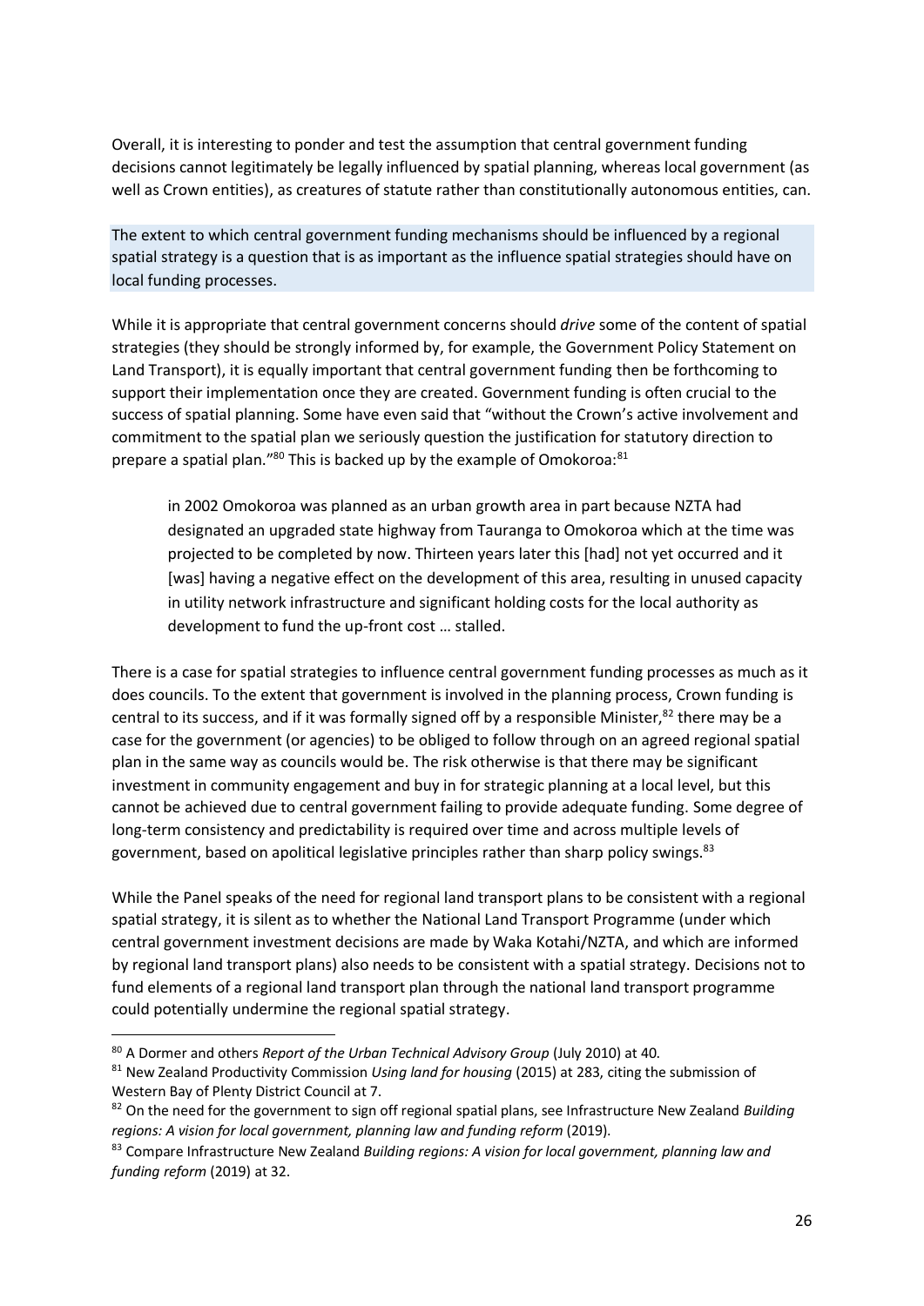Overall, it is interesting to ponder and test the assumption that central government funding decisions cannot legitimately be legally influenced by spatial planning, whereas local government (as well as Crown entities), as creatures of statute rather than constitutionally autonomous entities, can.

The extent to which central government funding mechanisms should be influenced by a regional spatial strategy is a question that is as important as the influence spatial strategies should have on local funding processes.

While it is appropriate that central government concerns should *drive* some of the content of spatial strategies (they should be strongly informed by, for example, the Government Policy Statement on Land Transport), it is equally important that central government funding then be forthcoming to support their implementation once they are created. Government funding is often crucial to the success of spatial planning. Some have even said that "without the Crown's active involvement and commitment to the spatial plan we seriously question the justification for statutory direction to prepare a spatial plan."[80] This is backed up by the example of Omokoroa:[81]

> in 2002 Omokoroa was planned as an urban growth area in part because NZTA had designated an upgraded state highway from Tauranga to Omokoroa which at the time was projected to be completed by now. Thirteen years later this [had] not yet occurred and it [was] having a negative effect on the development of this area, resulting in unused capacity in utility network infrastructure and significant holding costs for the local authority as development to fund the up-front cost … stalled.

There is a case for spatial strategies to influence central government funding processes as much as it does councils. To the extent that government is involved in the planning process, Crown funding is central to its success, and if it was formally signed off by a responsible Minister,[82] there may be a case for the government (or agencies) to be obliged to follow through on an agreed regional spatial plan in the same way as councils would be. The risk otherwise is that there may be significant investment in community engagement and buy in for strategic planning at a local level, but this cannot be achieved due to central government failing to provide adequate funding. Some degree of long-term consistency and predictability is required over time and across multiple levels of government, based on apolitical legislative principles rather than sharp policy swings.[83]

While the Panel speaks of the need for regional land transport plans to be consistent with a regional spatial strategy, it is silent as to whether the National Land Transport Programme (under which central government investment decisions are made by Waka Kotahi/NZTA, and which are informed by regional land transport plans) also needs to be consistent with a spatial strategy. Decisions not to fund elements of a regional land transport plan through the national land transport programme could potentially undermine the regional spatial strategy.

[80] A Dormer and others *Report of the Urban Technical Advisory Group* (July 2010) at 40.

[81] New Zealand Productivity Commission *Using land for housing* (2015) at 283, citing the submission of Western Bay of Plenty District Council at 7.

[82] On the need for the government to sign off regional spatial plans, see Infrastructure New Zealand *Building regions: A vision for local government, planning law and funding reform* (2019).

[83] Compare Infrastructure New Zealand *Building regions: A vision for local government, planning law and funding reform* (2019) at 32.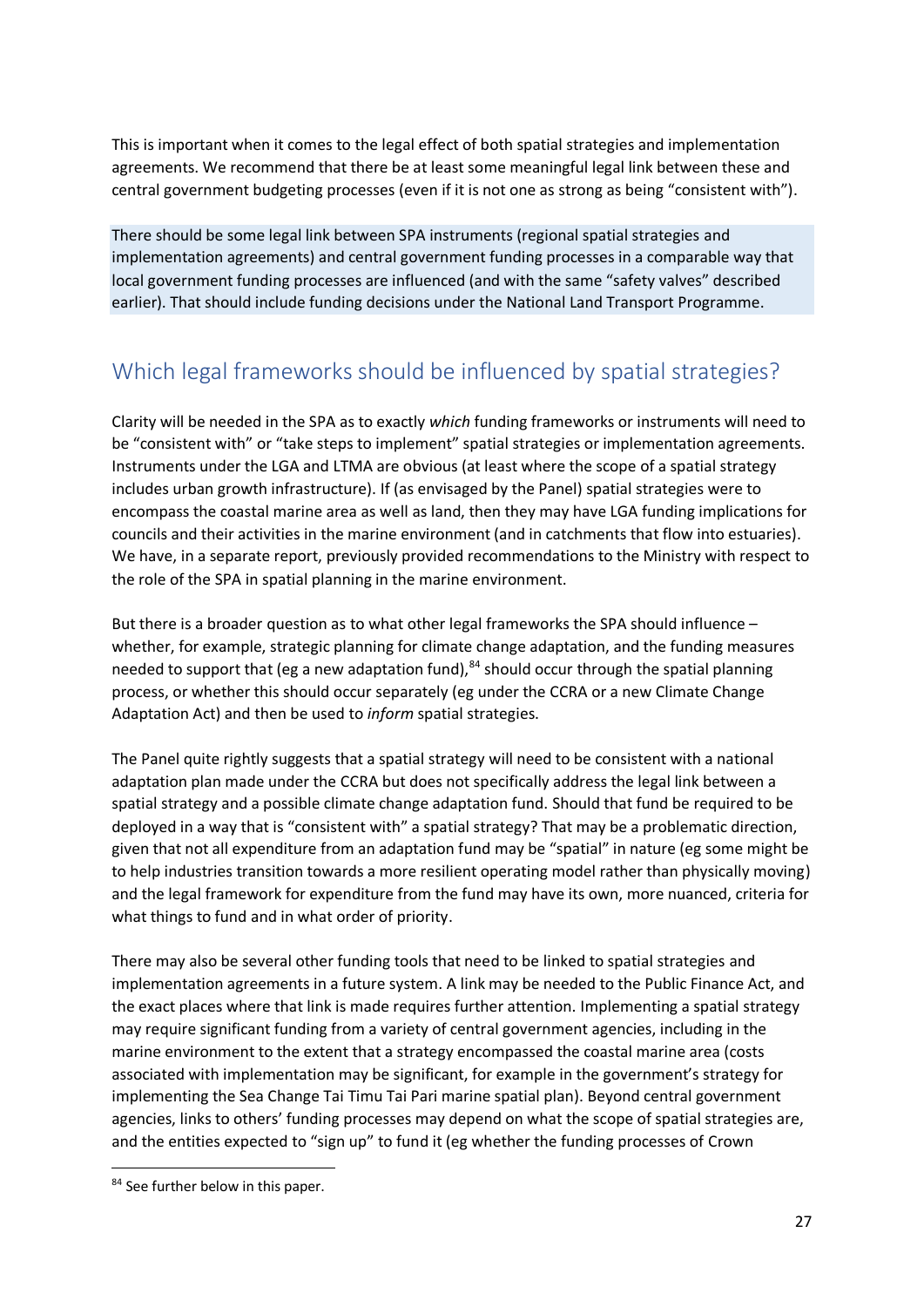This is important when it comes to the legal effect of both spatial strategies and implementation agreements. We recommend that there be at least some meaningful legal link between these and central government budgeting processes (even if it is not one as strong as being "consistent with").

> There should be some legal link between SPA instruments (regional spatial strategies and implementation agreements) and central government funding processes in a comparable way that local government funding processes are influenced (and with the same "safety valves" described earlier). That should include funding decisions under the National Land Transport Programme.

## Which legal frameworks should be influenced by spatial strategies?

Clarity will be needed in the SPA as to exactly *which* funding frameworks or instruments will need to be "consistent with" or "take steps to implement" spatial strategies or implementation agreements. Instruments under the LGA and LTMA are obvious (at least where the scope of a spatial strategy includes urban growth infrastructure). If (as envisaged by the Panel) spatial strategies were to encompass the coastal marine area as well as land, then they may have LGA funding implications for councils and their activities in the marine environment (and in catchments that flow into estuaries). We have, in a separate report, previously provided recommendations to the Ministry with respect to the role of the SPA in spatial planning in the marine environment.

But there is a broader question as to what other legal frameworks the SPA should influence – whether, for example, strategic planning for climate change adaptation, and the funding measures needed to support that (eg a new adaptation fund),[84] should occur through the spatial planning process, or whether this should occur separately (eg under the CCRA or a new Climate Change Adaptation Act) and then be used to *inform* spatial strategies.

The Panel quite rightly suggests that a spatial strategy will need to be consistent with a national adaptation plan made under the CCRA but does not specifically address the legal link between a spatial strategy and a possible climate change adaptation fund. Should that fund be required to be deployed in a way that is "consistent with" a spatial strategy? That may be a problematic direction, given that not all expenditure from an adaptation fund may be "spatial" in nature (eg some might be to help industries transition towards a more resilient operating model rather than physically moving) and the legal framework for expenditure from the fund may have its own, more nuanced, criteria for what things to fund and in what order of priority.

There may also be several other funding tools that need to be linked to spatial strategies and implementation agreements in a future system. A link may be needed to the Public Finance Act, and the exact places where that link is made requires further attention. Implementing a spatial strategy may require significant funding from a variety of central government agencies, including in the marine environment to the extent that a strategy encompassed the coastal marine area (costs associated with implementation may be significant, for example in the government's strategy for implementing the Sea Change Tai Timu Tai Pari marine spatial plan). Beyond central government agencies, links to others' funding processes may depend on what the scope of spatial strategies are, and the entities expected to "sign up" to fund it (eg whether the funding processes of Crown

---

[84] See further below in this paper.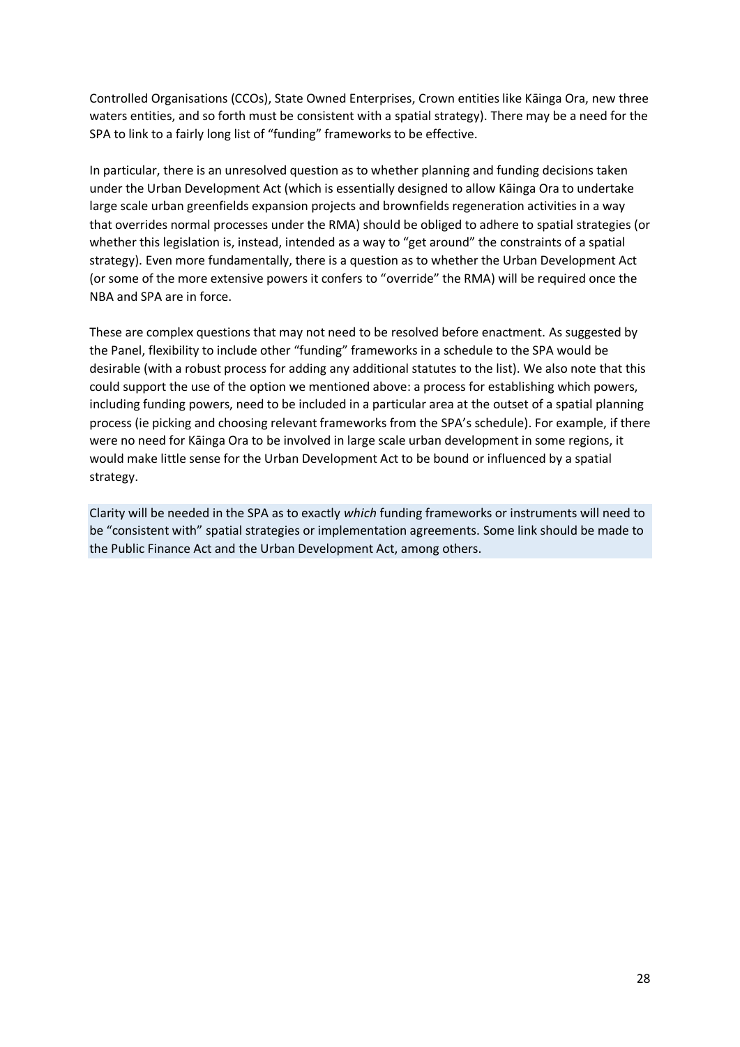Controlled Organisations (CCOs), State Owned Enterprises, Crown entities like Kāinga Ora, new three waters entities, and so forth must be consistent with a spatial strategy). There may be a need for the SPA to link to a fairly long list of "funding" frameworks to be effective.

In particular, there is an unresolved question as to whether planning and funding decisions taken under the Urban Development Act (which is essentially designed to allow Kāinga Ora to undertake large scale urban greenfields expansion projects and brownfields regeneration activities in a way that overrides normal processes under the RMA) should be obliged to adhere to spatial strategies (or whether this legislation is, instead, intended as a way to "get around" the constraints of a spatial strategy). Even more fundamentally, there is a question as to whether the Urban Development Act (or some of the more extensive powers it confers to "override" the RMA) will be required once the NBA and SPA are in force.

These are complex questions that may not need to be resolved before enactment. As suggested by the Panel, flexibility to include other "funding" frameworks in a schedule to the SPA would be desirable (with a robust process for adding any additional statutes to the list). We also note that this could support the use of the option we mentioned above: a process for establishing which powers, including funding powers, need to be included in a particular area at the outset of a spatial planning process (ie picking and choosing relevant frameworks from the SPA's schedule). For example, if there were no need for Kāinga Ora to be involved in large scale urban development in some regions, it would make little sense for the Urban Development Act to be bound or influenced by a spatial strategy.

Clarity will be needed in the SPA as to exactly *which* funding frameworks or instruments will need to be "consistent with" spatial strategies or implementation agreements. Some link should be made to the Public Finance Act and the Urban Development Act, among others.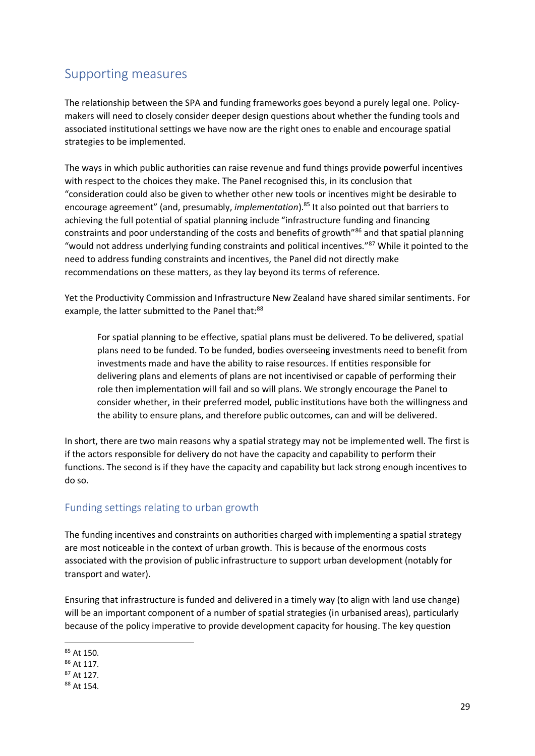## Supporting measures

The relationship between the SPA and funding frameworks goes beyond a purely legal one. Policy-makers will need to closely consider deeper design questions about whether the funding tools and associated institutional settings we have now are the right ones to enable and encourage spatial strategies to be implemented.

The ways in which public authorities can raise revenue and fund things provide powerful incentives with respect to the choices they make. The Panel recognised this, in its conclusion that "consideration could also be given to whether other new tools or incentives might be desirable to encourage agreement" (and, presumably, *implementation*).[85] It also pointed out that barriers to achieving the full potential of spatial planning include "infrastructure funding and financing constraints and poor understanding of the costs and benefits of growth"[86] and that spatial planning "would not address underlying funding constraints and political incentives."[87] While it pointed to the need to address funding constraints and incentives, the Panel did not directly make recommendations on these matters, as they lay beyond its terms of reference.

Yet the Productivity Commission and Infrastructure New Zealand have shared similar sentiments. For example, the latter submitted to the Panel that:[88]

> For spatial planning to be effective, spatial plans must be delivered. To be delivered, spatial plans need to be funded. To be funded, bodies overseeing investments need to benefit from investments made and have the ability to raise resources. If entities responsible for delivering plans and elements of plans are not incentivised or capable of performing their role then implementation will fail and so will plans. We strongly encourage the Panel to consider whether, in their preferred model, public institutions have both the willingness and the ability to ensure plans, and therefore public outcomes, can and will be delivered.

In short, there are two main reasons why a spatial strategy may not be implemented well. The first is if the actors responsible for delivery do not have the capacity and capability to perform their functions. The second is if they have the capacity and capability but lack strong enough incentives to do so.

### Funding settings relating to urban growth

The funding incentives and constraints on authorities charged with implementing a spatial strategy are most noticeable in the context of urban growth. This is because of the enormous costs associated with the provision of public infrastructure to support urban development (notably for transport and water).

Ensuring that infrastructure is funded and delivered in a timely way (to align with land use change) will be an important component of a number of spatial strategies (in urbanised areas), particularly because of the policy imperative to provide development capacity for housing. The key question

[85] At 150.
[86] At 117.
[87] At 127.
[88] At 154.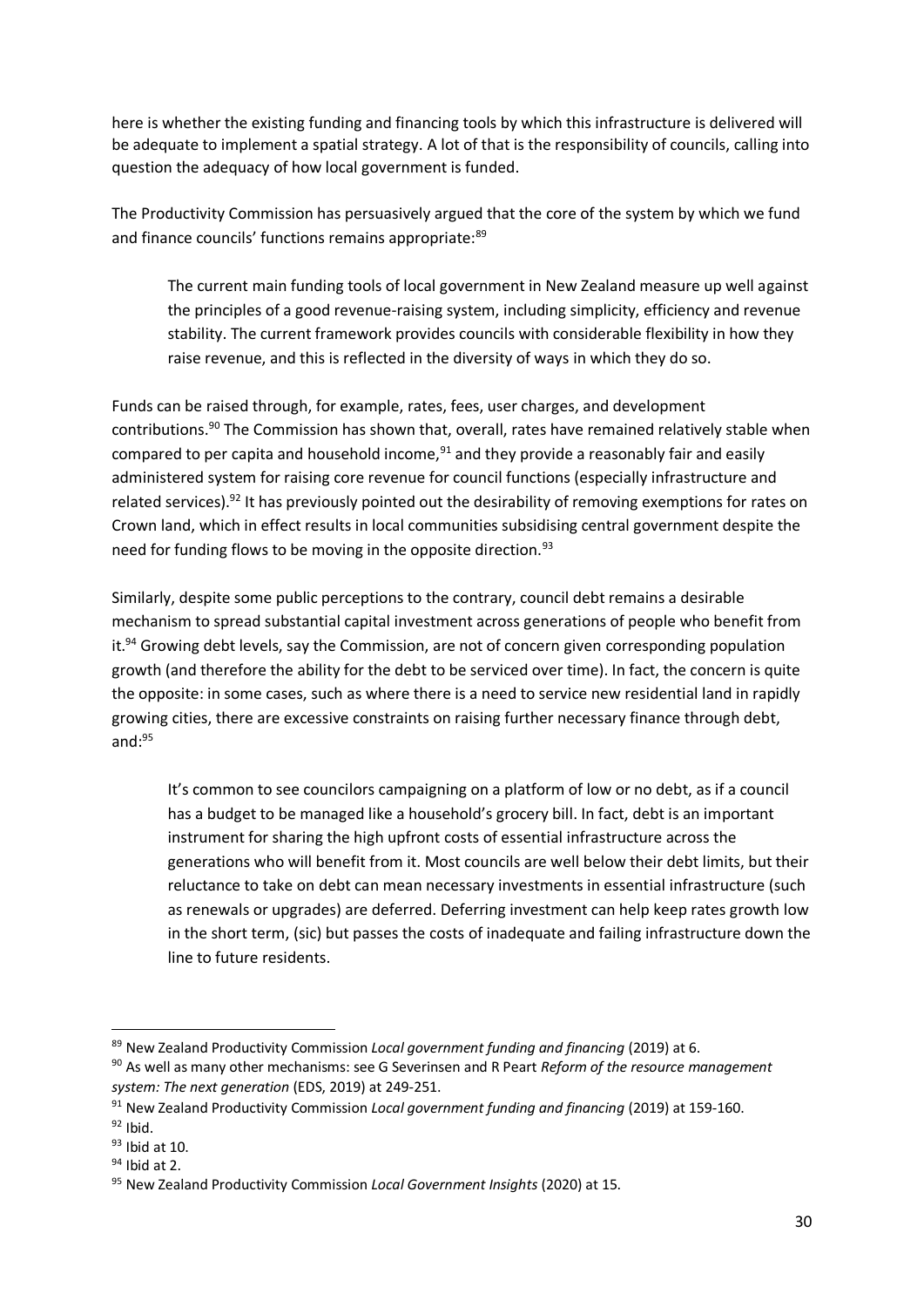here is whether the existing funding and financing tools by which this infrastructure is delivered will be adequate to implement a spatial strategy. A lot of that is the responsibility of councils, calling into question the adequacy of how local government is funded.

The Productivity Commission has persuasively argued that the core of the system by which we fund and finance councils' functions remains appropriate:[89]

> The current main funding tools of local government in New Zealand measure up well against the principles of a good revenue-raising system, including simplicity, efficiency and revenue stability. The current framework provides councils with considerable flexibility in how they raise revenue, and this is reflected in the diversity of ways in which they do so.

Funds can be raised through, for example, rates, fees, user charges, and development contributions.[90] The Commission has shown that, overall, rates have remained relatively stable when compared to per capita and household income,[91] and they provide a reasonably fair and easily administered system for raising core revenue for council functions (especially infrastructure and related services).[92] It has previously pointed out the desirability of removing exemptions for rates on Crown land, which in effect results in local communities subsidising central government despite the need for funding flows to be moving in the opposite direction.[93]

Similarly, despite some public perceptions to the contrary, council debt remains a desirable mechanism to spread substantial capital investment across generations of people who benefit from it.[94] Growing debt levels, say the Commission, are not of concern given corresponding population growth (and therefore the ability for the debt to be serviced over time). In fact, the concern is quite the opposite: in some cases, such as where there is a need to service new residential land in rapidly growing cities, there are excessive constraints on raising further necessary finance through debt, and:[95]

> It's common to see councilors campaigning on a platform of low or no debt, as if a council has a budget to be managed like a household's grocery bill. In fact, debt is an important instrument for sharing the high upfront costs of essential infrastructure across the generations who will benefit from it. Most councils are well below their debt limits, but their reluctance to take on debt can mean necessary investments in essential infrastructure (such as renewals or upgrades) are deferred. Deferring investment can help keep rates growth low in the short term, (sic) but passes the costs of inadequate and failing infrastructure down the line to future residents.

---

[89] New Zealand Productivity Commission *Local government funding and financing* (2019) at 6.

[90] As well as many other mechanisms: see G Severinsen and R Peart *Reform of the resource management system: The next generation* (EDS, 2019) at 249-251.

[91] New Zealand Productivity Commission *Local government funding and financing* (2019) at 159-160.

[92] Ibid.

[93] Ibid at 10.

[94] Ibid at 2.

[95] New Zealand Productivity Commission *Local Government Insights* (2020) at 15.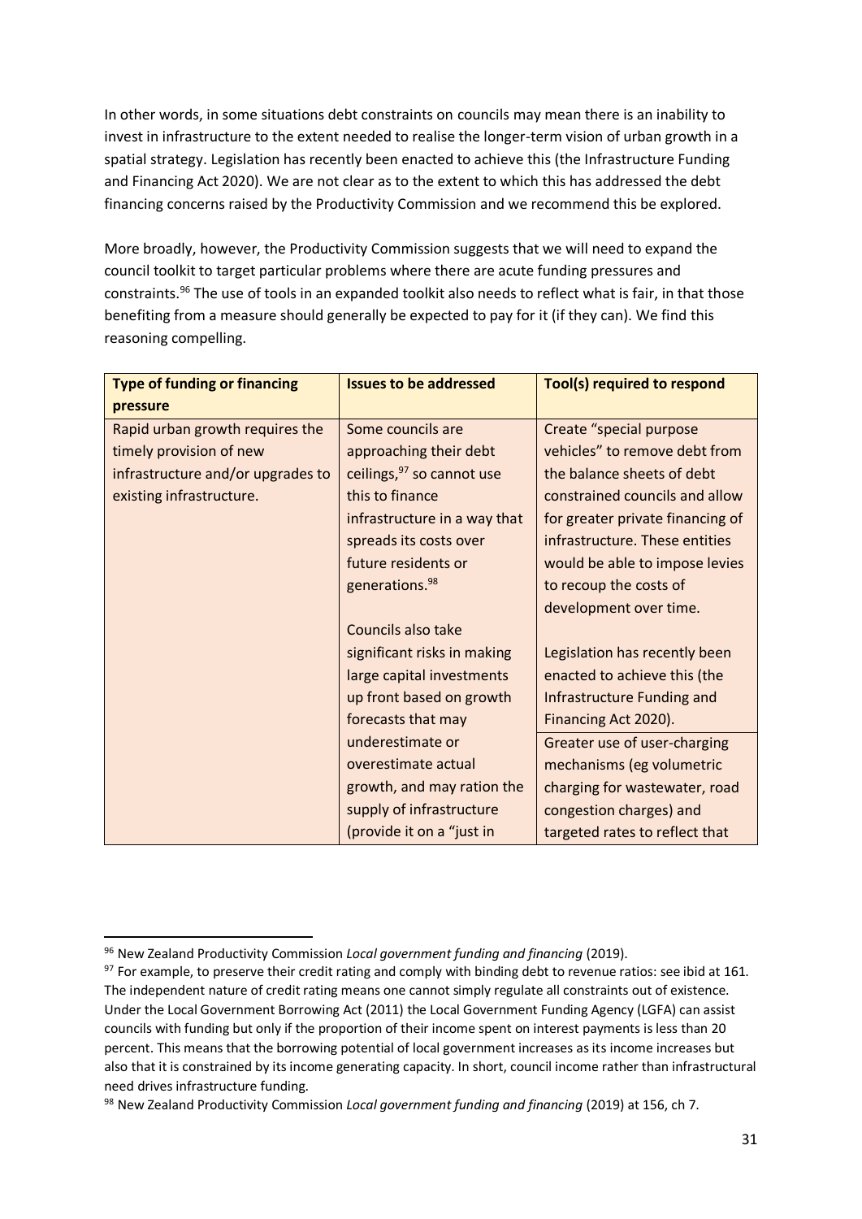In other words, in some situations debt constraints on councils may mean there is an inability to invest in infrastructure to the extent needed to realise the longer-term vision of urban growth in a spatial strategy. Legislation has recently been enacted to achieve this (the Infrastructure Funding and Financing Act 2020). We are not clear as to the extent to which this has addressed the debt financing concerns raised by the Productivity Commission and we recommend this be explored.

More broadly, however, the Productivity Commission suggests that we will need to expand the council toolkit to target particular problems where there are acute funding pressures and constraints.[96] The use of tools in an expanded toolkit also needs to reflect what is fair, in that those benefiting from a measure should generally be expected to pay for it (if they can). We find this reasoning compelling.

| Type of funding or financing pressure | Issues to be addressed | Tool(s) required to respond |
|---|---|---|
| Rapid urban growth requires the timely provision of new infrastructure and/or upgrades to existing infrastructure. | Some councils are approaching their debt ceilings,[97] so cannot use this to finance infrastructure in a way that spreads its costs over future residents or generations.[98]<br><br>Councils also take significant risks in making large capital investments up front based on growth forecasts that may underestimate or overestimate actual growth, and may ration the supply of infrastructure (provide it on a "just in | Create "special purpose vehicles" to remove debt from the balance sheets of debt constrained councils and allow for greater private financing of infrastructure. These entities would be able to impose levies to recoup the costs of development over time.<br><br>Legislation has recently been enacted to achieve this (the Infrastructure Funding and Financing Act 2020). |
| | | Greater use of user-charging mechanisms (eg volumetric charging for wastewater, road congestion charges) and targeted rates to reflect that |

[96] New Zealand Productivity Commission *Local government funding and financing* (2019).

[97] For example, to preserve their credit rating and comply with binding debt to revenue ratios: see ibid at 161. The independent nature of credit rating means one cannot simply regulate all constraints out of existence. Under the Local Government Borrowing Act (2011) the Local Government Funding Agency (LGFA) can assist councils with funding but only if the proportion of their income spent on interest payments is less than 20 percent. This means that the borrowing potential of local government increases as its income increases but also that it is constrained by its income generating capacity. In short, council income rather than infrastructural need drives infrastructure funding.

[98] New Zealand Productivity Commission *Local government funding and financing* (2019) at 156, ch 7.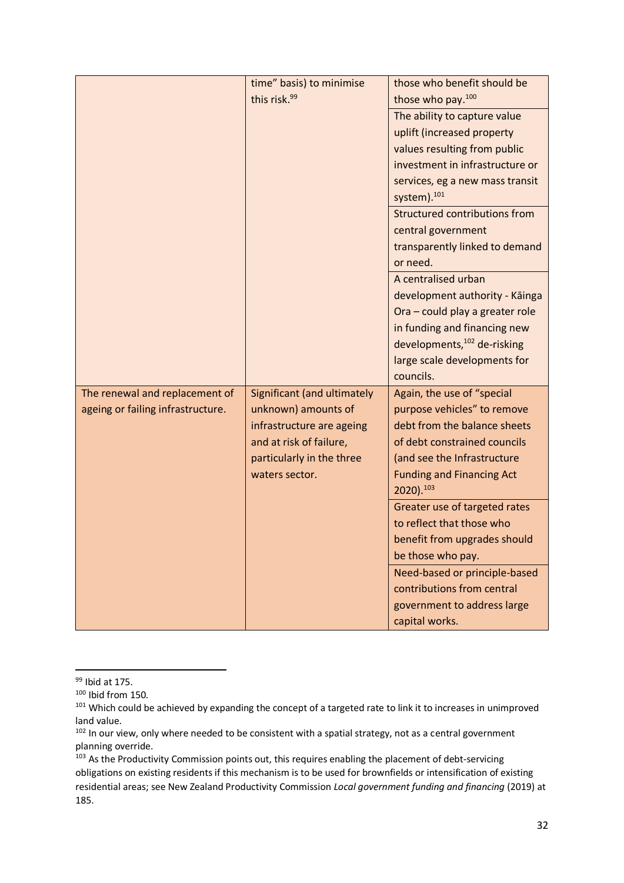| | | |
|---|---|---|
| | time" basis) to minimise this risk.[99] | those who benefit should be those who pay.[100] |
| | | The ability to capture value uplift (increased property values resulting from public investment in infrastructure or services, eg a new mass transit system).[101] |
| | | Structured contributions from central government transparently linked to demand or need. |
| | | A centralised urban development authority - Kāinga Ora – could play a greater role in funding and financing new developments,[102] de-risking large scale developments for councils. |
| The renewal and replacement of ageing or failing infrastructure. | Significant (and ultimately unknown) amounts of infrastructure are ageing and at risk of failure, particularly in the three waters sector. | Again, the use of "special purpose vehicles" to remove debt from the balance sheets of debt constrained councils (and see the Infrastructure Funding and Financing Act 2020).[103] |
| | | Greater use of targeted rates to reflect that those who benefit from upgrades should be those who pay. |
| | | Need-based or principle-based contributions from central government to address large capital works. |

[99] Ibid at 175.

[100] Ibid from 150.

[101] Which could be achieved by expanding the concept of a targeted rate to link it to increases in unimproved land value.

[102] In our view, only where needed to be consistent with a spatial strategy, not as a central government planning override.

[103] As the Productivity Commission points out, this requires enabling the placement of debt-servicing obligations on existing residents if this mechanism is to be used for brownfields or intensification of existing residential areas; see New Zealand Productivity Commission *Local government funding and financing* (2019) at 185.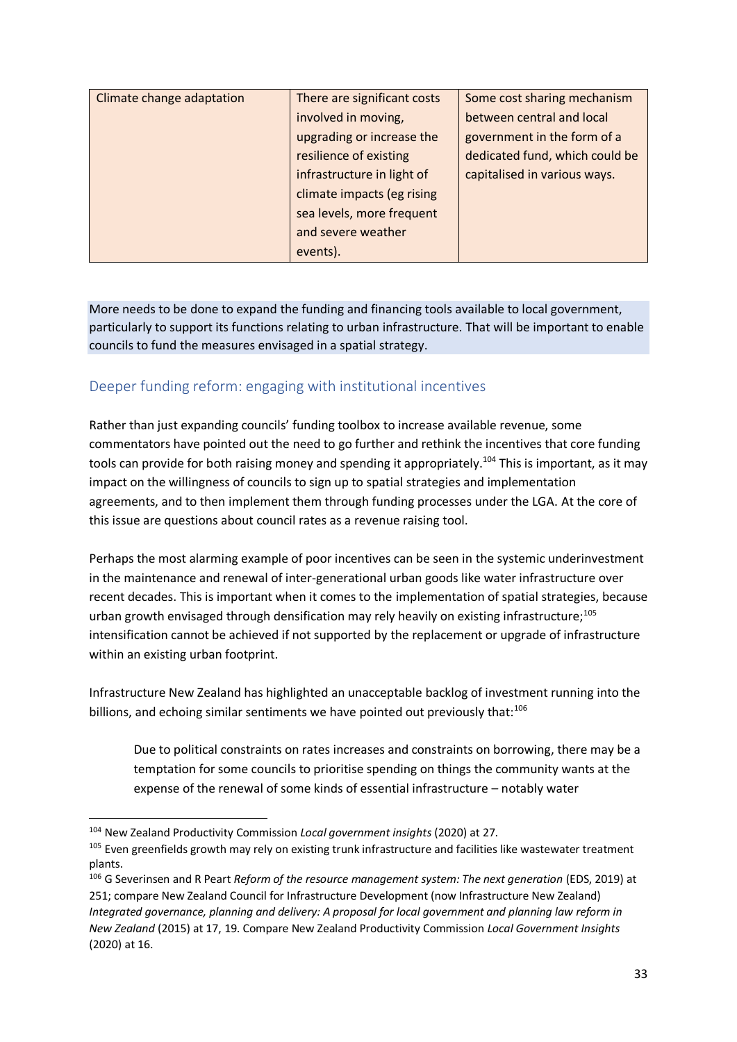| Climate change adaptation | There are significant costs involved in moving, upgrading or increase the resilience of existing infrastructure in light of climate impacts (eg rising sea levels, more frequent and severe weather events). | Some cost sharing mechanism between central and local government in the form of a dedicated fund, which could be capitalised in various ways. |
|---|---|---|

More needs to be done to expand the funding and financing tools available to local government, particularly to support its functions relating to urban infrastructure. That will be important to enable councils to fund the measures envisaged in a spatial strategy.

## Deeper funding reform: engaging with institutional incentives

Rather than just expanding councils' funding toolbox to increase available revenue, some commentators have pointed out the need to go further and rethink the incentives that core funding tools can provide for both raising money and spending it appropriately.[104] This is important, as it may impact on the willingness of councils to sign up to spatial strategies and implementation agreements, and to then implement them through funding processes under the LGA. At the core of this issue are questions about council rates as a revenue raising tool.

Perhaps the most alarming example of poor incentives can be seen in the systemic underinvestment in the maintenance and renewal of inter-generational urban goods like water infrastructure over recent decades. This is important when it comes to the implementation of spatial strategies, because urban growth envisaged through densification may rely heavily on existing infrastructure;[105] intensification cannot be achieved if not supported by the replacement or upgrade of infrastructure within an existing urban footprint.

Infrastructure New Zealand has highlighted an unacceptable backlog of investment running into the billions, and echoing similar sentiments we have pointed out previously that:[106]

> Due to political constraints on rates increases and constraints on borrowing, there may be a temptation for some councils to prioritise spending on things the community wants at the expense of the renewal of some kinds of essential infrastructure – notably water

[104] New Zealand Productivity Commission *Local government insights* (2020) at 27.

[105] Even greenfields growth may rely on existing trunk infrastructure and facilities like wastewater treatment plants.

[106] G Severinsen and R Peart *Reform of the resource management system: The next generation* (EDS, 2019) at 251; compare New Zealand Council for Infrastructure Development (now Infrastructure New Zealand) *Integrated governance, planning and delivery: A proposal for local government and planning law reform in New Zealand* (2015) at 17, 19. Compare New Zealand Productivity Commission *Local Government Insights* (2020) at 16.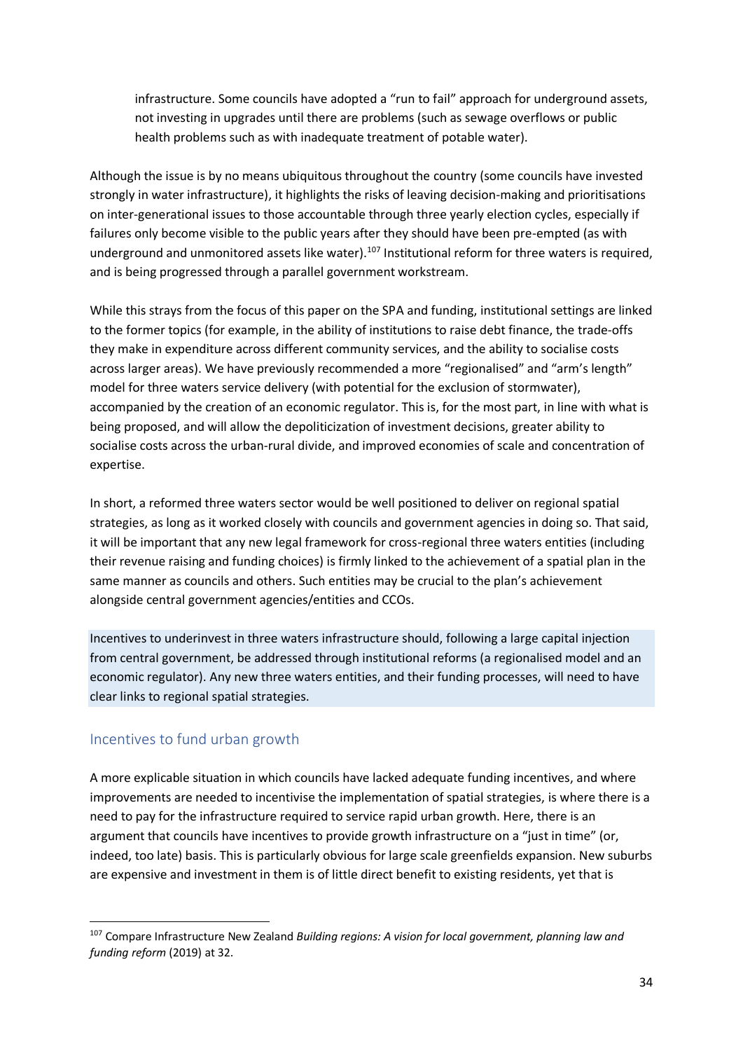infrastructure. Some councils have adopted a "run to fail" approach for underground assets, not investing in upgrades until there are problems (such as sewage overflows or public health problems such as with inadequate treatment of potable water).

Although the issue is by no means ubiquitous throughout the country (some councils have invested strongly in water infrastructure), it highlights the risks of leaving decision-making and prioritisations on inter-generational issues to those accountable through three yearly election cycles, especially if failures only become visible to the public years after they should have been pre-empted (as with underground and unmonitored assets like water).[107] Institutional reform for three waters is required, and is being progressed through a parallel government workstream.

While this strays from the focus of this paper on the SPA and funding, institutional settings are linked to the former topics (for example, in the ability of institutions to raise debt finance, the trade-offs they make in expenditure across different community services, and the ability to socialise costs across larger areas). We have previously recommended a more "regionalised" and "arm's length" model for three waters service delivery (with potential for the exclusion of stormwater), accompanied by the creation of an economic regulator. This is, for the most part, in line with what is being proposed, and will allow the depoliticization of investment decisions, greater ability to socialise costs across the urban-rural divide, and improved economies of scale and concentration of expertise.

In short, a reformed three waters sector would be well positioned to deliver on regional spatial strategies, as long as it worked closely with councils and government agencies in doing so. That said, it will be important that any new legal framework for cross-regional three waters entities (including their revenue raising and funding choices) is firmly linked to the achievement of a spatial plan in the same manner as councils and others. Such entities may be crucial to the plan's achievement alongside central government agencies/entities and CCOs.

Incentives to underinvest in three waters infrastructure should, following a large capital injection from central government, be addressed through institutional reforms (a regionalised model and an economic regulator). Any new three waters entities, and their funding processes, will need to have clear links to regional spatial strategies.

## Incentives to fund urban growth

A more explicable situation in which councils have lacked adequate funding incentives, and where improvements are needed to incentivise the implementation of spatial strategies, is where there is a need to pay for the infrastructure required to service rapid urban growth. Here, there is an argument that councils have incentives to provide growth infrastructure on a "just in time" (or, indeed, too late) basis. This is particularly obvious for large scale greenfields expansion. New suburbs are expensive and investment in them is of little direct benefit to existing residents, yet that is

[107] Compare Infrastructure New Zealand *Building regions: A vision for local government, planning law and funding reform* (2019) at 32.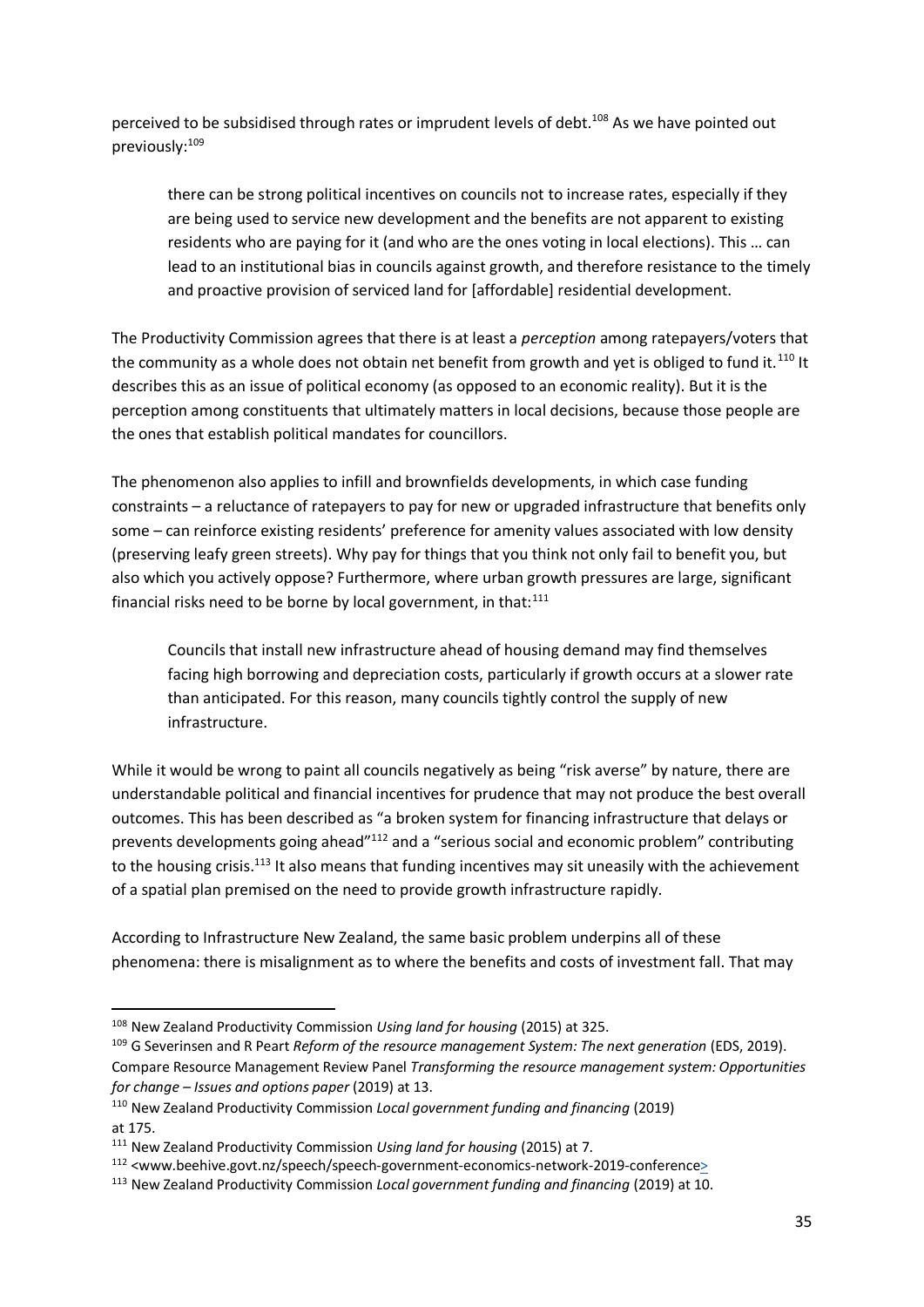perceived to be subsidised through rates or imprudent levels of debt.[108] As we have pointed out previously:[109]

> there can be strong political incentives on councils not to increase rates, especially if they are being used to service new development and the benefits are not apparent to existing residents who are paying for it (and who are the ones voting in local elections). This … can lead to an institutional bias in councils against growth, and therefore resistance to the timely and proactive provision of serviced land for [affordable] residential development.

The Productivity Commission agrees that there is at least a *perception* among ratepayers/voters that the community as a whole does not obtain net benefit from growth and yet is obliged to fund it.[110] It describes this as an issue of political economy (as opposed to an economic reality). But it is the perception among constituents that ultimately matters in local decisions, because those people are the ones that establish political mandates for councillors.

The phenomenon also applies to infill and brownfields developments, in which case funding constraints – a reluctance of ratepayers to pay for new or upgraded infrastructure that benefits only some – can reinforce existing residents' preference for amenity values associated with low density (preserving leafy green streets). Why pay for things that you think not only fail to benefit you, but also which you actively oppose? Furthermore, where urban growth pressures are large, significant financial risks need to be borne by local government, in that:[111]

> Councils that install new infrastructure ahead of housing demand may find themselves facing high borrowing and depreciation costs, particularly if growth occurs at a slower rate than anticipated. For this reason, many councils tightly control the supply of new infrastructure.

While it would be wrong to paint all councils negatively as being "risk averse" by nature, there are understandable political and financial incentives for prudence that may not produce the best overall outcomes. This has been described as "a broken system for financing infrastructure that delays or prevents developments going ahead"[112] and a "serious social and economic problem" contributing to the housing crisis.[113] It also means that funding incentives may sit uneasily with the achievement of a spatial plan premised on the need to provide growth infrastructure rapidly.

According to Infrastructure New Zealand, the same basic problem underpins all of these phenomena: there is misalignment as to where the benefits and costs of investment fall. That may

---

[108] New Zealand Productivity Commission *Using land for housing* (2015) at 325.

[109] G Severinsen and R Peart *Reform of the resource management System: The next generation* (EDS, 2019). Compare Resource Management Review Panel *Transforming the resource management system: Opportunities for change – Issues and options paper* (2019) at 13.

[110] New Zealand Productivity Commission *Local government funding and financing* (2019) at 175.

[111] New Zealand Productivity Commission *Using land for housing* (2015) at 7.

[112] <www.beehive.govt.nz/speech/speech-government-economics-network-2019-conference>

[113] New Zealand Productivity Commission *Local government funding and financing* (2019) at 10.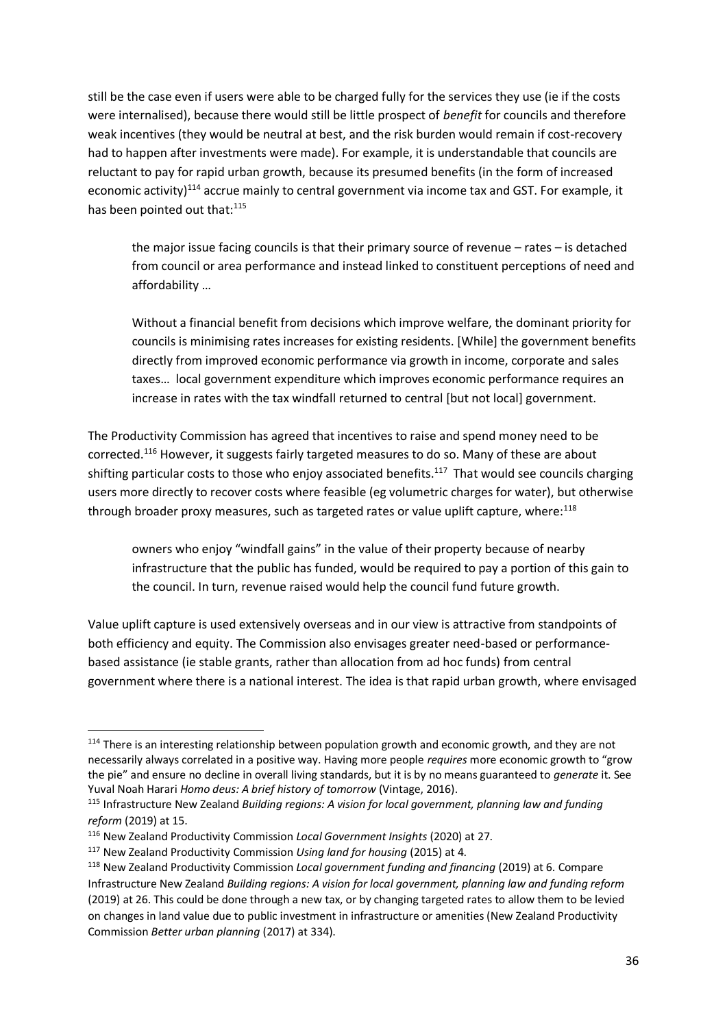still be the case even if users were able to be charged fully for the services they use (ie if the costs were internalised), because there would still be little prospect of *benefit* for councils and therefore weak incentives (they would be neutral at best, and the risk burden would remain if cost-recovery had to happen after investments were made). For example, it is understandable that councils are reluctant to pay for rapid urban growth, because its presumed benefits (in the form of increased economic activity)[114] accrue mainly to central government via income tax and GST. For example, it has been pointed out that:[115]

> the major issue facing councils is that their primary source of revenue – rates – is detached from council or area performance and instead linked to constituent perceptions of need and affordability …
>
> Without a financial benefit from decisions which improve welfare, the dominant priority for councils is minimising rates increases for existing residents. [While] the government benefits directly from improved economic performance via growth in income, corporate and sales taxes… local government expenditure which improves economic performance requires an increase in rates with the tax windfall returned to central [but not local] government.

The Productivity Commission has agreed that incentives to raise and spend money need to be corrected.[116] However, it suggests fairly targeted measures to do so. Many of these are about shifting particular costs to those who enjoy associated benefits.[117] That would see councils charging users more directly to recover costs where feasible (eg volumetric charges for water), but otherwise through broader proxy measures, such as targeted rates or value uplift capture, where:[118]

> owners who enjoy "windfall gains" in the value of their property because of nearby infrastructure that the public has funded, would be required to pay a portion of this gain to the council. In turn, revenue raised would help the council fund future growth.

Value uplift capture is used extensively overseas and in our view is attractive from standpoints of both efficiency and equity. The Commission also envisages greater need-based or performance-based assistance (ie stable grants, rather than allocation from ad hoc funds) from central government where there is a national interest. The idea is that rapid urban growth, where envisaged

---

[114] There is an interesting relationship between population growth and economic growth, and they are not necessarily always correlated in a positive way. Having more people *requires* more economic growth to "grow the pie" and ensure no decline in overall living standards, but it is by no means guaranteed to *generate* it. See Yuval Noah Harari *Homo deus: A brief history of tomorrow* (Vintage, 2016).

[115] Infrastructure New Zealand *Building regions: A vision for local government, planning law and funding reform* (2019) at 15.

[116] New Zealand Productivity Commission *Local Government Insights* (2020) at 27.

[117] New Zealand Productivity Commission *Using land for housing* (2015) at 4.

[118] New Zealand Productivity Commission *Local government funding and financing* (2019) at 6. Compare Infrastructure New Zealand *Building regions: A vision for local government, planning law and funding reform* (2019) at 26. This could be done through a new tax, or by changing targeted rates to allow them to be levied on changes in land value due to public investment in infrastructure or amenities (New Zealand Productivity Commission *Better urban planning* (2017) at 334).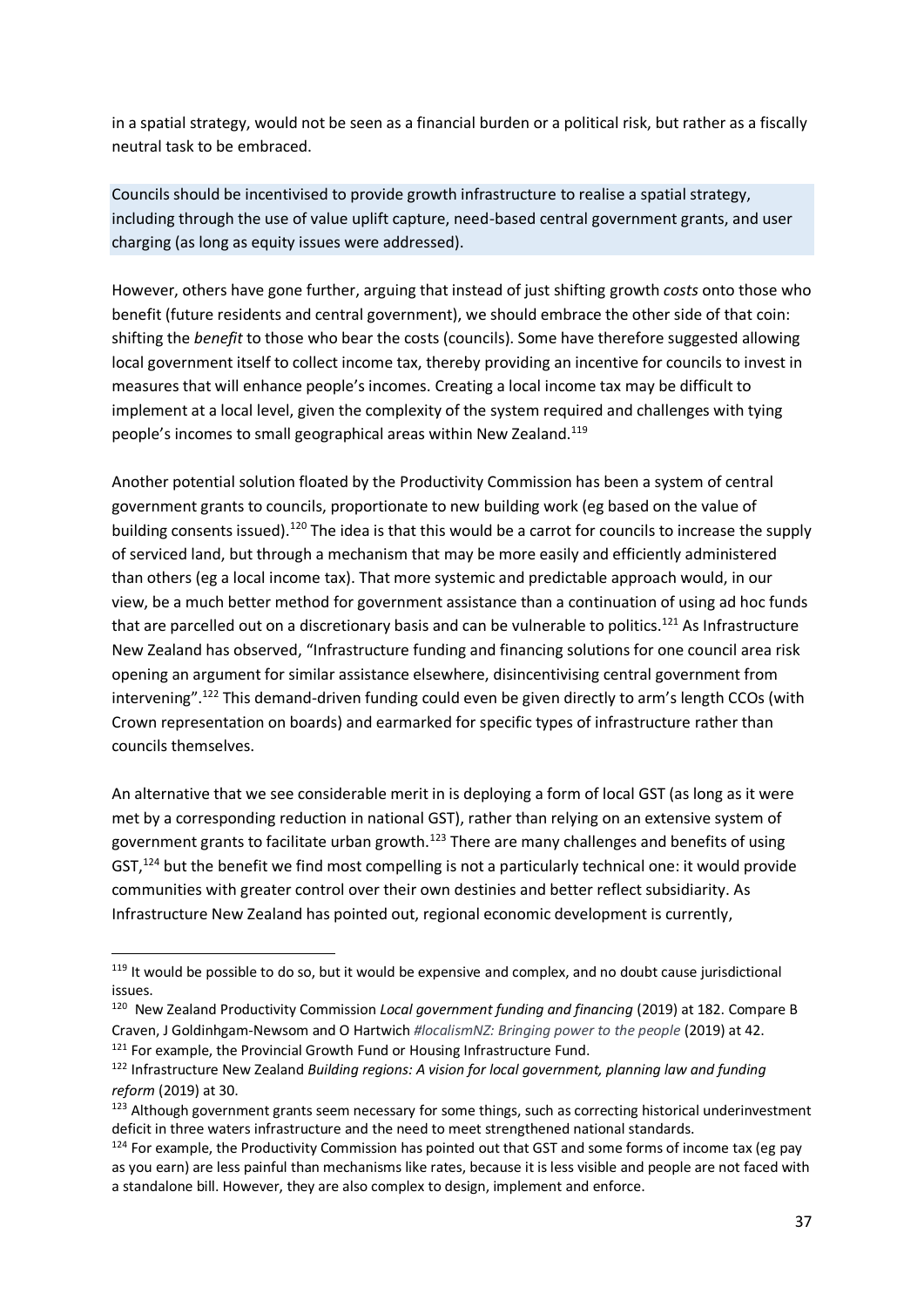in a spatial strategy, would not be seen as a financial burden or a political risk, but rather as a fiscally neutral task to be embraced.

Councils should be incentivised to provide growth infrastructure to realise a spatial strategy, including through the use of value uplift capture, need-based central government grants, and user charging (as long as equity issues were addressed).

However, others have gone further, arguing that instead of just shifting growth *costs* onto those who benefit (future residents and central government), we should embrace the other side of that coin: shifting the *benefit* to those who bear the costs (councils). Some have therefore suggested allowing local government itself to collect income tax, thereby providing an incentive for councils to invest in measures that will enhance people's incomes. Creating a local income tax may be difficult to implement at a local level, given the complexity of the system required and challenges with tying people's incomes to small geographical areas within New Zealand.[119]

Another potential solution floated by the Productivity Commission has been a system of central government grants to councils, proportionate to new building work (eg based on the value of building consents issued).[120] The idea is that this would be a carrot for councils to increase the supply of serviced land, but through a mechanism that may be more easily and efficiently administered than others (eg a local income tax). That more systemic and predictable approach would, in our view, be a much better method for government assistance than a continuation of using ad hoc funds that are parcelled out on a discretionary basis and can be vulnerable to politics.[121] As Infrastructure New Zealand has observed, "Infrastructure funding and financing solutions for one council area risk opening an argument for similar assistance elsewhere, disincentivising central government from intervening".[122] This demand-driven funding could even be given directly to arm's length CCOs (with Crown representation on boards) and earmarked for specific types of infrastructure rather than councils themselves.

An alternative that we see considerable merit in is deploying a form of local GST (as long as it were met by a corresponding reduction in national GST), rather than relying on an extensive system of government grants to facilitate urban growth.[123] There are many challenges and benefits of using GST,[124] but the benefit we find most compelling is not a particularly technical one: it would provide communities with greater control over their own destinies and better reflect subsidiarity. As Infrastructure New Zealand has pointed out, regional economic development is currently,

---

[119] It would be possible to do so, but it would be expensive and complex, and no doubt cause jurisdictional issues.

[120] New Zealand Productivity Commission *Local government funding and financing* (2019) at 182. Compare B Craven, J Goldinhgam-Newsom and O Hartwich *#localismNZ: Bringing power to the people* (2019) at 42.

[121] For example, the Provincial Growth Fund or Housing Infrastructure Fund.

[122] Infrastructure New Zealand *Building regions: A vision for local government, planning law and funding reform* (2019) at 30.

[123] Although government grants seem necessary for some things, such as correcting historical underinvestment deficit in three waters infrastructure and the need to meet strengthened national standards.

[124] For example, the Productivity Commission has pointed out that GST and some forms of income tax (eg pay as you earn) are less painful than mechanisms like rates, because it is less visible and people are not faced with a standalone bill. However, they are also complex to design, implement and enforce.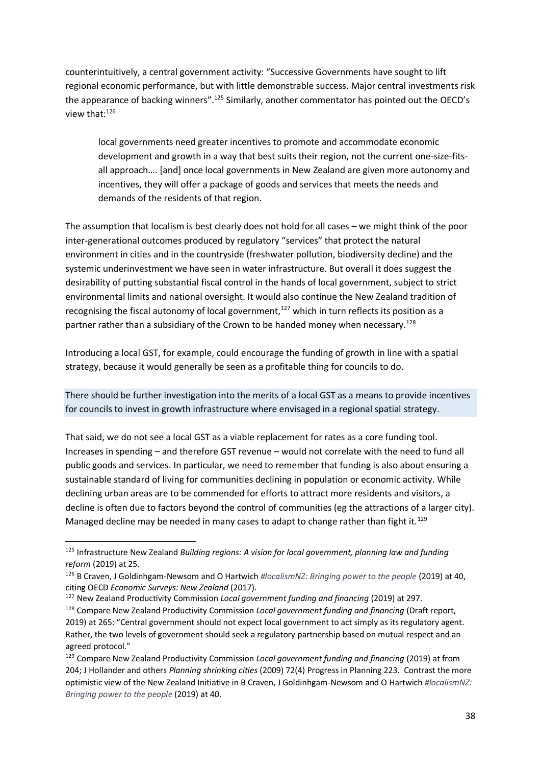counterintuitively, a central government activity: "Successive Governments have sought to lift regional economic performance, but with little demonstrable success. Major central investments risk the appearance of backing winners".[125] Similarly, another commentator has pointed out the OECD's view that:[126]

> local governments need greater incentives to promote and accommodate economic development and growth in a way that best suits their region, not the current one-size-fits-all approach…. [and] once local governments in New Zealand are given more autonomy and incentives, they will offer a package of goods and services that meets the needs and demands of the residents of that region.

The assumption that localism is best clearly does not hold for all cases – we might think of the poor inter-generational outcomes produced by regulatory "services" that protect the natural environment in cities and in the countryside (freshwater pollution, biodiversity decline) and the systemic underinvestment we have seen in water infrastructure. But overall it does suggest the desirability of putting substantial fiscal control in the hands of local government, subject to strict environmental limits and national oversight. It would also continue the New Zealand tradition of recognising the fiscal autonomy of local government,[127] which in turn reflects its position as a partner rather than a subsidiary of the Crown to be handed money when necessary.[128]

Introducing a local GST, for example, could encourage the funding of growth in line with a spatial strategy, because it would generally be seen as a profitable thing for councils to do.

There should be further investigation into the merits of a local GST as a means to provide incentives for councils to invest in growth infrastructure where envisaged in a regional spatial strategy.

That said, we do not see a local GST as a viable replacement for rates as a core funding tool. Increases in spending – and therefore GST revenue – would not correlate with the need to fund all public goods and services. In particular, we need to remember that funding is also about ensuring a sustainable standard of living for communities declining in population or economic activity. While declining urban areas are to be commended for efforts to attract more residents and visitors, a decline is often due to factors beyond the control of communities (eg the attractions of a larger city). Managed decline may be needed in many cases to adapt to change rather than fight it.[129]

---

[125] Infrastructure New Zealand *Building regions: A vision for local government, planning law and funding reform* (2019) at 25.

[126] B Craven, J Goldinhgam-Newsom and O Hartwich *#localismNZ: Bringing power to the people* (2019) at 40, citing OECD *Economic Surveys: New Zealand* (2017).

[127] New Zealand Productivity Commission *Local government funding and financing* (2019) at 297.

[128] Compare New Zealand Productivity Commission *Local government funding and financing* (Draft report, 2019) at 265: "Central government should not expect local government to act simply as its regulatory agent. Rather, the two levels of government should seek a regulatory partnership based on mutual respect and an agreed protocol."

[129] Compare New Zealand Productivity Commission *Local government funding and financing* (2019) at from 204; J Hollander and others *Planning shrinking cities* (2009) 72(4) Progress in Planning 223. Contrast the more optimistic view of the New Zealand Initiative in B Craven, J Goldinhgam-Newsom and O Hartwich *#localismNZ: Bringing power to the people* (2019) at 40.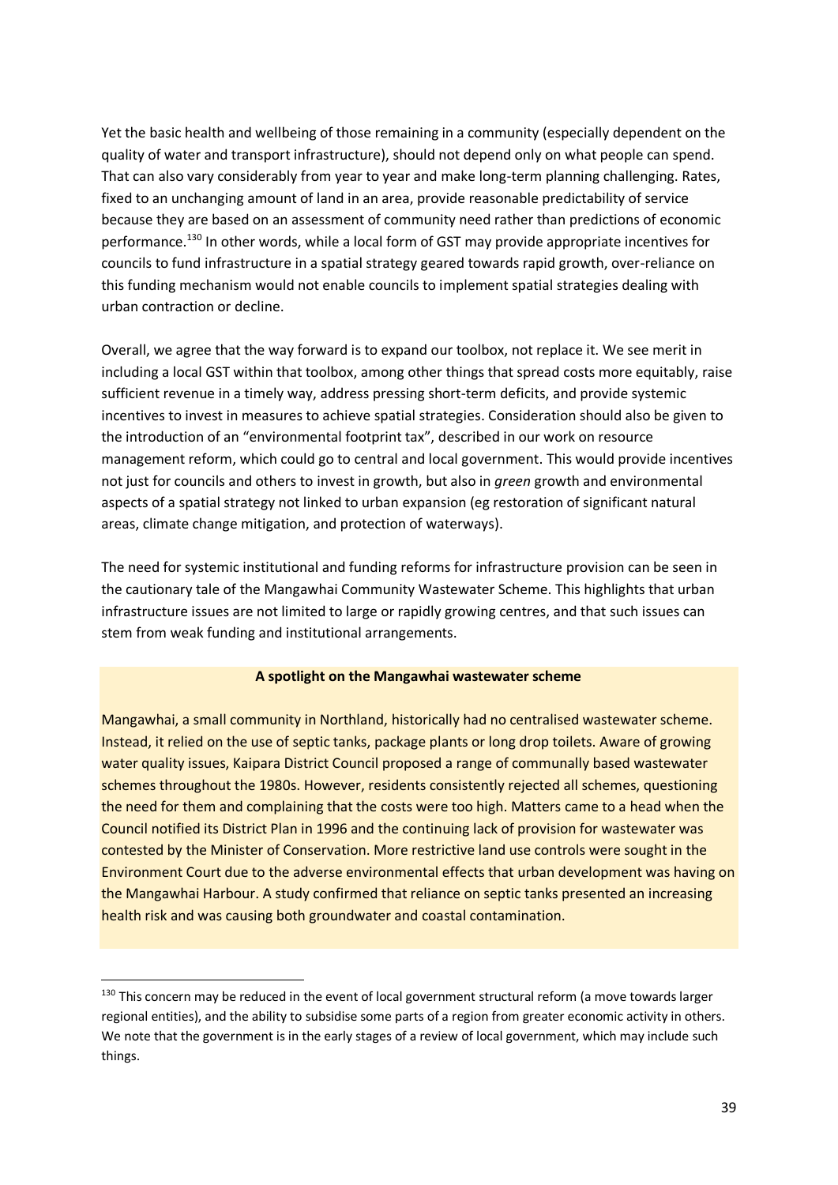Yet the basic health and wellbeing of those remaining in a community (especially dependent on the quality of water and transport infrastructure), should not depend only on what people can spend. That can also vary considerably from year to year and make long-term planning challenging. Rates, fixed to an unchanging amount of land in an area, provide reasonable predictability of service because they are based on an assessment of community need rather than predictions of economic performance.[130] In other words, while a local form of GST may provide appropriate incentives for councils to fund infrastructure in a spatial strategy geared towards rapid growth, over-reliance on this funding mechanism would not enable councils to implement spatial strategies dealing with urban contraction or decline.

Overall, we agree that the way forward is to expand our toolbox, not replace it. We see merit in including a local GST within that toolbox, among other things that spread costs more equitably, raise sufficient revenue in a timely way, address pressing short-term deficits, and provide systemic incentives to invest in measures to achieve spatial strategies. Consideration should also be given to the introduction of an "environmental footprint tax", described in our work on resource management reform, which could go to central and local government. This would provide incentives not just for councils and others to invest in growth, but also in *green* growth and environmental aspects of a spatial strategy not linked to urban expansion (eg restoration of significant natural areas, climate change mitigation, and protection of waterways).

The need for systemic institutional and funding reforms for infrastructure provision can be seen in the cautionary tale of the Mangawhai Community Wastewater Scheme. This highlights that urban infrastructure issues are not limited to large or rapidly growing centres, and that such issues can stem from weak funding and institutional arrangements.

**A spotlight on the Mangawhai wastewater scheme**

Mangawhai, a small community in Northland, historically had no centralised wastewater scheme. Instead, it relied on the use of septic tanks, package plants or long drop toilets. Aware of growing water quality issues, Kaipara District Council proposed a range of communally based wastewater schemes throughout the 1980s. However, residents consistently rejected all schemes, questioning the need for them and complaining that the costs were too high. Matters came to a head when the Council notified its District Plan in 1996 and the continuing lack of provision for wastewater was contested by the Minister of Conservation. More restrictive land use controls were sought in the Environment Court due to the adverse environmental effects that urban development was having on the Mangawhai Harbour. A study confirmed that reliance on septic tanks presented an increasing health risk and was causing both groundwater and coastal contamination.

[130] This concern may be reduced in the event of local government structural reform (a move towards larger regional entities), and the ability to subsidise some parts of a region from greater economic activity in others. We note that the government is in the early stages of a review of local government, which may include such things.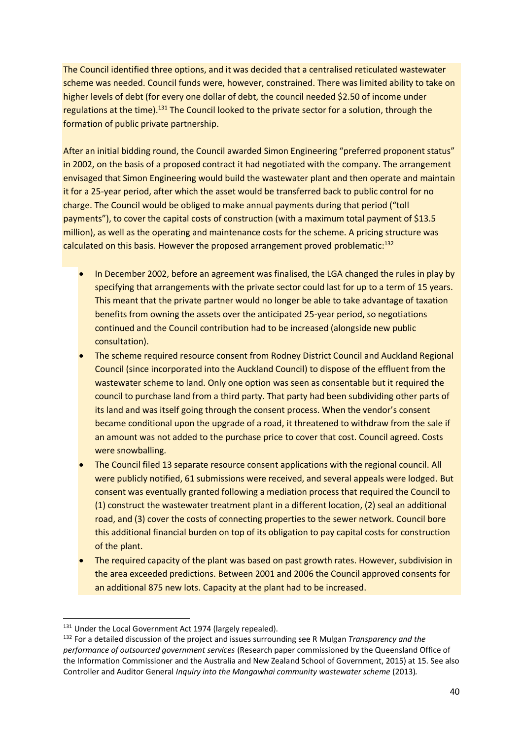The Council identified three options, and it was decided that a centralised reticulated wastewater scheme was needed. Council funds were, however, constrained. There was limited ability to take on higher levels of debt (for every one dollar of debt, the council needed $2.50 of income under regulations at the time).[131] The Council looked to the private sector for a solution, through the formation of public private partnership.

After an initial bidding round, the Council awarded Simon Engineering "preferred proponent status" in 2002, on the basis of a proposed contract it had negotiated with the company. The arrangement envisaged that Simon Engineering would build the wastewater plant and then operate and maintain it for a 25-year period, after which the asset would be transferred back to public control for no charge. The Council would be obliged to make annual payments during that period ("toll payments"), to cover the capital costs of construction (with a maximum total payment of $13.5 million), as well as the operating and maintenance costs for the scheme. A pricing structure was calculated on this basis. However the proposed arrangement proved problematic:[132]

- In December 2002, before an agreement was finalised, the LGA changed the rules in play by specifying that arrangements with the private sector could last for up to a term of 15 years. This meant that the private partner would no longer be able to take advantage of taxation benefits from owning the assets over the anticipated 25-year period, so negotiations continued and the Council contribution had to be increased (alongside new public consultation).
- The scheme required resource consent from Rodney District Council and Auckland Regional Council (since incorporated into the Auckland Council) to dispose of the effluent from the wastewater scheme to land. Only one option was seen as consentable but it required the council to purchase land from a third party. That party had been subdividing other parts of its land and was itself going through the consent process. When the vendor's consent became conditional upon the upgrade of a road, it threatened to withdraw from the sale if an amount was not added to the purchase price to cover that cost. Council agreed. Costs were snowballing.
- The Council filed 13 separate resource consent applications with the regional council. All were publicly notified, 61 submissions were received, and several appeals were lodged. But consent was eventually granted following a mediation process that required the Council to (1) construct the wastewater treatment plant in a different location, (2) seal an additional road, and (3) cover the costs of connecting properties to the sewer network. Council bore this additional financial burden on top of its obligation to pay capital costs for construction of the plant.
- The required capacity of the plant was based on past growth rates. However, subdivision in the area exceeded predictions. Between 2001 and 2006 the Council approved consents for an additional 875 new lots. Capacity at the plant had to be increased.

---

[131] Under the Local Government Act 1974 (largely repealed).

[132] For a detailed discussion of the project and issues surrounding see R Mulgan *Transparency and the performance of outsourced government services* (Research paper commissioned by the Queensland Office of the Information Commissioner and the Australia and New Zealand School of Government, 2015) at 15. See also Controller and Auditor General *Inquiry into the Mangawhai community wastewater scheme* (2013).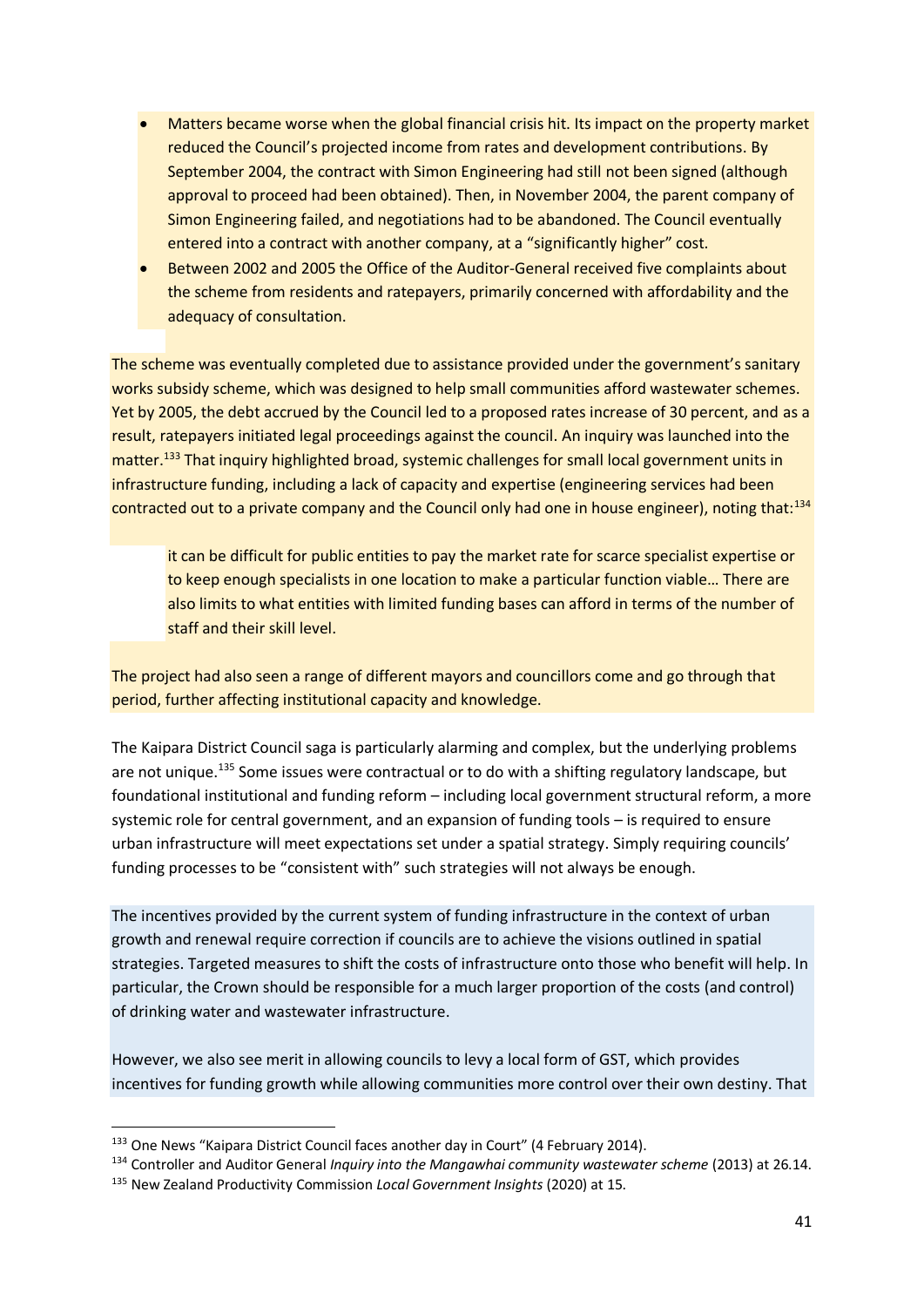- Matters became worse when the global financial crisis hit. Its impact on the property market reduced the Council's projected income from rates and development contributions. By September 2004, the contract with Simon Engineering had still not been signed (although approval to proceed had been obtained). Then, in November 2004, the parent company of Simon Engineering failed, and negotiations had to be abandoned. The Council eventually entered into a contract with another company, at a "significantly higher" cost.
- Between 2002 and 2005 the Office of the Auditor-General received five complaints about the scheme from residents and ratepayers, primarily concerned with affordability and the adequacy of consultation.

The scheme was eventually completed due to assistance provided under the government's sanitary works subsidy scheme, which was designed to help small communities afford wastewater schemes. Yet by 2005, the debt accrued by the Council led to a proposed rates increase of 30 percent, and as a result, ratepayers initiated legal proceedings against the council. An inquiry was launched into the matter.[133] That inquiry highlighted broad, systemic challenges for small local government units in infrastructure funding, including a lack of capacity and expertise (engineering services had been contracted out to a private company and the Council only had one in house engineer), noting that:[134]

> it can be difficult for public entities to pay the market rate for scarce specialist expertise or to keep enough specialists in one location to make a particular function viable… There are also limits to what entities with limited funding bases can afford in terms of the number of staff and their skill level.

The project had also seen a range of different mayors and councillors come and go through that period, further affecting institutional capacity and knowledge.

The Kaipara District Council saga is particularly alarming and complex, but the underlying problems are not unique.[135] Some issues were contractual or to do with a shifting regulatory landscape, but foundational institutional and funding reform – including local government structural reform, a more systemic role for central government, and an expansion of funding tools – is required to ensure urban infrastructure will meet expectations set under a spatial strategy. Simply requiring councils' funding processes to be "consistent with" such strategies will not always be enough.

The incentives provided by the current system of funding infrastructure in the context of urban growth and renewal require correction if councils are to achieve the visions outlined in spatial strategies. Targeted measures to shift the costs of infrastructure onto those who benefit will help. In particular, the Crown should be responsible for a much larger proportion of the costs (and control) of drinking water and wastewater infrastructure.

However, we also see merit in allowing councils to levy a local form of GST, which provides incentives for funding growth while allowing communities more control over their own destiny. That

---

[133] One News "Kaipara District Council faces another day in Court" (4 February 2014).

[134] Controller and Auditor General *Inquiry into the Mangawhai community wastewater scheme* (2013) at 26.14.

[135] New Zealand Productivity Commission *Local Government Insights* (2020) at 15.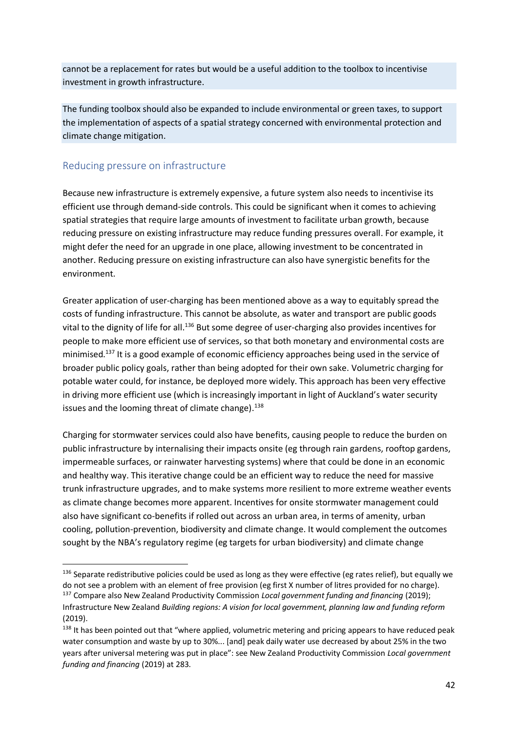cannot be a replacement for rates but would be a useful addition to the toolbox to incentivise investment in growth infrastructure.

The funding toolbox should also be expanded to include environmental or green taxes, to support the implementation of aspects of a spatial strategy concerned with environmental protection and climate change mitigation.

## Reducing pressure on infrastructure

Because new infrastructure is extremely expensive, a future system also needs to incentivise its efficient use through demand-side controls. This could be significant when it comes to achieving spatial strategies that require large amounts of investment to facilitate urban growth, because reducing pressure on existing infrastructure may reduce funding pressures overall. For example, it might defer the need for an upgrade in one place, allowing investment to be concentrated in another. Reducing pressure on existing infrastructure can also have synergistic benefits for the environment.

Greater application of user-charging has been mentioned above as a way to equitably spread the costs of funding infrastructure. This cannot be absolute, as water and transport are public goods vital to the dignity of life for all.[136] But some degree of user-charging also provides incentives for people to make more efficient use of services, so that both monetary and environmental costs are minimised.[137] It is a good example of economic efficiency approaches being used in the service of broader public policy goals, rather than being adopted for their own sake. Volumetric charging for potable water could, for instance, be deployed more widely. This approach has been very effective in driving more efficient use (which is increasingly important in light of Auckland's water security issues and the looming threat of climate change).[138]

Charging for stormwater services could also have benefits, causing people to reduce the burden on public infrastructure by internalising their impacts onsite (eg through rain gardens, rooftop gardens, impermeable surfaces, or rainwater harvesting systems) where that could be done in an economic and healthy way. This iterative change could be an efficient way to reduce the need for massive trunk infrastructure upgrades, and to make systems more resilient to more extreme weather events as climate change becomes more apparent. Incentives for onsite stormwater management could also have significant co-benefits if rolled out across an urban area, in terms of amenity, urban cooling, pollution-prevention, biodiversity and climate change. It would complement the outcomes sought by the NBA's regulatory regime (eg targets for urban biodiversity) and climate change

---

[136] Separate redistributive policies could be used as long as they were effective (eg rates relief), but equally we do not see a problem with an element of free provision (eg first X number of litres provided for no charge).

[137] Compare also New Zealand Productivity Commission *Local government funding and financing* (2019); Infrastructure New Zealand *Building regions: A vision for local government, planning law and funding reform* (2019).

[138] It has been pointed out that "where applied, volumetric metering and pricing appears to have reduced peak water consumption and waste by up to 30%... [and] peak daily water use decreased by about 25% in the two years after universal metering was put in place": see New Zealand Productivity Commission *Local government funding and financing* (2019) at 283.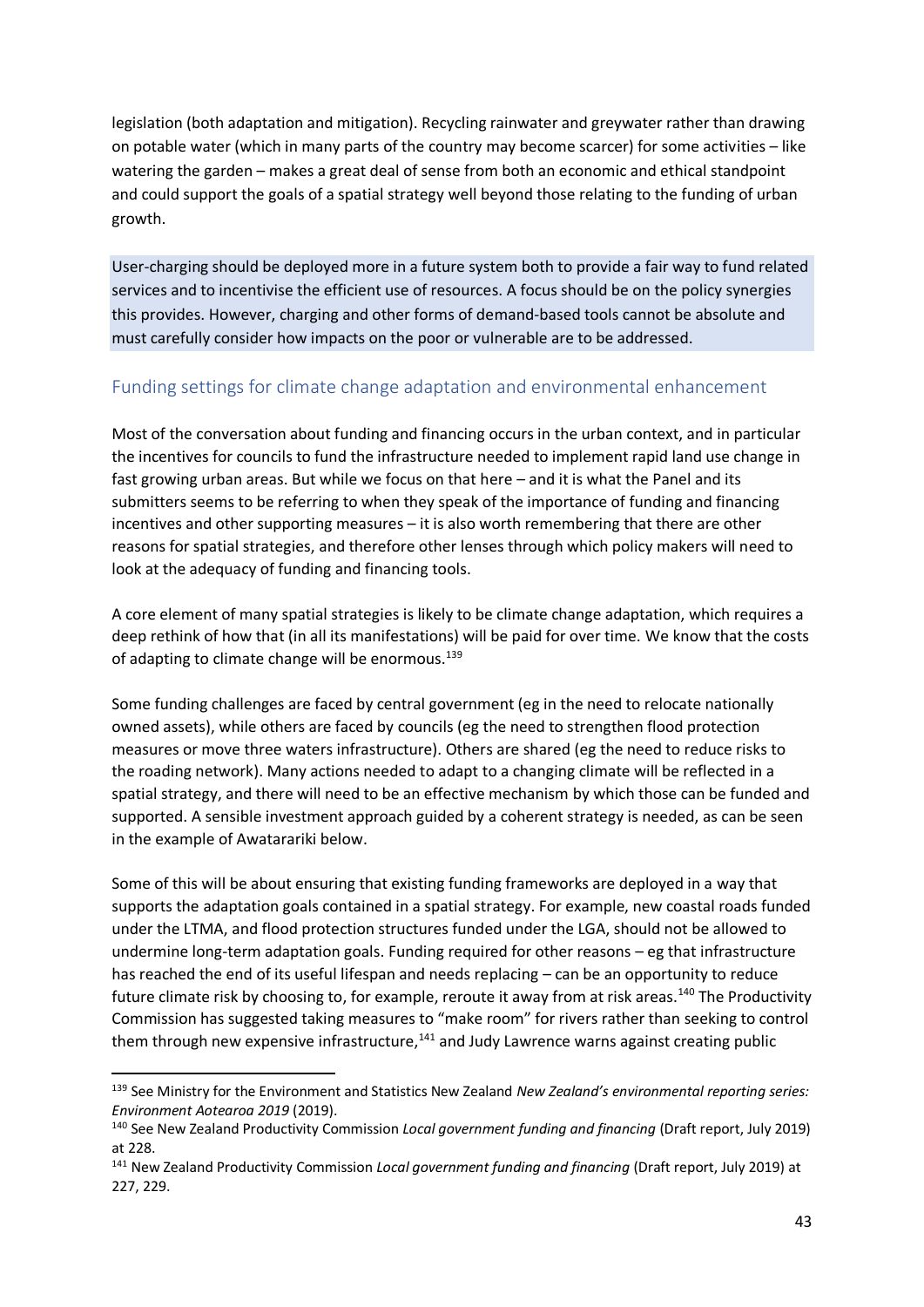legislation (both adaptation and mitigation). Recycling rainwater and greywater rather than drawing on potable water (which in many parts of the country may become scarcer) for some activities – like watering the garden – makes a great deal of sense from both an economic and ethical standpoint and could support the goals of a spatial strategy well beyond those relating to the funding of urban growth.

User-charging should be deployed more in a future system both to provide a fair way to fund related services and to incentivise the efficient use of resources. A focus should be on the policy synergies this provides. However, charging and other forms of demand-based tools cannot be absolute and must carefully consider how impacts on the poor or vulnerable are to be addressed.

## Funding settings for climate change adaptation and environmental enhancement

Most of the conversation about funding and financing occurs in the urban context, and in particular the incentives for councils to fund the infrastructure needed to implement rapid land use change in fast growing urban areas. But while we focus on that here – and it is what the Panel and its submitters seems to be referring to when they speak of the importance of funding and financing incentives and other supporting measures – it is also worth remembering that there are other reasons for spatial strategies, and therefore other lenses through which policy makers will need to look at the adequacy of funding and financing tools.

A core element of many spatial strategies is likely to be climate change adaptation, which requires a deep rethink of how that (in all its manifestations) will be paid for over time. We know that the costs of adapting to climate change will be enormous.[139]

Some funding challenges are faced by central government (eg in the need to relocate nationally owned assets), while others are faced by councils (eg the need to strengthen flood protection measures or move three waters infrastructure). Others are shared (eg the need to reduce risks to the roading network). Many actions needed to adapt to a changing climate will be reflected in a spatial strategy, and there will need to be an effective mechanism by which those can be funded and supported. A sensible investment approach guided by a coherent strategy is needed, as can be seen in the example of Awatarariki below.

Some of this will be about ensuring that existing funding frameworks are deployed in a way that supports the adaptation goals contained in a spatial strategy. For example, new coastal roads funded under the LTMA, and flood protection structures funded under the LGA, should not be allowed to undermine long-term adaptation goals. Funding required for other reasons – eg that infrastructure has reached the end of its useful lifespan and needs replacing – can be an opportunity to reduce future climate risk by choosing to, for example, reroute it away from at risk areas.[140] The Productivity Commission has suggested taking measures to "make room" for rivers rather than seeking to control them through new expensive infrastructure,[141] and Judy Lawrence warns against creating public

---

[139] See Ministry for the Environment and Statistics New Zealand *New Zealand's environmental reporting series: Environment Aotearoa 2019* (2019).

[140] See New Zealand Productivity Commission *Local government funding and financing* (Draft report, July 2019) at 228.

[141] New Zealand Productivity Commission *Local government funding and financing* (Draft report, July 2019) at 227, 229.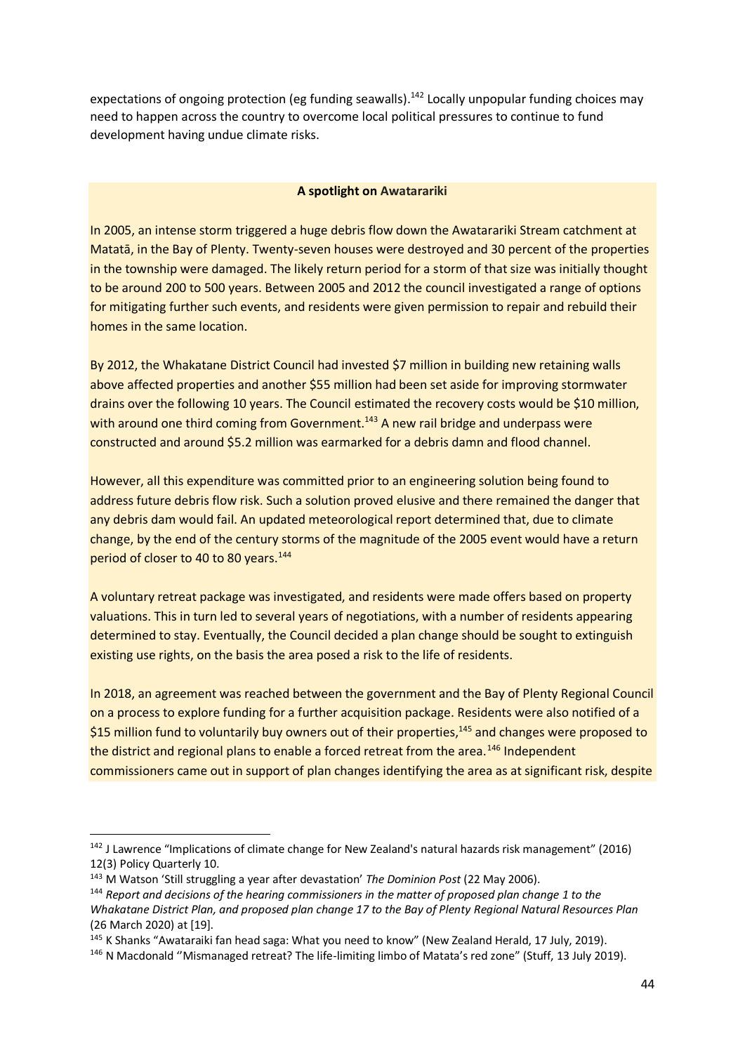expectations of ongoing protection (eg funding seawalls).[142] Locally unpopular funding choices may need to happen across the country to overcome local political pressures to continue to fund development having undue climate risks.

**A spotlight on Awatarariki**

In 2005, an intense storm triggered a huge debris flow down the Awatarariki Stream catchment at Matatā, in the Bay of Plenty. Twenty-seven houses were destroyed and 30 percent of the properties in the township were damaged. The likely return period for a storm of that size was initially thought to be around 200 to 500 years. Between 2005 and 2012 the council investigated a range of options for mitigating further such events, and residents were given permission to repair and rebuild their homes in the same location.

By 2012, the Whakatane District Council had invested $7 million in building new retaining walls above affected properties and another $55 million had been set aside for improving stormwater drains over the following 10 years. The Council estimated the recovery costs would be $10 million, with around one third coming from Government.[143] A new rail bridge and underpass were constructed and around $5.2 million was earmarked for a debris damn and flood channel.

However, all this expenditure was committed prior to an engineering solution being found to address future debris flow risk. Such a solution proved elusive and there remained the danger that any debris dam would fail. An updated meteorological report determined that, due to climate change, by the end of the century storms of the magnitude of the 2005 event would have a return period of closer to 40 to 80 years.[144]

A voluntary retreat package was investigated, and residents were made offers based on property valuations. This in turn led to several years of negotiations, with a number of residents appearing determined to stay. Eventually, the Council decided a plan change should be sought to extinguish existing use rights, on the basis the area posed a risk to the life of residents.

In 2018, an agreement was reached between the government and the Bay of Plenty Regional Council on a process to explore funding for a further acquisition package. Residents were also notified of a $15 million fund to voluntarily buy owners out of their properties,[145] and changes were proposed to the district and regional plans to enable a forced retreat from the area.[146] Independent commissioners came out in support of plan changes identifying the area as at significant risk, despite

---

[142] J Lawrence "Implications of climate change for New Zealand's natural hazards risk management" (2016) 12(3) Policy Quarterly 10.

[143] M Watson 'Still struggling a year after devastation' *The Dominion Post* (22 May 2006).

[144] *Report and decisions of the hearing commissioners in the matter of proposed plan change 1 to the Whakatane District Plan, and proposed plan change 17 to the Bay of Plenty Regional Natural Resources Plan* (26 March 2020) at [19].

[145] K Shanks "Awataraiki fan head saga: What you need to know" (New Zealand Herald, 17 July, 2019).

[146] N Macdonald ''Mismanaged retreat? The life-limiting limbo of Matata's red zone" (Stuff, 13 July 2019).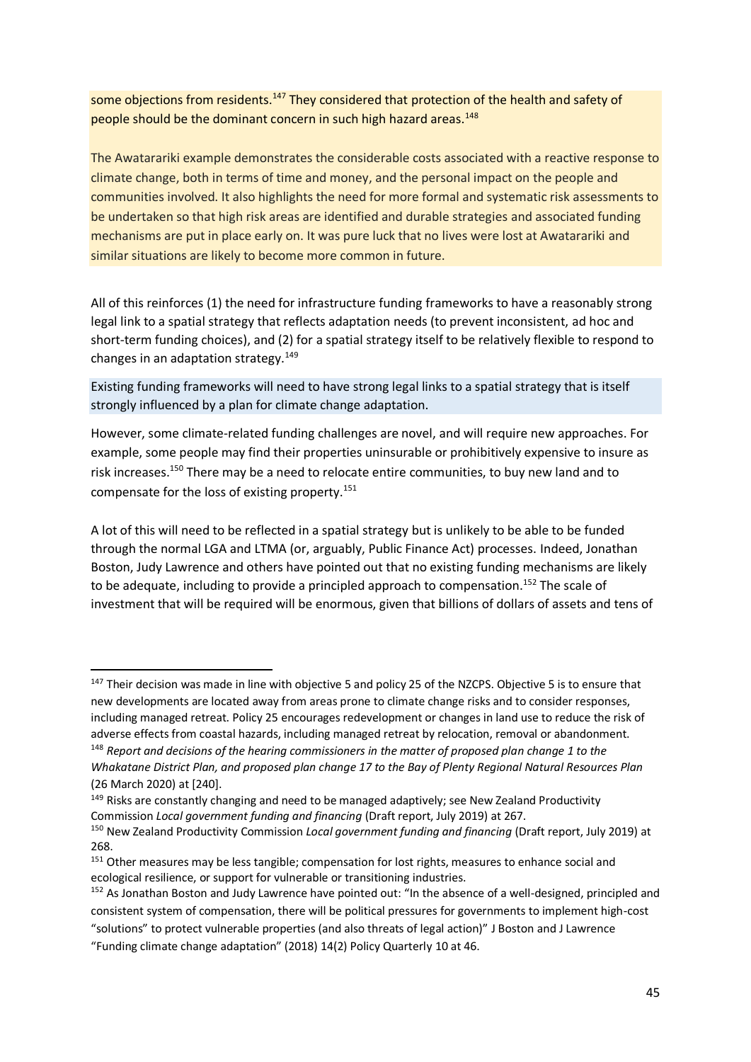some objections from residents.[147] They considered that protection of the health and safety of people should be the dominant concern in such high hazard areas.[148]

The Awatarariki example demonstrates the considerable costs associated with a reactive response to climate change, both in terms of time and money, and the personal impact on the people and communities involved. It also highlights the need for more formal and systematic risk assessments to be undertaken so that high risk areas are identified and durable strategies and associated funding mechanisms are put in place early on. It was pure luck that no lives were lost at Awatarariki and similar situations are likely to become more common in future.

All of this reinforces (1) the need for infrastructure funding frameworks to have a reasonably strong legal link to a spatial strategy that reflects adaptation needs (to prevent inconsistent, ad hoc and short-term funding choices), and (2) for a spatial strategy itself to be relatively flexible to respond to changes in an adaptation strategy.[149]

Existing funding frameworks will need to have strong legal links to a spatial strategy that is itself strongly influenced by a plan for climate change adaptation.

However, some climate-related funding challenges are novel, and will require new approaches. For example, some people may find their properties uninsurable or prohibitively expensive to insure as risk increases.[150] There may be a need to relocate entire communities, to buy new land and to compensate for the loss of existing property.[151]

A lot of this will need to be reflected in a spatial strategy but is unlikely to be able to be funded through the normal LGA and LTMA (or, arguably, Public Finance Act) processes. Indeed, Jonathan Boston, Judy Lawrence and others have pointed out that no existing funding mechanisms are likely to be adequate, including to provide a principled approach to compensation.[152] The scale of investment that will be required will be enormous, given that billions of dollars of assets and tens of

---

[147] Their decision was made in line with objective 5 and policy 25 of the NZCPS. Objective 5 is to ensure that new developments are located away from areas prone to climate change risks and to consider responses, including managed retreat. Policy 25 encourages redevelopment or changes in land use to reduce the risk of adverse effects from coastal hazards, including managed retreat by relocation, removal or abandonment.

[148] *Report and decisions of the hearing commissioners in the matter of proposed plan change 1 to the Whakatane District Plan, and proposed plan change 17 to the Bay of Plenty Regional Natural Resources Plan* (26 March 2020) at [240].

[149] Risks are constantly changing and need to be managed adaptively; see New Zealand Productivity Commission *Local government funding and financing* (Draft report, July 2019) at 267.

[150] New Zealand Productivity Commission *Local government funding and financing* (Draft report, July 2019) at 268.

[151] Other measures may be less tangible; compensation for lost rights, measures to enhance social and ecological resilience, or support for vulnerable or transitioning industries.

[152] As Jonathan Boston and Judy Lawrence have pointed out: "In the absence of a well-designed, principled and consistent system of compensation, there will be political pressures for governments to implement high-cost "solutions" to protect vulnerable properties (and also threats of legal action)" J Boston and J Lawrence "Funding climate change adaptation" (2018) 14(2) Policy Quarterly 10 at 46.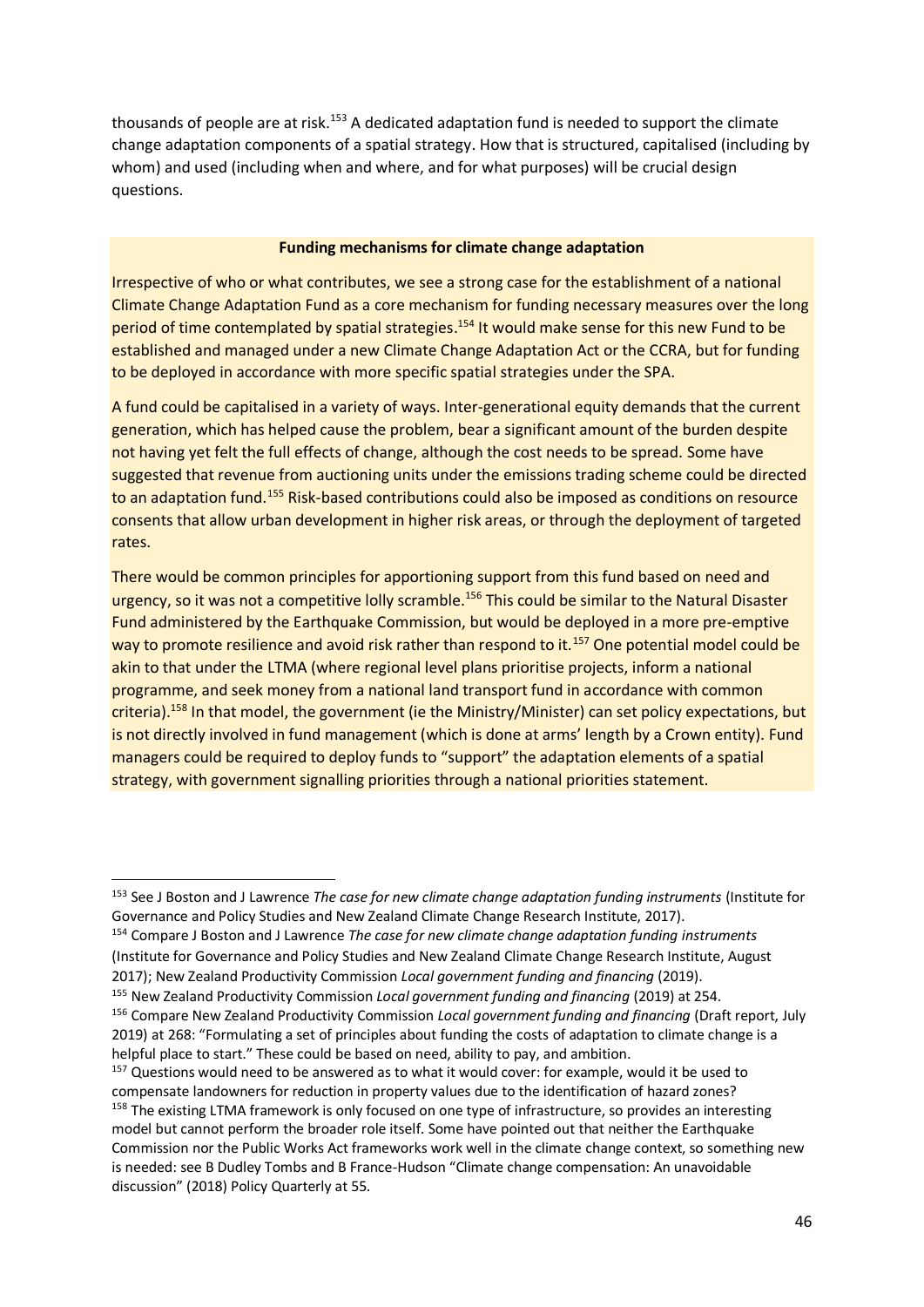thousands of people are at risk.[153] A dedicated adaptation fund is needed to support the climate change adaptation components of a spatial strategy. How that is structured, capitalised (including by whom) and used (including when and where, and for what purposes) will be crucial design questions.

**Funding mechanisms for climate change adaptation**

Irrespective of who or what contributes, we see a strong case for the establishment of a national Climate Change Adaptation Fund as a core mechanism for funding necessary measures over the long period of time contemplated by spatial strategies.[154] It would make sense for this new Fund to be established and managed under a new Climate Change Adaptation Act or the CCRA, but for funding to be deployed in accordance with more specific spatial strategies under the SPA.

A fund could be capitalised in a variety of ways. Inter-generational equity demands that the current generation, which has helped cause the problem, bear a significant amount of the burden despite not having yet felt the full effects of change, although the cost needs to be spread. Some have suggested that revenue from auctioning units under the emissions trading scheme could be directed to an adaptation fund.[155] Risk-based contributions could also be imposed as conditions on resource consents that allow urban development in higher risk areas, or through the deployment of targeted rates.

There would be common principles for apportioning support from this fund based on need and urgency, so it was not a competitive lolly scramble.[156] This could be similar to the Natural Disaster Fund administered by the Earthquake Commission, but would be deployed in a more pre-emptive way to promote resilience and avoid risk rather than respond to it.[157] One potential model could be akin to that under the LTMA (where regional level plans prioritise projects, inform a national programme, and seek money from a national land transport fund in accordance with common criteria).[158] In that model, the government (ie the Ministry/Minister) can set policy expectations, but is not directly involved in fund management (which is done at arms' length by a Crown entity). Fund managers could be required to deploy funds to "support" the adaptation elements of a spatial strategy, with government signalling priorities through a national priorities statement.

---

[153] See J Boston and J Lawrence *The case for new climate change adaptation funding instruments* (Institute for Governance and Policy Studies and New Zealand Climate Change Research Institute, 2017).

[154] Compare J Boston and J Lawrence *The case for new climate change adaptation funding instruments* (Institute for Governance and Policy Studies and New Zealand Climate Change Research Institute, August 2017); New Zealand Productivity Commission *Local government funding and financing* (2019).

[155] New Zealand Productivity Commission *Local government funding and financing* (2019) at 254.

[156] Compare New Zealand Productivity Commission *Local government funding and financing* (Draft report, July 2019) at 268: "Formulating a set of principles about funding the costs of adaptation to climate change is a helpful place to start." These could be based on need, ability to pay, and ambition.

[157] Questions would need to be answered as to what it would cover: for example, would it be used to compensate landowners for reduction in property values due to the identification of hazard zones?

[158] The existing LTMA framework is only focused on one type of infrastructure, so provides an interesting model but cannot perform the broader role itself. Some have pointed out that neither the Earthquake Commission nor the Public Works Act frameworks work well in the climate change context, so something new is needed: see B Dudley Tombs and B France-Hudson "Climate change compensation: An unavoidable discussion" (2018) Policy Quarterly at 55.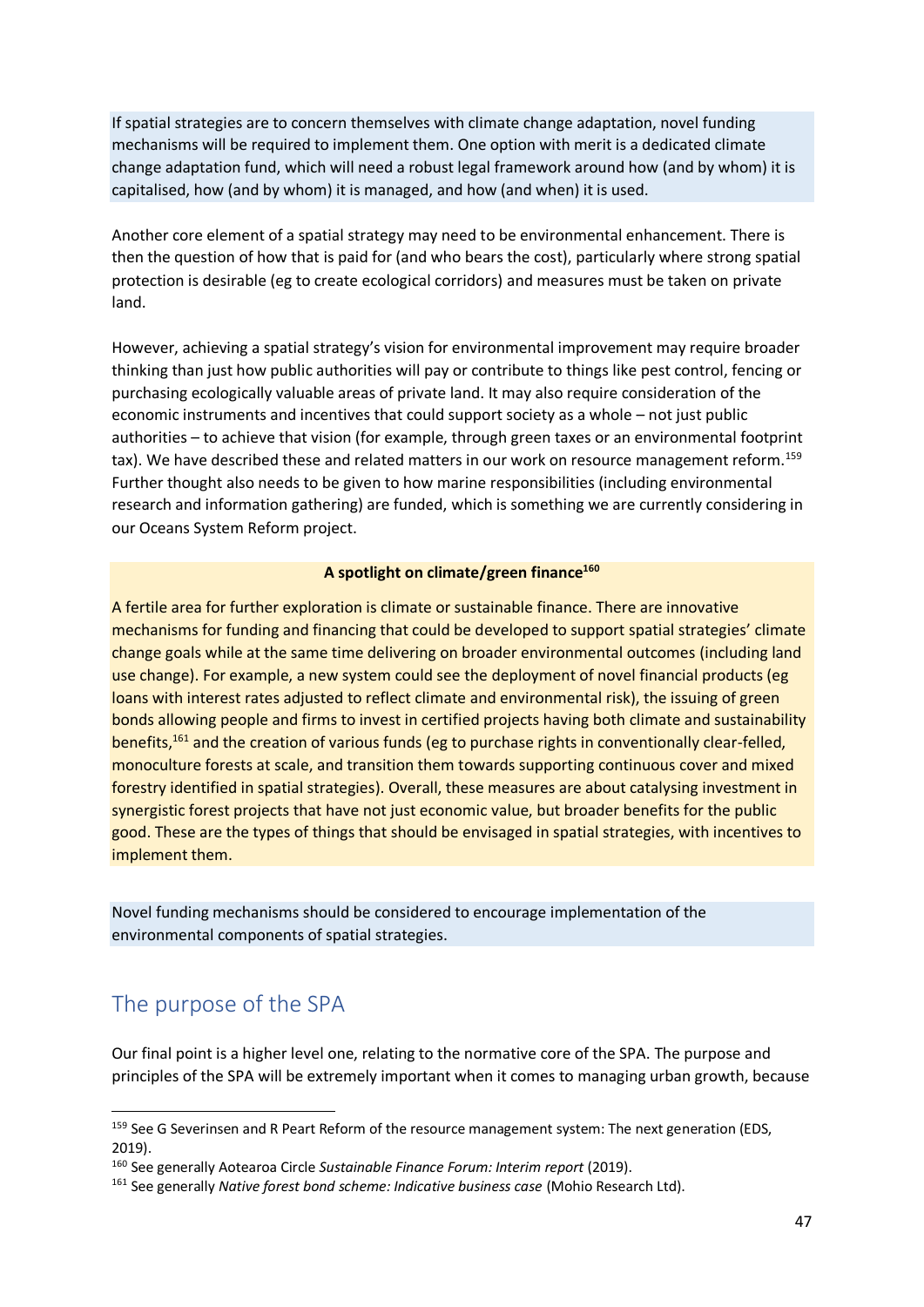If spatial strategies are to concern themselves with climate change adaptation, novel funding mechanisms will be required to implement them. One option with merit is a dedicated climate change adaptation fund, which will need a robust legal framework around how (and by whom) it is capitalised, how (and by whom) it is managed, and how (and when) it is used.

Another core element of a spatial strategy may need to be environmental enhancement. There is then the question of how that is paid for (and who bears the cost), particularly where strong spatial protection is desirable (eg to create ecological corridors) and measures must be taken on private land.

However, achieving a spatial strategy's vision for environmental improvement may require broader thinking than just how public authorities will pay or contribute to things like pest control, fencing or purchasing ecologically valuable areas of private land. It may also require consideration of the economic instruments and incentives that could support society as a whole – not just public authorities – to achieve that vision (for example, through green taxes or an environmental footprint tax). We have described these and related matters in our work on resource management reform.[159] Further thought also needs to be given to how marine responsibilities (including environmental research and information gathering) are funded, which is something we are currently considering in our Oceans System Reform project.

**A spotlight on climate/green finance[160]**

A fertile area for further exploration is climate or sustainable finance. There are innovative mechanisms for funding and financing that could be developed to support spatial strategies' climate change goals while at the same time delivering on broader environmental outcomes (including land use change). For example, a new system could see the deployment of novel financial products (eg loans with interest rates adjusted to reflect climate and environmental risk), the issuing of green bonds allowing people and firms to invest in certified projects having both climate and sustainability benefits,[161] and the creation of various funds (eg to purchase rights in conventionally clear-felled, monoculture forests at scale, and transition them towards supporting continuous cover and mixed forestry identified in spatial strategies). Overall, these measures are about catalysing investment in synergistic forest projects that have not just economic value, but broader benefits for the public good. These are the types of things that should be envisaged in spatial strategies, with incentives to implement them.

Novel funding mechanisms should be considered to encourage implementation of the environmental components of spatial strategies.

## The purpose of the SPA

Our final point is a higher level one, relating to the normative core of the SPA. The purpose and principles of the SPA will be extremely important when it comes to managing urban growth, because

---

[159] See G Severinsen and R Peart Reform of the resource management system: The next generation (EDS, 2019).

[160] See generally Aotearoa Circle *Sustainable Finance Forum: Interim report* (2019).

[161] See generally *Native forest bond scheme: Indicative business case* (Mohio Research Ltd).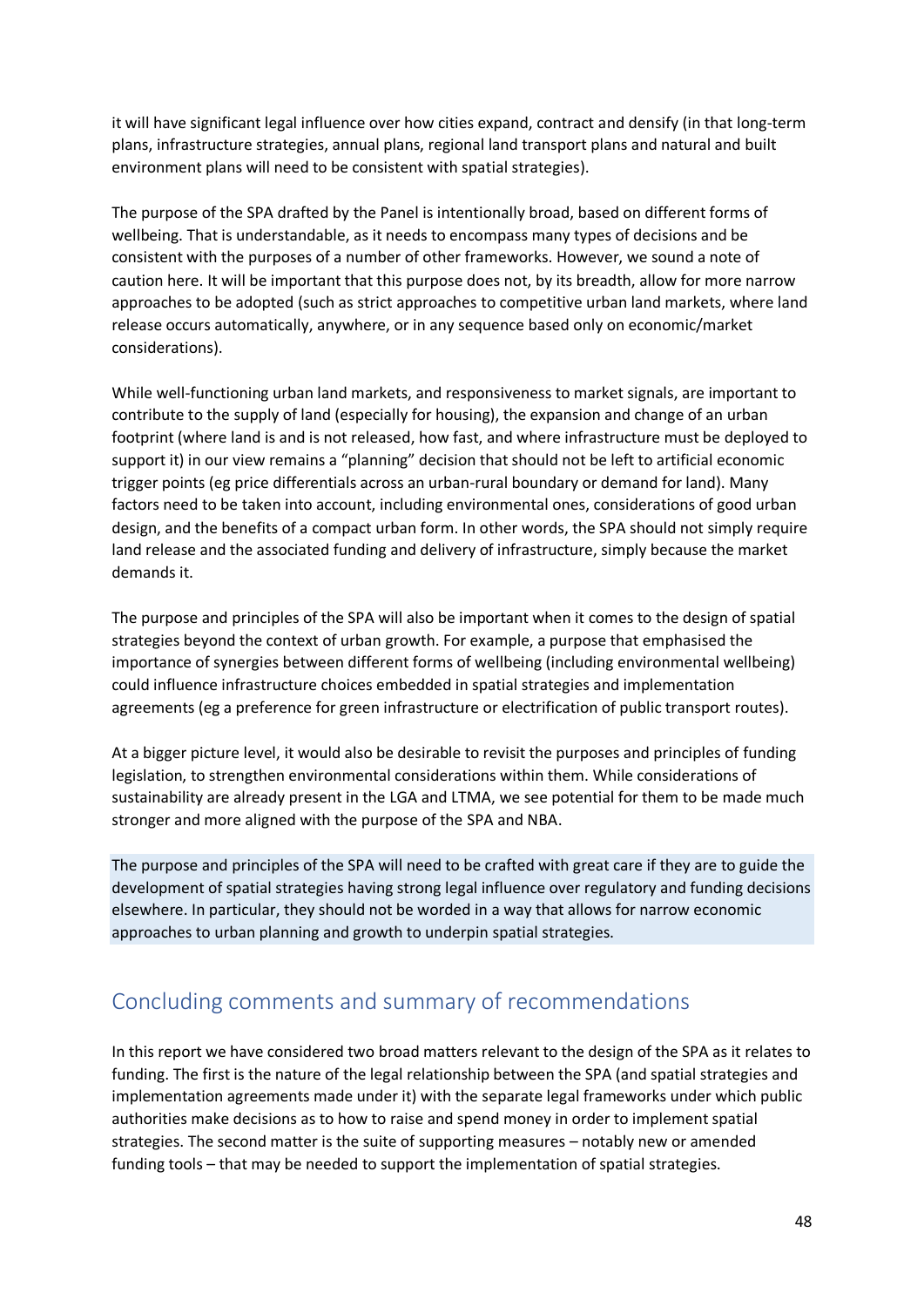it will have significant legal influence over how cities expand, contract and densify (in that long-term plans, infrastructure strategies, annual plans, regional land transport plans and natural and built environment plans will need to be consistent with spatial strategies).

The purpose of the SPA drafted by the Panel is intentionally broad, based on different forms of wellbeing. That is understandable, as it needs to encompass many types of decisions and be consistent with the purposes of a number of other frameworks. However, we sound a note of caution here. It will be important that this purpose does not, by its breadth, allow for more narrow approaches to be adopted (such as strict approaches to competitive urban land markets, where land release occurs automatically, anywhere, or in any sequence based only on economic/market considerations).

While well-functioning urban land markets, and responsiveness to market signals, are important to contribute to the supply of land (especially for housing), the expansion and change of an urban footprint (where land is and is not released, how fast, and where infrastructure must be deployed to support it) in our view remains a "planning" decision that should not be left to artificial economic trigger points (eg price differentials across an urban-rural boundary or demand for land). Many factors need to be taken into account, including environmental ones, considerations of good urban design, and the benefits of a compact urban form. In other words, the SPA should not simply require land release and the associated funding and delivery of infrastructure, simply because the market demands it.

The purpose and principles of the SPA will also be important when it comes to the design of spatial strategies beyond the context of urban growth. For example, a purpose that emphasised the importance of synergies between different forms of wellbeing (including environmental wellbeing) could influence infrastructure choices embedded in spatial strategies and implementation agreements (eg a preference for green infrastructure or electrification of public transport routes).

At a bigger picture level, it would also be desirable to revisit the purposes and principles of funding legislation, to strengthen environmental considerations within them. While considerations of sustainability are already present in the LGA and LTMA, we see potential for them to be made much stronger and more aligned with the purpose of the SPA and NBA.

The purpose and principles of the SPA will need to be crafted with great care if they are to guide the development of spatial strategies having strong legal influence over regulatory and funding decisions elsewhere. In particular, they should not be worded in a way that allows for narrow economic approaches to urban planning and growth to underpin spatial strategies.

## Concluding comments and summary of recommendations

In this report we have considered two broad matters relevant to the design of the SPA as it relates to funding. The first is the nature of the legal relationship between the SPA (and spatial strategies and implementation agreements made under it) with the separate legal frameworks under which public authorities make decisions as to how to raise and spend money in order to implement spatial strategies. The second matter is the suite of supporting measures – notably new or amended funding tools – that may be needed to support the implementation of spatial strategies.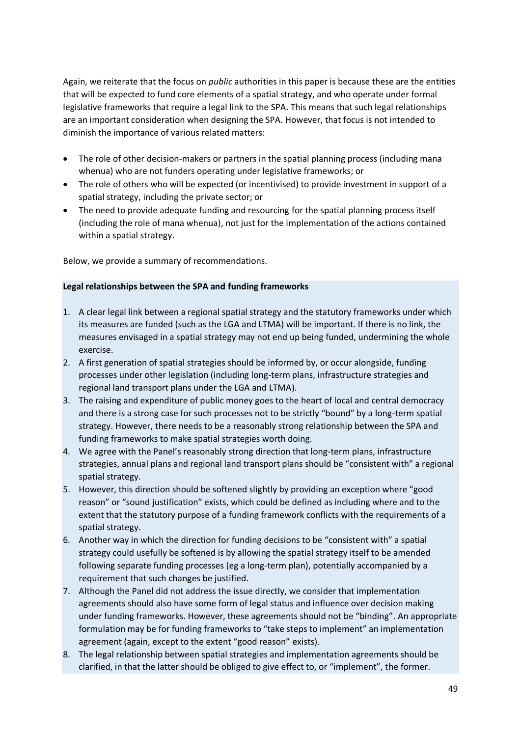Again, we reiterate that the focus on *public* authorities in this paper is because these are the entities that will be expected to fund core elements of a spatial strategy, and who operate under formal legislative frameworks that require a legal link to the SPA. This means that such legal relationships are an important consideration when designing the SPA. However, that focus is not intended to diminish the importance of various related matters:

- The role of other decision-makers or partners in the spatial planning process (including mana whenua) who are not funders operating under legislative frameworks; or
- The role of others who will be expected (or incentivised) to provide investment in support of a spatial strategy, including the private sector; or
- The need to provide adequate funding and resourcing for the spatial planning process itself (including the role of mana whenua), not just for the implementation of the actions contained within a spatial strategy.

Below, we provide a summary of recommendations.

**Legal relationships between the SPA and funding frameworks**

1. A clear legal link between a regional spatial strategy and the statutory frameworks under which its measures are funded (such as the LGA and LTMA) will be important. If there is no link, the measures envisaged in a spatial strategy may not end up being funded, undermining the whole exercise.
2. A first generation of spatial strategies should be informed by, or occur alongside, funding processes under other legislation (including long-term plans, infrastructure strategies and regional land transport plans under the LGA and LTMA).
3. The raising and expenditure of public money goes to the heart of local and central democracy and there is a strong case for such processes not to be strictly "bound" by a long-term spatial strategy. However, there needs to be a reasonably strong relationship between the SPA and funding frameworks to make spatial strategies worth doing.
4. We agree with the Panel's reasonably strong direction that long-term plans, infrastructure strategies, annual plans and regional land transport plans should be "consistent with" a regional spatial strategy.
5. However, this direction should be softened slightly by providing an exception where "good reason" or "sound justification" exists, which could be defined as including where and to the extent that the statutory purpose of a funding framework conflicts with the requirements of a spatial strategy.
6. Another way in which the direction for funding decisions to be "consistent with" a spatial strategy could usefully be softened is by allowing the spatial strategy itself to be amended following separate funding processes (eg a long-term plan), potentially accompanied by a requirement that such changes be justified.
7. Although the Panel did not address the issue directly, we consider that implementation agreements should also have some form of legal status and influence over decision making under funding frameworks. However, these agreements should not be "binding". An appropriate formulation may be for funding frameworks to "take steps to implement" an implementation agreement (again, except to the extent "good reason" exists).
8. The legal relationship between spatial strategies and implementation agreements should be clarified, in that the latter should be obliged to give effect to, or "implement", the former.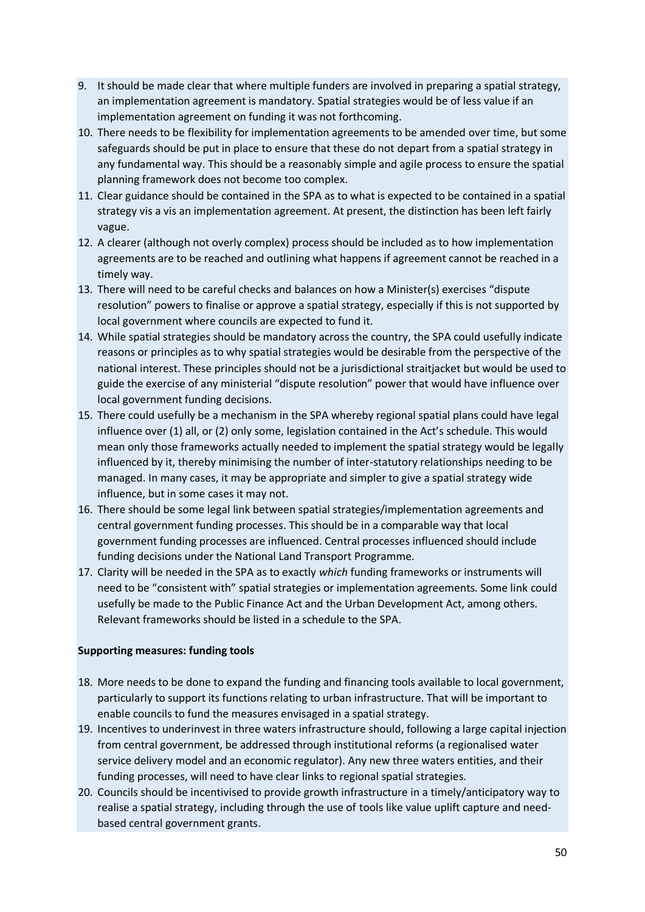9. It should be made clear that where multiple funders are involved in preparing a spatial strategy, an implementation agreement is mandatory. Spatial strategies would be of less value if an implementation agreement on funding it was not forthcoming.
10. There needs to be flexibility for implementation agreements to be amended over time, but some safeguards should be put in place to ensure that these do not depart from a spatial strategy in any fundamental way. This should be a reasonably simple and agile process to ensure the spatial planning framework does not become too complex.
11. Clear guidance should be contained in the SPA as to what is expected to be contained in a spatial strategy vis a vis an implementation agreement. At present, the distinction has been left fairly vague.
12. A clearer (although not overly complex) process should be included as to how implementation agreements are to be reached and outlining what happens if agreement cannot be reached in a timely way.
13. There will need to be careful checks and balances on how a Minister(s) exercises "dispute resolution" powers to finalise or approve a spatial strategy, especially if this is not supported by local government where councils are expected to fund it.
14. While spatial strategies should be mandatory across the country, the SPA could usefully indicate reasons or principles as to why spatial strategies would be desirable from the perspective of the national interest. These principles should not be a jurisdictional straitjacket but would be used to guide the exercise of any ministerial "dispute resolution" power that would have influence over local government funding decisions.
15. There could usefully be a mechanism in the SPA whereby regional spatial plans could have legal influence over (1) all, or (2) only some, legislation contained in the Act's schedule. This would mean only those frameworks actually needed to implement the spatial strategy would be legally influenced by it, thereby minimising the number of inter-statutory relationships needing to be managed. In many cases, it may be appropriate and simpler to give a spatial strategy wide influence, but in some cases it may not.
16. There should be some legal link between spatial strategies/implementation agreements and central government funding processes. This should be in a comparable way that local government funding processes are influenced. Central processes influenced should include funding decisions under the National Land Transport Programme.
17. Clarity will be needed in the SPA as to exactly *which* funding frameworks or instruments will need to be "consistent with" spatial strategies or implementation agreements. Some link could usefully be made to the Public Finance Act and the Urban Development Act, among others. Relevant frameworks should be listed in a schedule to the SPA.

**Supporting measures: funding tools**

18. More needs to be done to expand the funding and financing tools available to local government, particularly to support its functions relating to urban infrastructure. That will be important to enable councils to fund the measures envisaged in a spatial strategy.
19. Incentives to underinvest in three waters infrastructure should, following a large capital injection from central government, be addressed through institutional reforms (a regionalised water service delivery model and an economic regulator). Any new three waters entities, and their funding processes, will need to have clear links to regional spatial strategies.
20. Councils should be incentivised to provide growth infrastructure in a timely/anticipatory way to realise a spatial strategy, including through the use of tools like value uplift capture and need-based central government grants.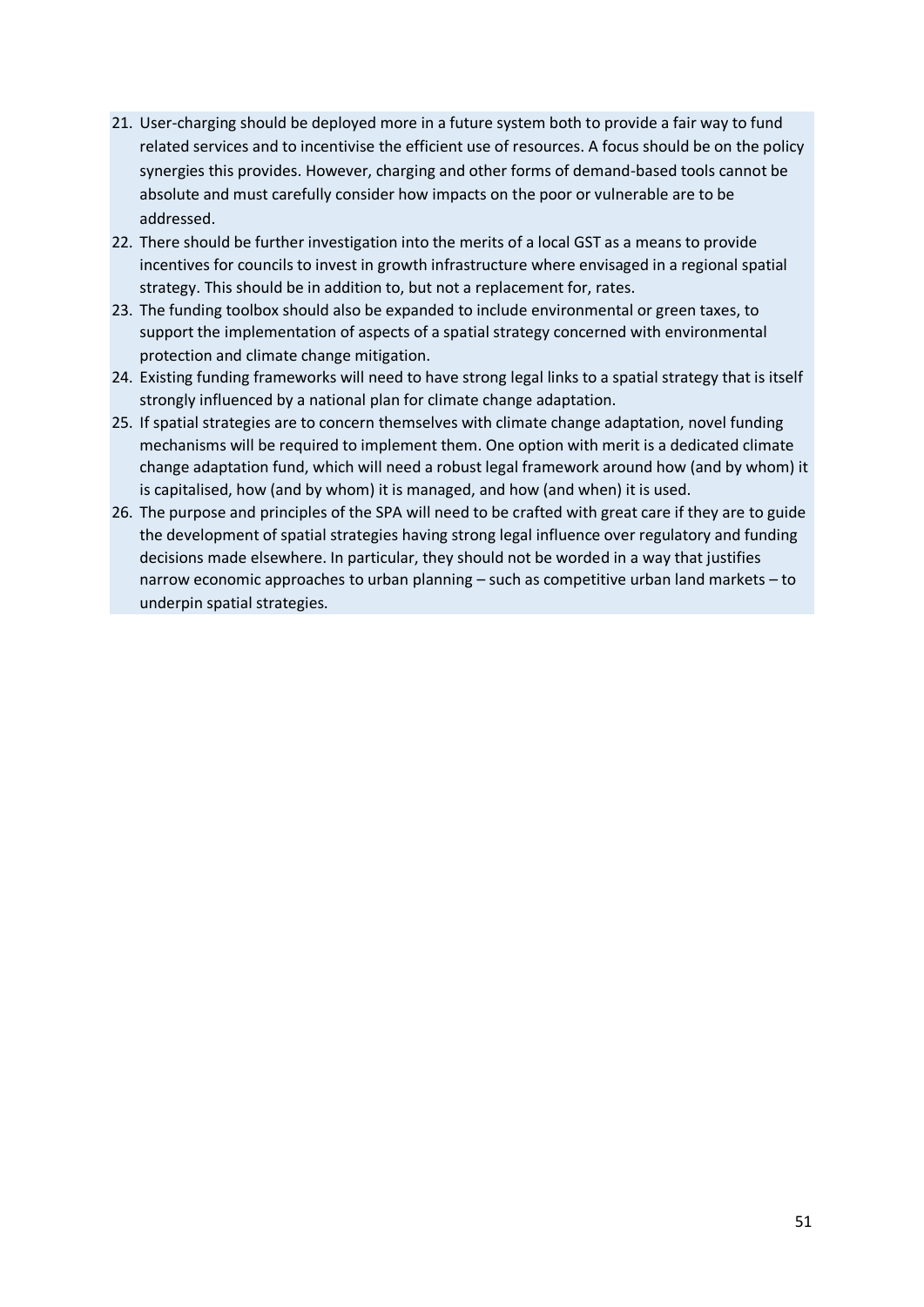21. User-charging should be deployed more in a future system both to provide a fair way to fund related services and to incentivise the efficient use of resources. A focus should be on the policy synergies this provides. However, charging and other forms of demand-based tools cannot be absolute and must carefully consider how impacts on the poor or vulnerable are to be addressed.
22. There should be further investigation into the merits of a local GST as a means to provide incentives for councils to invest in growth infrastructure where envisaged in a regional spatial strategy. This should be in addition to, but not a replacement for, rates.
23. The funding toolbox should also be expanded to include environmental or green taxes, to support the implementation of aspects of a spatial strategy concerned with environmental protection and climate change mitigation.
24. Existing funding frameworks will need to have strong legal links to a spatial strategy that is itself strongly influenced by a national plan for climate change adaptation.
25. If spatial strategies are to concern themselves with climate change adaptation, novel funding mechanisms will be required to implement them. One option with merit is a dedicated climate change adaptation fund, which will need a robust legal framework around how (and by whom) it is capitalised, how (and by whom) it is managed, and how (and when) it is used.
26. The purpose and principles of the SPA will need to be crafted with great care if they are to guide the development of spatial strategies having strong legal influence over regulatory and funding decisions made elsewhere. In particular, they should not be worded in a way that justifies narrow economic approaches to urban planning – such as competitive urban land markets – to underpin spatial strategies.